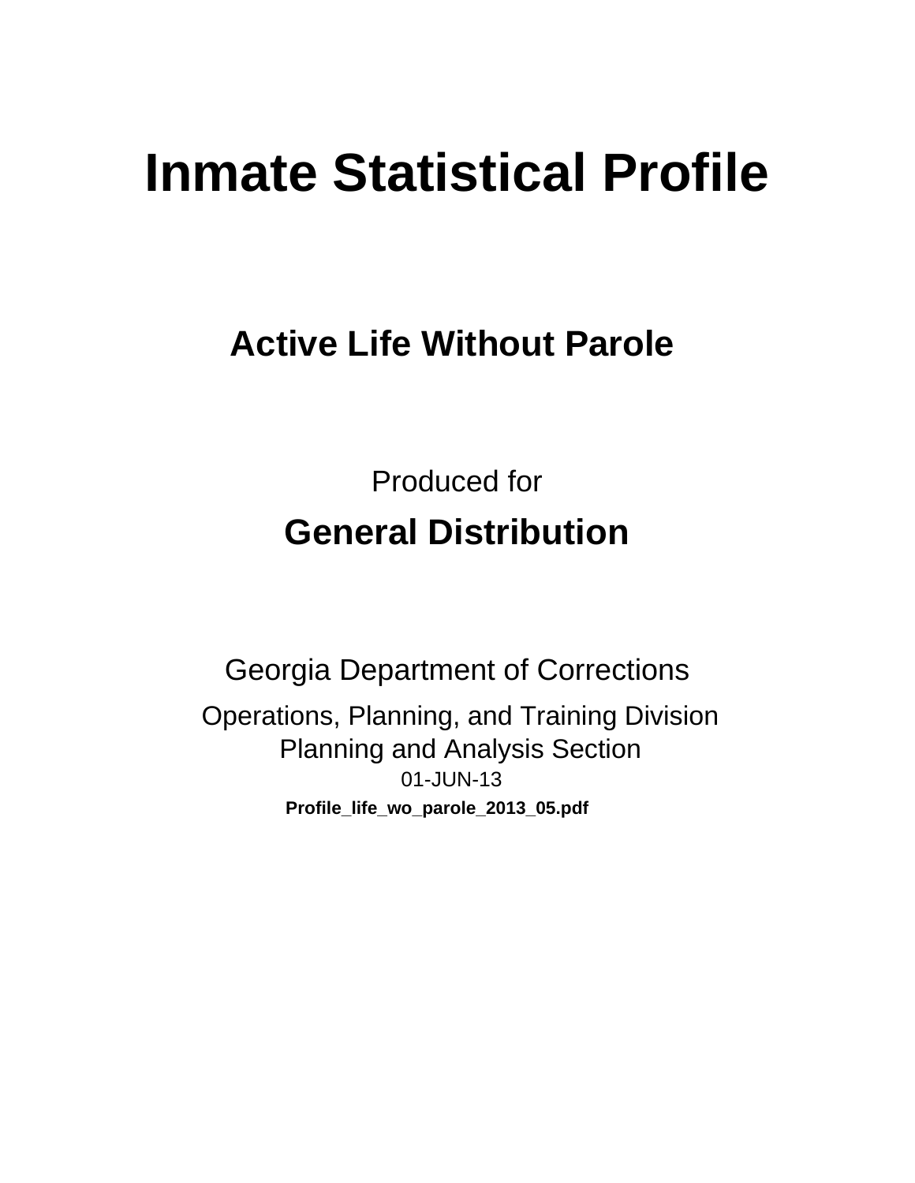# Inmate Statistical Profile

## Active Life Without Parole

Produced for

**General Distribution**

Georgia Department of Corrections

Operations, Planning, and Training Division
Planning and Analysis Section
01-JUN-13

**Profile_life_wo_parole_2013_05.pdf**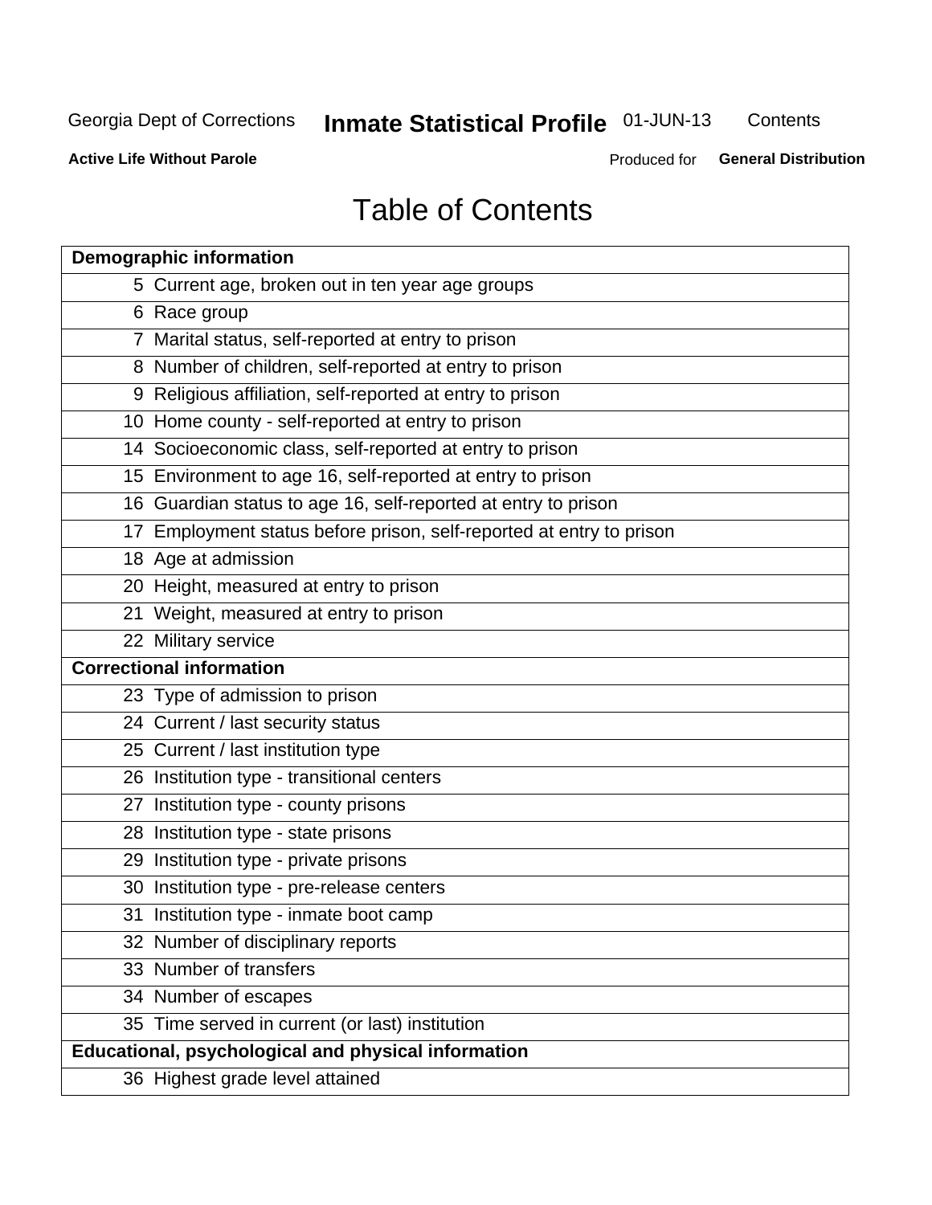# Table of Contents

| | |
|---|---|
| **Demographic information** | |
| 5 | Current age, broken out in ten year age groups |
| 6 | Race group |
| 7 | Marital status, self-reported at entry to prison |
| 8 | Number of children, self-reported at entry to prison |
| 9 | Religious affiliation, self-reported at entry to prison |
| 10 | Home county - self-reported at entry to prison |
| 14 | Socioeconomic class, self-reported at entry to prison |
| 15 | Environment to age 16, self-reported at entry to prison |
| 16 | Guardian status to age 16, self-reported at entry to prison |
| 17 | Employment status before prison, self-reported at entry to prison |
| 18 | Age at admission |
| 20 | Height, measured at entry to prison |
| 21 | Weight, measured at entry to prison |
| 22 | Military service |
| **Correctional information** | |
| 23 | Type of admission to prison |
| 24 | Current / last security status |
| 25 | Current / last institution type |
| 26 | Institution type - transitional centers |
| 27 | Institution type - county prisons |
| 28 | Institution type - state prisons |
| 29 | Institution type - private prisons |
| 30 | Institution type - pre-release centers |
| 31 | Institution type - inmate boot camp |
| 32 | Number of disciplinary reports |
| 33 | Number of transfers |
| 34 | Number of escapes |
| 35 | Time served in current (or last) institution |
| **Educational, psychological and physical information** | |
| 36 | Highest grade level attained |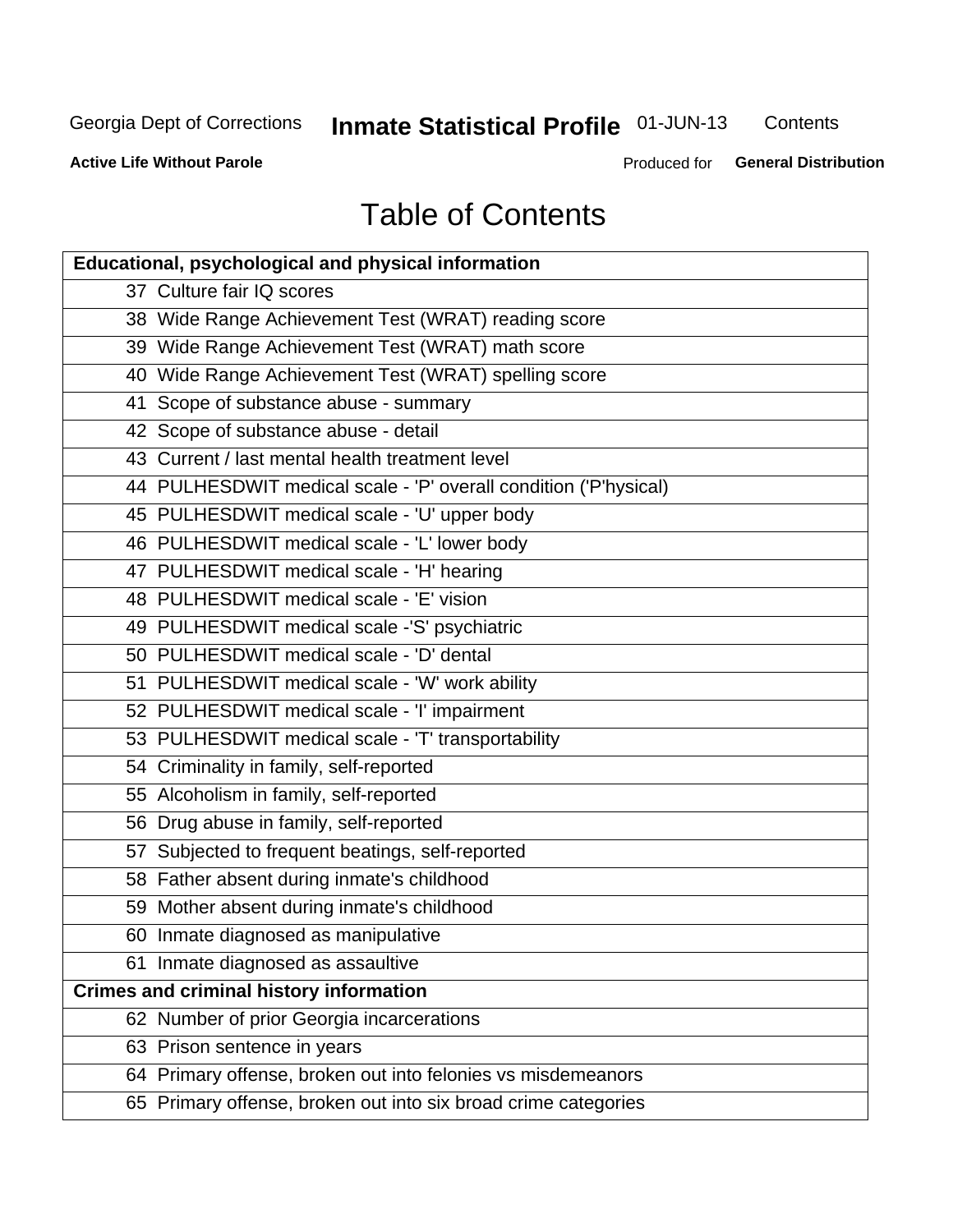# Table of Contents

| Educational, psychological and physical information | |
|---|---|
| 37 | Culture fair IQ scores |
| 38 | Wide Range Achievement Test (WRAT) reading score |
| 39 | Wide Range Achievement Test (WRAT) math score |
| 40 | Wide Range Achievement Test (WRAT) spelling score |
| 41 | Scope of substance abuse - summary |
| 42 | Scope of substance abuse - detail |
| 43 | Current / last mental health treatment level |
| 44 | PULHESDWIT medical scale - 'P' overall condition ('P'hysical) |
| 45 | PULHESDWIT medical scale - 'U' upper body |
| 46 | PULHESDWIT medical scale - 'L' lower body |
| 47 | PULHESDWIT medical scale - 'H' hearing |
| 48 | PULHESDWIT medical scale - 'E' vision |
| 49 | PULHESDWIT medical scale -'S' psychiatric |
| 50 | PULHESDWIT medical scale - 'D' dental |
| 51 | PULHESDWIT medical scale - 'W' work ability |
| 52 | PULHESDWIT medical scale - 'I' impairment |
| 53 | PULHESDWIT medical scale - 'T' transportability |
| 54 | Criminality in family, self-reported |
| 55 | Alcoholism in family, self-reported |
| 56 | Drug abuse in family, self-reported |
| 57 | Subjected to frequent beatings, self-reported |
| 58 | Father absent during inmate's childhood |
| 59 | Mother absent during inmate's childhood |
| 60 | Inmate diagnosed as manipulative |
| 61 | Inmate diagnosed as assaultive |
| **Crimes and criminal history information** | |
| 62 | Number of prior Georgia incarcerations |
| 63 | Prison sentence in years |
| 64 | Primary offense, broken out into felonies vs misdemeanors |
| 65 | Primary offense, broken out into six broad crime categories |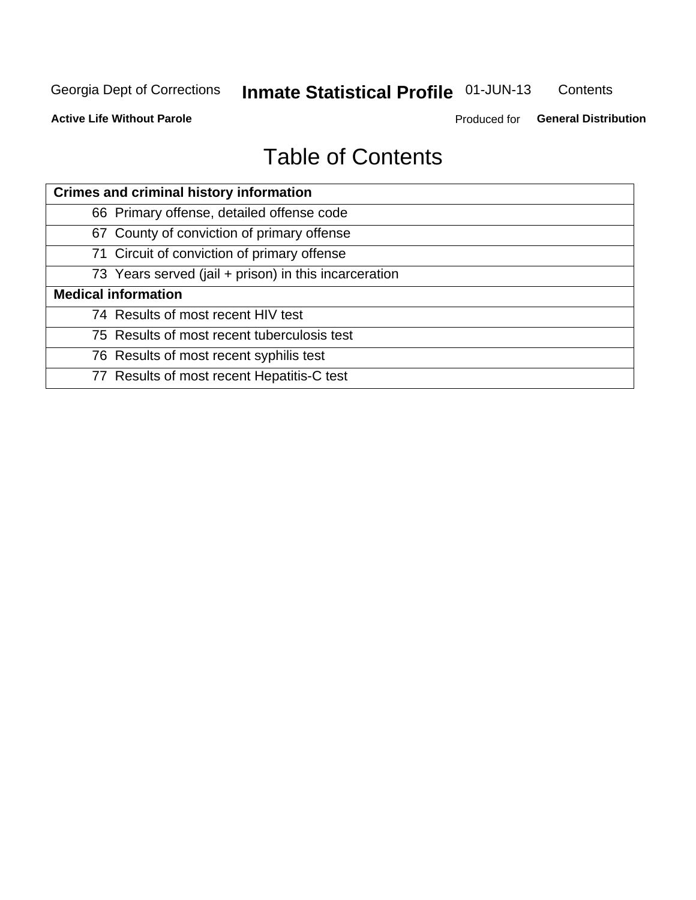# Table of Contents

| Crimes and criminal history information |
|---|
| 66 Primary offense, detailed offense code |
| 67 County of conviction of primary offense |
| 71 Circuit of conviction of primary offense |
| 73 Years served (jail + prison) in this incarceration |
| **Medical information** |
| 74 Results of most recent HIV test |
| 75 Results of most recent tuberculosis test |
| 76 Results of most recent syphilis test |
| 77 Results of most recent Hepatitis-C test |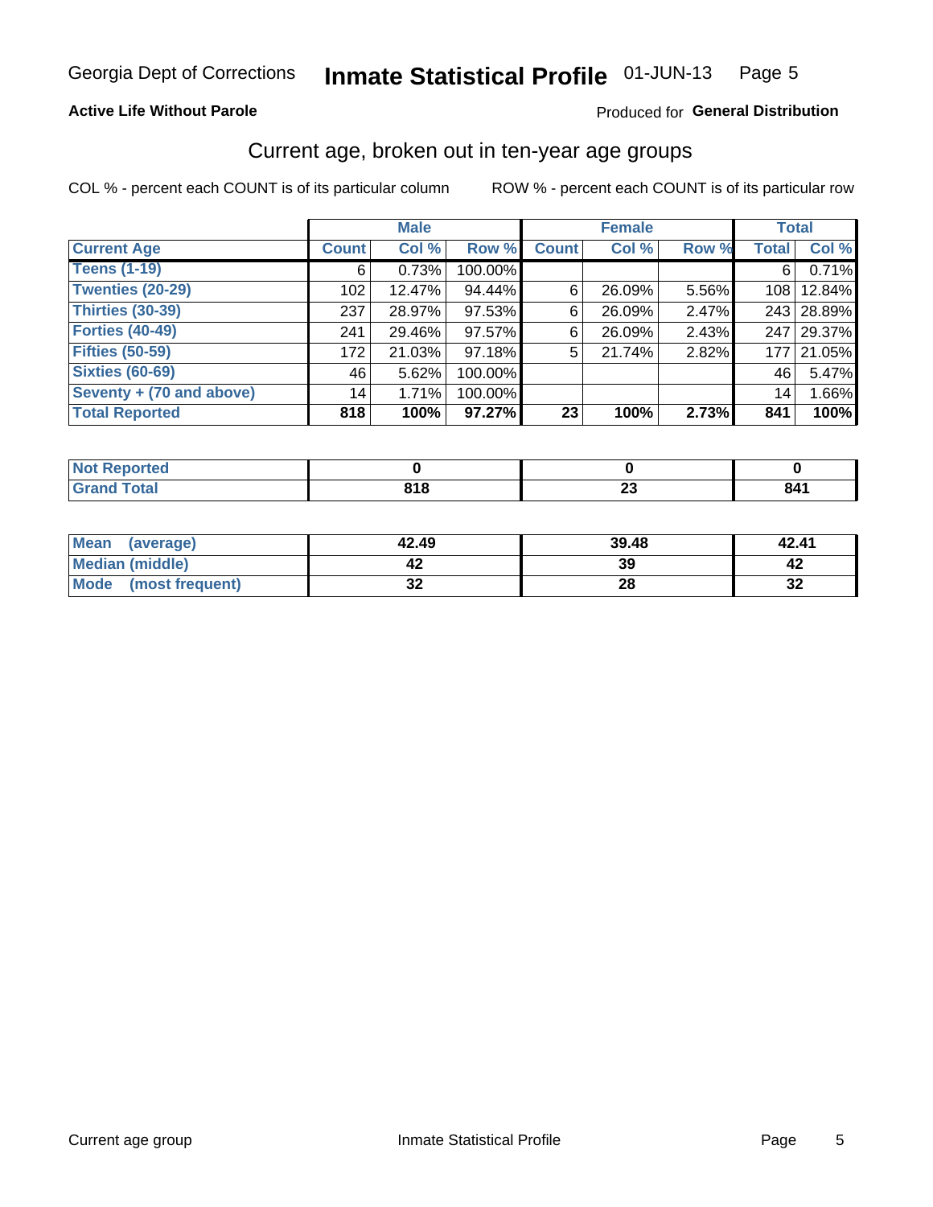# Georgia Dept of Corrections **Inmate Statistical Profile** 01-JUN-13

**Active Life Without Parole**

Produced for **General Distribution**

## Current age, broken out in ten-year age groups

COL % - percent each COUNT is of its particular column

ROW % - percent each COUNT is of its particular row

| | Male | | | Female | | | Total | |
|---|---|---|---|---|---|---|---|---|
| **Current Age** | **Count** | **Col %** | **Row %** | **Count** | **Col %** | **Row %** | **Total** | **Col %** |
| **Teens (1-19)** | 6 | 0.73% | 100.00% | | | | 6 | 0.71% |
| **Twenties (20-29)** | 102 | 12.47% | 94.44% | 6 | 26.09% | 5.56% | 108 | 12.84% |
| **Thirties (30-39)** | 237 | 28.97% | 97.53% | 6 | 26.09% | 2.47% | 243 | 28.89% |
| **Forties (40-49)** | 241 | 29.46% | 97.57% | 6 | 26.09% | 2.43% | 247 | 29.37% |
| **Fifties (50-59)** | 172 | 21.03% | 97.18% | 5 | 21.74% | 2.82% | 177 | 21.05% |
| **Sixties (60-69)** | 46 | 5.62% | 100.00% | | | | 46 | 5.47% |
| **Seventy + (70 and above)** | 14 | 1.71% | 100.00% | | | | 14 | 1.66% |
| **Total Reported** | **818** | **100%** | **97.27%** | **23** | **100%** | **2.73%** | **841** | **100%** |

| | Male | Female | Total |
|---|---|---|---|
| **Not Reported** | **0** | **0** | **0** |
| **Grand Total** | **818** | **23** | **841** |

| | Male | Female | Total |
|---|---|---|---|
| **Mean (average)** | **42.49** | **39.48** | **42.41** |
| **Median (middle)** | **42** | **39** | **42** |
| **Mode (most frequent)** | **32** | **28** | **32** |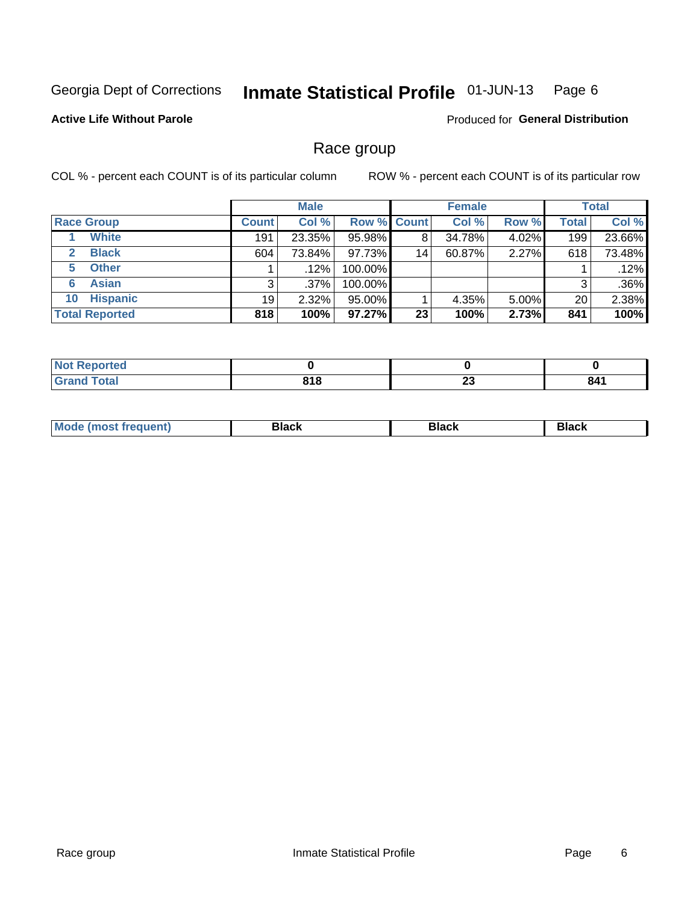Georgia Dept of Corrections **Inmate Statistical Profile** 01-JUN-13

**Active Life Without Parole**

Produced for **General Distribution**

## Race group

COL % - percent each COUNT is of its particular column

ROW % - percent each COUNT is of its particular row

| | Male | | | Female | | | Total | |
|---|---|---|---|---|---|---|---|---|
| **Race Group** | **Count** | **Col %** | **Row %** | **Count** | **Col %** | **Row %** | **Total** | **Col %** |
| 1 **White** | 191 | 23.35% | 95.98% | 8 | 34.78% | 4.02% | 199 | 23.66% |
| 2 **Black** | 604 | 73.84% | 97.73% | 14 | 60.87% | 2.27% | 618 | 73.48% |
| 5 **Other** | 1 | .12% | 100.00% | | | | 1 | .12% |
| 6 **Asian** | 3 | .37% | 100.00% | | | | 3 | .36% |
| 10 **Hispanic** | 19 | 2.32% | 95.00% | 1 | 4.35% | 5.00% | 20 | 2.38% |
| **Total Reported** | **818** | **100%** | **97.27%** | **23** | **100%** | **2.73%** | **841** | **100%** |

| | Male | Female | Total |
|---|---|---|---|
| **Not Reported** | **0** | **0** | **0** |
| **Grand Total** | **818** | **23** | **841** |

| | Male | Female | Total |
|---|---|---|---|
| **Mode (most frequent)** | **Black** | **Black** | **Black** |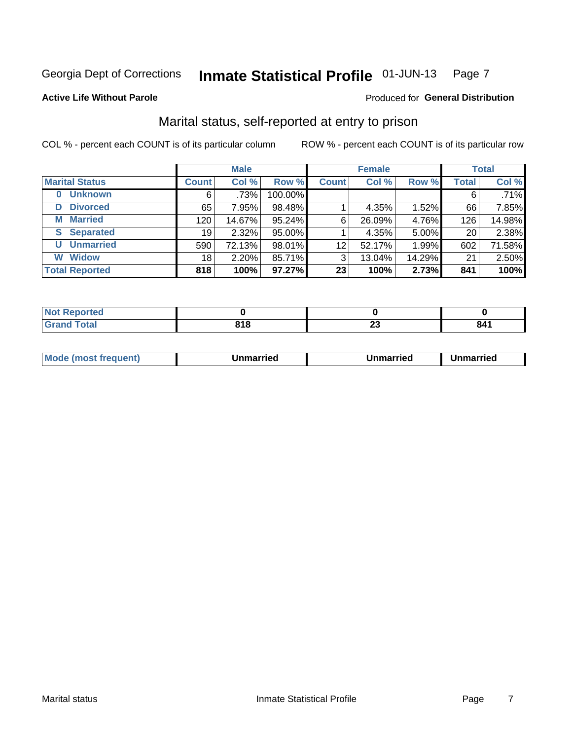Georgia Dept of Corrections **Inmate Statistical Profile** 01-JUN-13 Page 7

**Active Life Without Parole**

Produced for **General Distribution**

## Marital status, self-reported at entry to prison

COL % - percent each COUNT is of its particular column

ROW % - percent each COUNT is of its particular row

| | Male | | | Female | | | Total | |
|---|---|---|---|---|---|---|---|---|
| **Marital Status** | **Count** | **Col %** | **Row %** | **Count** | **Col %** | **Row %** | **Total** | **Col %** |
| **0 Unknown** | 6 | .73% | 100.00% | | | | 6 | .71% |
| **D Divorced** | 65 | 7.95% | 98.48% | 1 | 4.35% | 1.52% | 66 | 7.85% |
| **M Married** | 120 | 14.67% | 95.24% | 6 | 26.09% | 4.76% | 126 | 14.98% |
| **S Separated** | 19 | 2.32% | 95.00% | 1 | 4.35% | 5.00% | 20 | 2.38% |
| **U Unmarried** | 590 | 72.13% | 98.01% | 12 | 52.17% | 1.99% | 602 | 71.58% |
| **W Widow** | 18 | 2.20% | 85.71% | 3 | 13.04% | 14.29% | 21 | 2.50% |
| **Total Reported** | **818** | **100%** | **97.27%** | **23** | **100%** | **2.73%** | **841** | **100%** |

| | Male | Female | Total |
|---|---|---|---|
| **Not Reported** | **0** | **0** | **0** |
| **Grand Total** | **818** | **23** | **841** |

| | Male | Female | Total |
|---|---|---|---|
| **Mode (most frequent)** | **Unmarried** | **Unmarried** | **Unmarried** |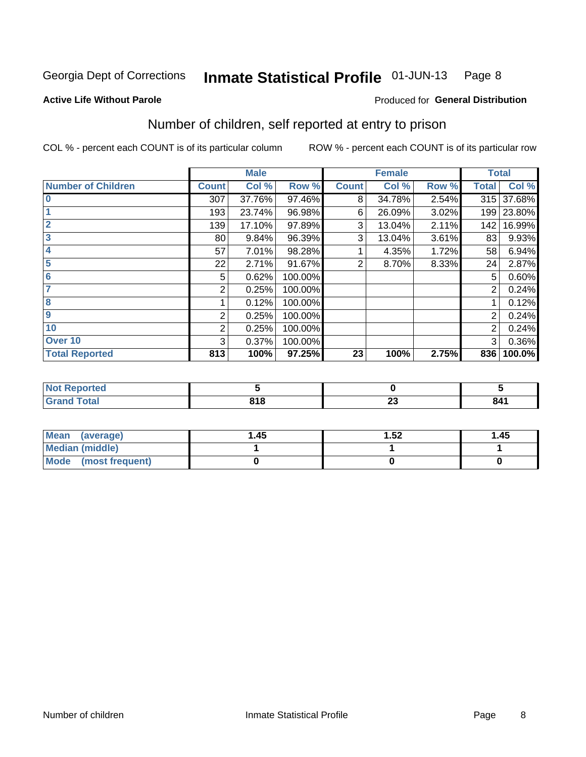Georgia Dept of Corrections **Inmate Statistical Profile** 01-JUN-13

**Active Life Without Parole**

Produced for **General Distribution**

## Number of children, self reported at entry to prison

COL % - percent each COUNT is of its particular column

ROW % - percent each COUNT is of its particular row

| | Male | | | Female | | | Total | |
|---|---|---|---|---|---|---|---|---|
| **Number of Children** | **Count** | **Col %** | **Row %** | **Count** | **Col %** | **Row %** | **Total** | **Col %** |
| **0** | 307 | 37.76% | 97.46% | 8 | 34.78% | 2.54% | 315 | 37.68% |
| **1** | 193 | 23.74% | 96.98% | 6 | 26.09% | 3.02% | 199 | 23.80% |
| **2** | 139 | 17.10% | 97.89% | 3 | 13.04% | 2.11% | 142 | 16.99% |
| **3** | 80 | 9.84% | 96.39% | 3 | 13.04% | 3.61% | 83 | 9.93% |
| **4** | 57 | 7.01% | 98.28% | 1 | 4.35% | 1.72% | 58 | 6.94% |
| **5** | 22 | 2.71% | 91.67% | 2 | 8.70% | 8.33% | 24 | 2.87% |
| **6** | 5 | 0.62% | 100.00% | | | | 5 | 0.60% |
| **7** | 2 | 0.25% | 100.00% | | | | 2 | 0.24% |
| **8** | 1 | 0.12% | 100.00% | | | | 1 | 0.12% |
| **9** | 2 | 0.25% | 100.00% | | | | 2 | 0.24% |
| **10** | 2 | 0.25% | 100.00% | | | | 2 | 0.24% |
| **Over 10** | 3 | 0.37% | 100.00% | | | | 3 | 0.36% |
| **Total Reported** | **813** | **100%** | **97.25%** | **23** | **100%** | **2.75%** | **836** | **100.0%** |

| | Male | Female | Total |
|---|---|---|---|
| **Not Reported** | **5** | **0** | **5** |
| **Grand Total** | **818** | **23** | **841** |

| | Male | Female | Total |
|---|---|---|---|
| **Mean (average)** | **1.45** | **1.52** | **1.45** |
| **Median (middle)** | **1** | **1** | **1** |
| **Mode (most frequent)** | **0** | **0** | **0** |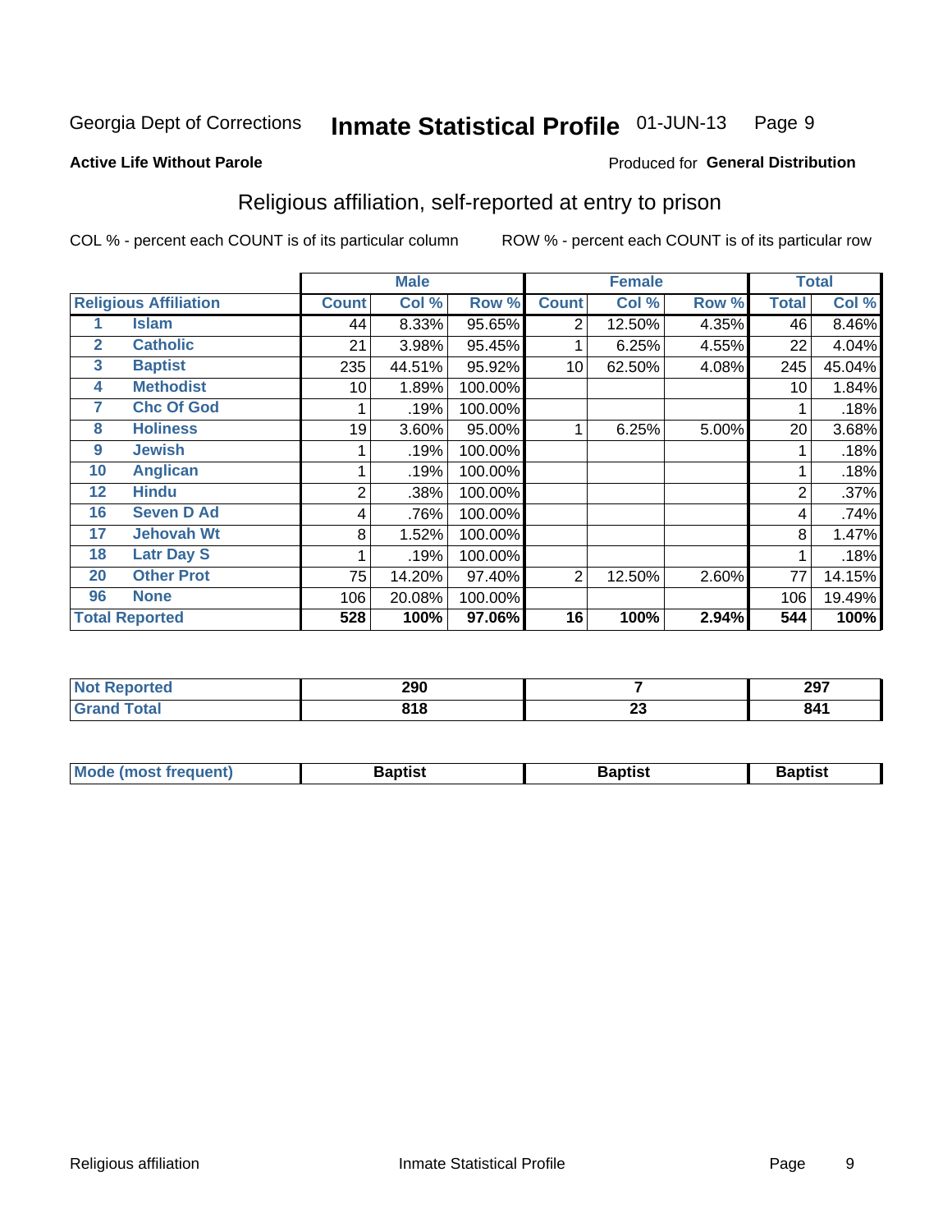Georgia Dept of Corrections **Inmate Statistical Profile** 01-JUN-13

**Active Life Without Parole**

Produced for **General Distribution**

## Religious affiliation, self-reported at entry to prison

COL % - percent each COUNT is of its particular column ROW % - percent each COUNT is of its particular row

| Religious Affiliation | | Male | | | Female | | | Total | |
|---|---|---|---|---|---|---|---|---|---|
| | | Count | Col % | Row % | Count | Col % | Row % | Total | Col % |
| 1 | Islam | 44 | 8.33% | 95.65% | 2 | 12.50% | 4.35% | 46 | 8.46% |
| 2 | Catholic | 21 | 3.98% | 95.45% | 1 | 6.25% | 4.55% | 22 | 4.04% |
| 3 | Baptist | 235 | 44.51% | 95.92% | 10 | 62.50% | 4.08% | 245 | 45.04% |
| 4 | Methodist | 10 | 1.89% | 100.00% | | | | 10 | 1.84% |
| 7 | Chc Of God | 1 | .19% | 100.00% | | | | 1 | .18% |
| 8 | Holiness | 19 | 3.60% | 95.00% | 1 | 6.25% | 5.00% | 20 | 3.68% |
| 9 | Jewish | 1 | .19% | 100.00% | | | | 1 | .18% |
| 10 | Anglican | 1 | .19% | 100.00% | | | | 1 | .18% |
| 12 | Hindu | 2 | .38% | 100.00% | | | | 2 | .37% |
| 16 | Seven D Ad | 4 | .76% | 100.00% | | | | 4 | .74% |
| 17 | Jehovah Wt | 8 | 1.52% | 100.00% | | | | 8 | 1.47% |
| 18 | Latr Day S | 1 | .19% | 100.00% | | | | 1 | .18% |
| 20 | Other Prot | 75 | 14.20% | 97.40% | 2 | 12.50% | 2.60% | 77 | 14.15% |
| 96 | None | 106 | 20.08% | 100.00% | | | | 106 | 19.49% |
| **Total Reported** | | **528** | **100%** | **97.06%** | **16** | **100%** | **2.94%** | **544** | **100%** |

| | Male | Female | Total |
|---|---|---|---|
| Not Reported | 290 | 7 | 297 |
| Grand Total | 818 | 23 | 841 |

| | Male | Female | Total |
|---|---|---|---|
| Mode (most frequent) | Baptist | Baptist | Baptist |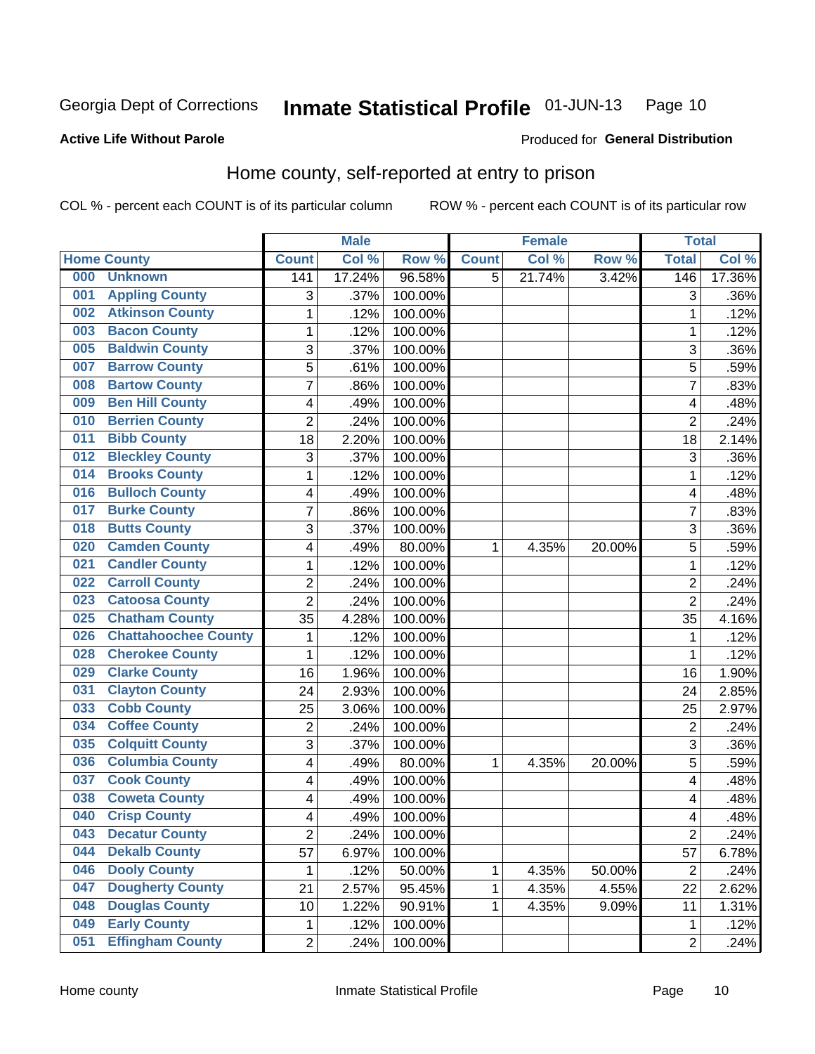Georgia Dept of Corrections **Inmate Statistical Profile** 01-JUN-13

**Active Life Without Parole**

Produced for **General Distribution**

## Home county, self-reported at entry to prison

COL % - percent each COUNT is of its particular column ROW % - percent each COUNT is of its particular row

| | | Male | | | Female | | | Total | |
|---|---|---|---|---|---|---|---|---|---|
| Home County | | Count | Col % | Row % | Count | Col % | Row % | Total | Col % |
| 000 | Unknown | 141 | 17.24% | 96.58% | 5 | 21.74% | 3.42% | 146 | 17.36% |
| 001 | Appling County | 3 | .37% | 100.00% | | | | 3 | .36% |
| 002 | Atkinson County | 1 | .12% | 100.00% | | | | 1 | .12% |
| 003 | Bacon County | 1 | .12% | 100.00% | | | | 1 | .12% |
| 005 | Baldwin County | 3 | .37% | 100.00% | | | | 3 | .36% |
| 007 | Barrow County | 5 | .61% | 100.00% | | | | 5 | .59% |
| 008 | Bartow County | 7 | .86% | 100.00% | | | | 7 | .83% |
| 009 | Ben Hill County | 4 | .49% | 100.00% | | | | 4 | .48% |
| 010 | Berrien County | 2 | .24% | 100.00% | | | | 2 | .24% |
| 011 | Bibb County | 18 | 2.20% | 100.00% | | | | 18 | 2.14% |
| 012 | Bleckley County | 3 | .37% | 100.00% | | | | 3 | .36% |
| 014 | Brooks County | 1 | .12% | 100.00% | | | | 1 | .12% |
| 016 | Bulloch County | 4 | .49% | 100.00% | | | | 4 | .48% |
| 017 | Burke County | 7 | .86% | 100.00% | | | | 7 | .83% |
| 018 | Butts County | 3 | .37% | 100.00% | | | | 3 | .36% |
| 020 | Camden County | 4 | .49% | 80.00% | 1 | 4.35% | 20.00% | 5 | .59% |
| 021 | Candler County | 1 | .12% | 100.00% | | | | 1 | .12% |
| 022 | Carroll County | 2 | .24% | 100.00% | | | | 2 | .24% |
| 023 | Catoosa County | 2 | .24% | 100.00% | | | | 2 | .24% |
| 025 | Chatham County | 35 | 4.28% | 100.00% | | | | 35 | 4.16% |
| 026 | Chattahoochee County | 1 | .12% | 100.00% | | | | 1 | .12% |
| 028 | Cherokee County | 1 | .12% | 100.00% | | | | 1 | .12% |
| 029 | Clarke County | 16 | 1.96% | 100.00% | | | | 16 | 1.90% |
| 031 | Clayton County | 24 | 2.93% | 100.00% | | | | 24 | 2.85% |
| 033 | Cobb County | 25 | 3.06% | 100.00% | | | | 25 | 2.97% |
| 034 | Coffee County | 2 | .24% | 100.00% | | | | 2 | .24% |
| 035 | Colquitt County | 3 | .37% | 100.00% | | | | 3 | .36% |
| 036 | Columbia County | 4 | .49% | 80.00% | 1 | 4.35% | 20.00% | 5 | .59% |
| 037 | Cook County | 4 | .49% | 100.00% | | | | 4 | .48% |
| 038 | Coweta County | 4 | .49% | 100.00% | | | | 4 | .48% |
| 040 | Crisp County | 4 | .49% | 100.00% | | | | 4 | .48% |
| 043 | Decatur County | 2 | .24% | 100.00% | | | | 2 | .24% |
| 044 | Dekalb County | 57 | 6.97% | 100.00% | | | | 57 | 6.78% |
| 046 | Dooly County | 1 | .12% | 50.00% | 1 | 4.35% | 50.00% | 2 | .24% |
| 047 | Dougherty County | 21 | 2.57% | 95.45% | 1 | 4.35% | 4.55% | 22 | 2.62% |
| 048 | Douglas County | 10 | 1.22% | 90.91% | 1 | 4.35% | 9.09% | 11 | 1.31% |
| 049 | Early County | 1 | .12% | 100.00% | | | | 1 | .12% |
| 051 | Effingham County | 2 | .24% | 100.00% | | | | 2 | .24% |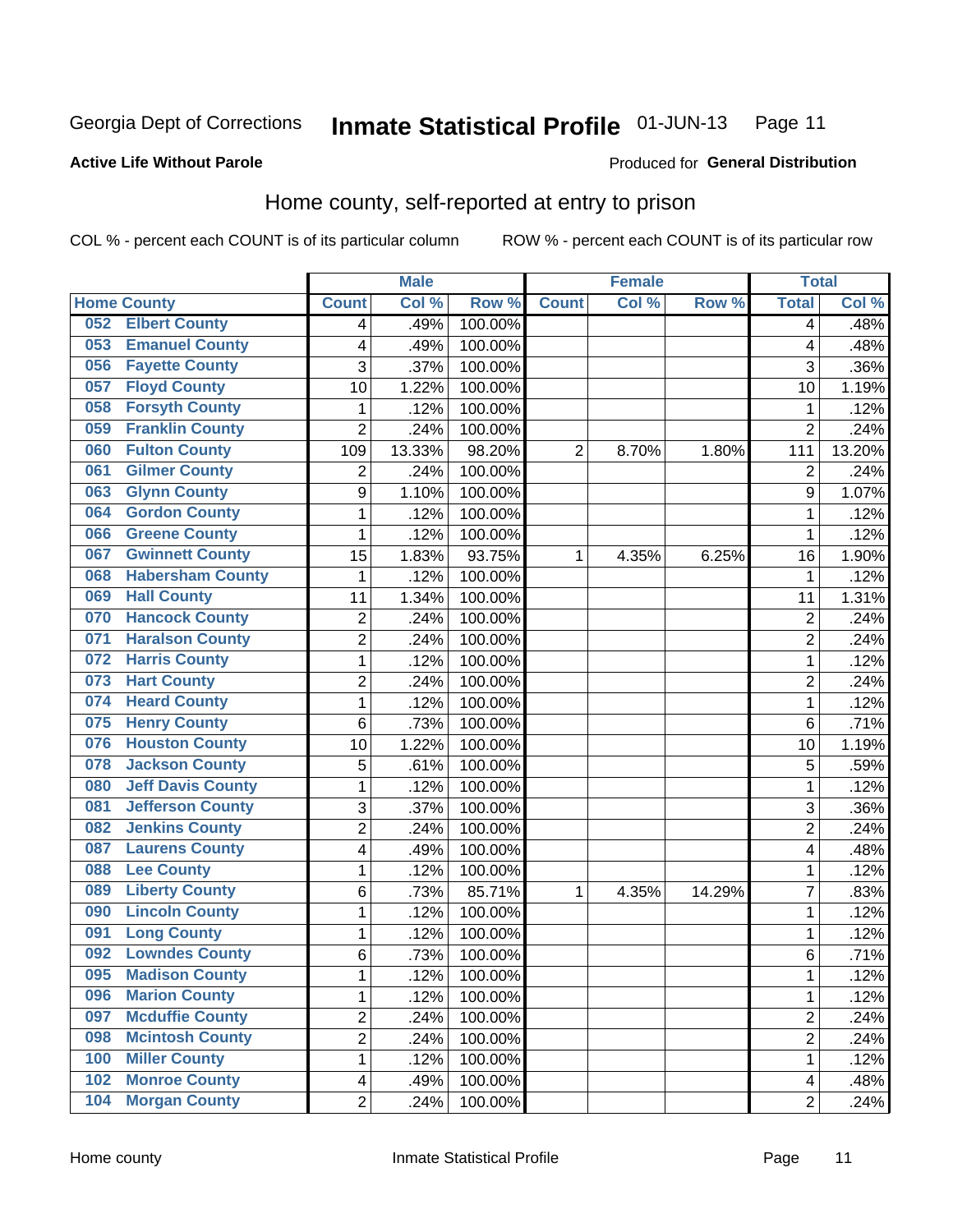Georgia Dept of Corrections **Inmate Statistical Profile** 01-JUN-13

**Active Life Without Parole**

Produced for **General Distribution**

## Home county, self-reported at entry to prison

COL % - percent each COUNT is of its particular column ROW % - percent each COUNT is of its particular row

| Home County | | Male | | | Female | | | Total | |
|---|---|---|---|---|---|---|---|---|---|
| | | Count | Col % | Row % | Count | Col % | Row % | Total | Col % |
| 052 | Elbert County | 4 | .49% | 100.00% | | | | 4 | .48% |
| 053 | Emanuel County | 4 | .49% | 100.00% | | | | 4 | .48% |
| 056 | Fayette County | 3 | .37% | 100.00% | | | | 3 | .36% |
| 057 | Floyd County | 10 | 1.22% | 100.00% | | | | 10 | 1.19% |
| 058 | Forsyth County | 1 | .12% | 100.00% | | | | 1 | .12% |
| 059 | Franklin County | 2 | .24% | 100.00% | | | | 2 | .24% |
| 060 | Fulton County | 109 | 13.33% | 98.20% | 2 | 8.70% | 1.80% | 111 | 13.20% |
| 061 | Gilmer County | 2 | .24% | 100.00% | | | | 2 | .24% |
| 063 | Glynn County | 9 | 1.10% | 100.00% | | | | 9 | 1.07% |
| 064 | Gordon County | 1 | .12% | 100.00% | | | | 1 | .12% |
| 066 | Greene County | 1 | .12% | 100.00% | | | | 1 | .12% |
| 067 | Gwinnett County | 15 | 1.83% | 93.75% | 1 | 4.35% | 6.25% | 16 | 1.90% |
| 068 | Habersham County | 1 | .12% | 100.00% | | | | 1 | .12% |
| 069 | Hall County | 11 | 1.34% | 100.00% | | | | 11 | 1.31% |
| 070 | Hancock County | 2 | .24% | 100.00% | | | | 2 | .24% |
| 071 | Haralson County | 2 | .24% | 100.00% | | | | 2 | .24% |
| 072 | Harris County | 1 | .12% | 100.00% | | | | 1 | .12% |
| 073 | Hart County | 2 | .24% | 100.00% | | | | 2 | .24% |
| 074 | Heard County | 1 | .12% | 100.00% | | | | 1 | .12% |
| 075 | Henry County | 6 | .73% | 100.00% | | | | 6 | .71% |
| 076 | Houston County | 10 | 1.22% | 100.00% | | | | 10 | 1.19% |
| 078 | Jackson County | 5 | .61% | 100.00% | | | | 5 | .59% |
| 080 | Jeff Davis County | 1 | .12% | 100.00% | | | | 1 | .12% |
| 081 | Jefferson County | 3 | .37% | 100.00% | | | | 3 | .36% |
| 082 | Jenkins County | 2 | .24% | 100.00% | | | | 2 | .24% |
| 087 | Laurens County | 4 | .49% | 100.00% | | | | 4 | .48% |
| 088 | Lee County | 1 | .12% | 100.00% | | | | 1 | .12% |
| 089 | Liberty County | 6 | .73% | 85.71% | 1 | 4.35% | 14.29% | 7 | .83% |
| 090 | Lincoln County | 1 | .12% | 100.00% | | | | 1 | .12% |
| 091 | Long County | 1 | .12% | 100.00% | | | | 1 | .12% |
| 092 | Lowndes County | 6 | .73% | 100.00% | | | | 6 | .71% |
| 095 | Madison County | 1 | .12% | 100.00% | | | | 1 | .12% |
| 096 | Marion County | 1 | .12% | 100.00% | | | | 1 | .12% |
| 097 | Mcduffie County | 2 | .24% | 100.00% | | | | 2 | .24% |
| 098 | Mcintosh County | 2 | .24% | 100.00% | | | | 2 | .24% |
| 100 | Miller County | 1 | .12% | 100.00% | | | | 1 | .12% |
| 102 | Monroe County | 4 | .49% | 100.00% | | | | 4 | .48% |
| 104 | Morgan County | 2 | .24% | 100.00% | | | | 2 | .24% |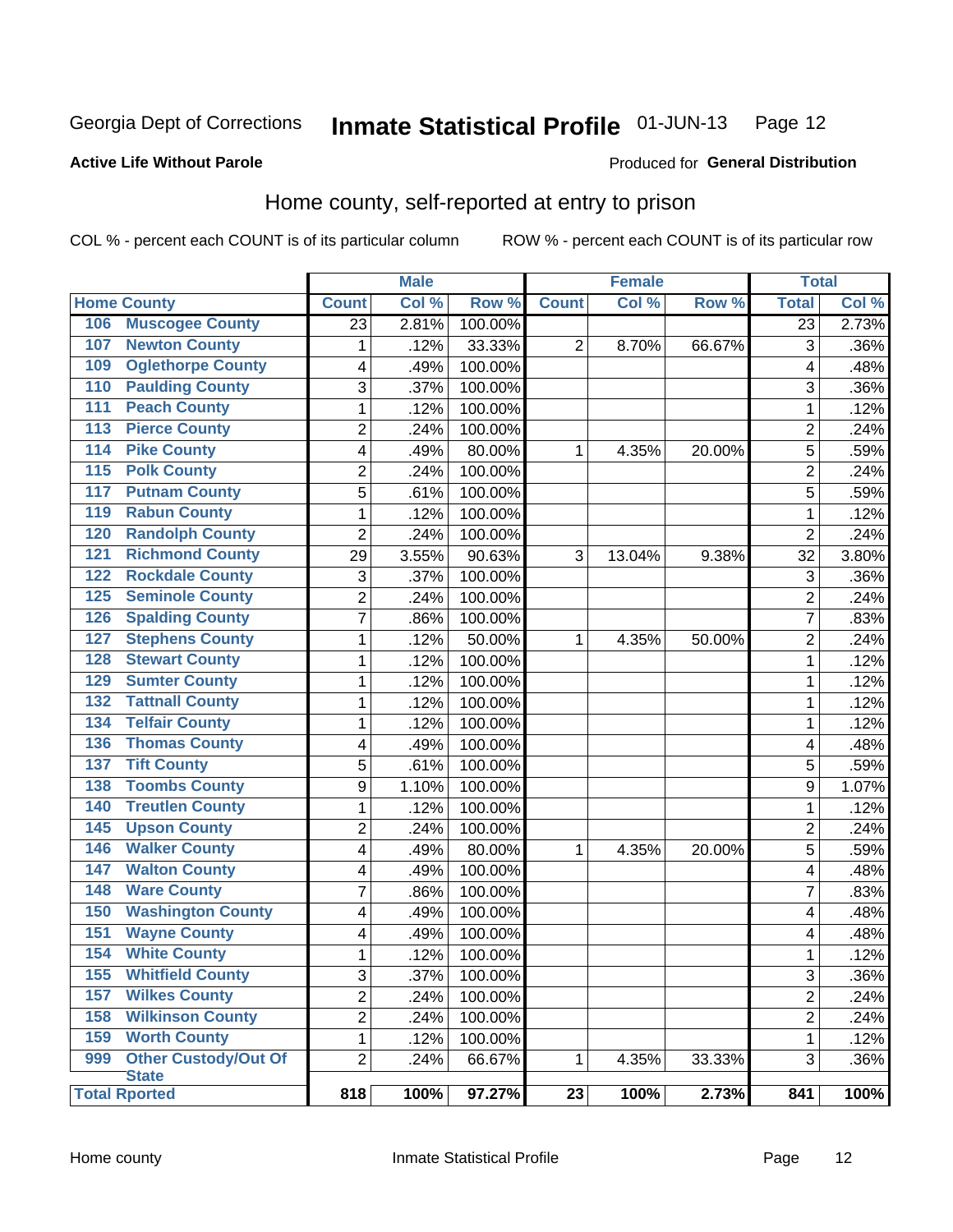Georgia Dept of Corrections **Inmate Statistical Profile** 01-JUN-13 Page 12

**Active Life Without Parole**

Produced for **General Distribution**

## Home county, self-reported at entry to prison

COL % - percent each COUNT is of its particular column ROW % - percent each COUNT is of its particular row

| Home County | | Male | | | Female | | | Total | |
|---|---|---|---|---|---|---|---|---|---|
| | | Count | Col % | Row % | Count | Col % | Row % | Total | Col % |
| 106 | Muscogee County | 23 | 2.81% | 100.00% | | | | 23 | 2.73% |
| 107 | Newton County | 1 | .12% | 33.33% | 2 | 8.70% | 66.67% | 3 | .36% |
| 109 | Oglethorpe County | 4 | .49% | 100.00% | | | | 4 | .48% |
| 110 | Paulding County | 3 | .37% | 100.00% | | | | 3 | .36% |
| 111 | Peach County | 1 | .12% | 100.00% | | | | 1 | .12% |
| 113 | Pierce County | 2 | .24% | 100.00% | | | | 2 | .24% |
| 114 | Pike County | 4 | .49% | 80.00% | 1 | 4.35% | 20.00% | 5 | .59% |
| 115 | Polk County | 2 | .24% | 100.00% | | | | 2 | .24% |
| 117 | Putnam County | 5 | .61% | 100.00% | | | | 5 | .59% |
| 119 | Rabun County | 1 | .12% | 100.00% | | | | 1 | .12% |
| 120 | Randolph County | 2 | .24% | 100.00% | | | | 2 | .24% |
| 121 | Richmond County | 29 | 3.55% | 90.63% | 3 | 13.04% | 9.38% | 32 | 3.80% |
| 122 | Rockdale County | 3 | .37% | 100.00% | | | | 3 | .36% |
| 125 | Seminole County | 2 | .24% | 100.00% | | | | 2 | .24% |
| 126 | Spalding County | 7 | .86% | 100.00% | | | | 7 | .83% |
| 127 | Stephens County | 1 | .12% | 50.00% | 1 | 4.35% | 50.00% | 2 | .24% |
| 128 | Stewart County | 1 | .12% | 100.00% | | | | 1 | .12% |
| 129 | Sumter County | 1 | .12% | 100.00% | | | | 1 | .12% |
| 132 | Tattnall County | 1 | .12% | 100.00% | | | | 1 | .12% |
| 134 | Telfair County | 1 | .12% | 100.00% | | | | 1 | .12% |
| 136 | Thomas County | 4 | .49% | 100.00% | | | | 4 | .48% |
| 137 | Tift County | 5 | .61% | 100.00% | | | | 5 | .59% |
| 138 | Toombs County | 9 | 1.10% | 100.00% | | | | 9 | 1.07% |
| 140 | Treutlen County | 1 | .12% | 100.00% | | | | 1 | .12% |
| 145 | Upson County | 2 | .24% | 100.00% | | | | 2 | .24% |
| 146 | Walker County | 4 | .49% | 80.00% | 1 | 4.35% | 20.00% | 5 | .59% |
| 147 | Walton County | 4 | .49% | 100.00% | | | | 4 | .48% |
| 148 | Ware County | 7 | .86% | 100.00% | | | | 7 | .83% |
| 150 | Washington County | 4 | .49% | 100.00% | | | | 4 | .48% |
| 151 | Wayne County | 4 | .49% | 100.00% | | | | 4 | .48% |
| 154 | White County | 1 | .12% | 100.00% | | | | 1 | .12% |
| 155 | Whitfield County | 3 | .37% | 100.00% | | | | 3 | .36% |
| 157 | Wilkes County | 2 | .24% | 100.00% | | | | 2 | .24% |
| 158 | Wilkinson County | 2 | .24% | 100.00% | | | | 2 | .24% |
| 159 | Worth County | 1 | .12% | 100.00% | | | | 1 | .12% |
| 999 | Other Custody/Out Of State | 2 | .24% | 66.67% | 1 | 4.35% | 33.33% | 3 | .36% |
| **Total Rported** | | **818** | **100%** | **97.27%** | **23** | **100%** | **2.73%** | **841** | **100%** |

Home county Inmate Statistical Profile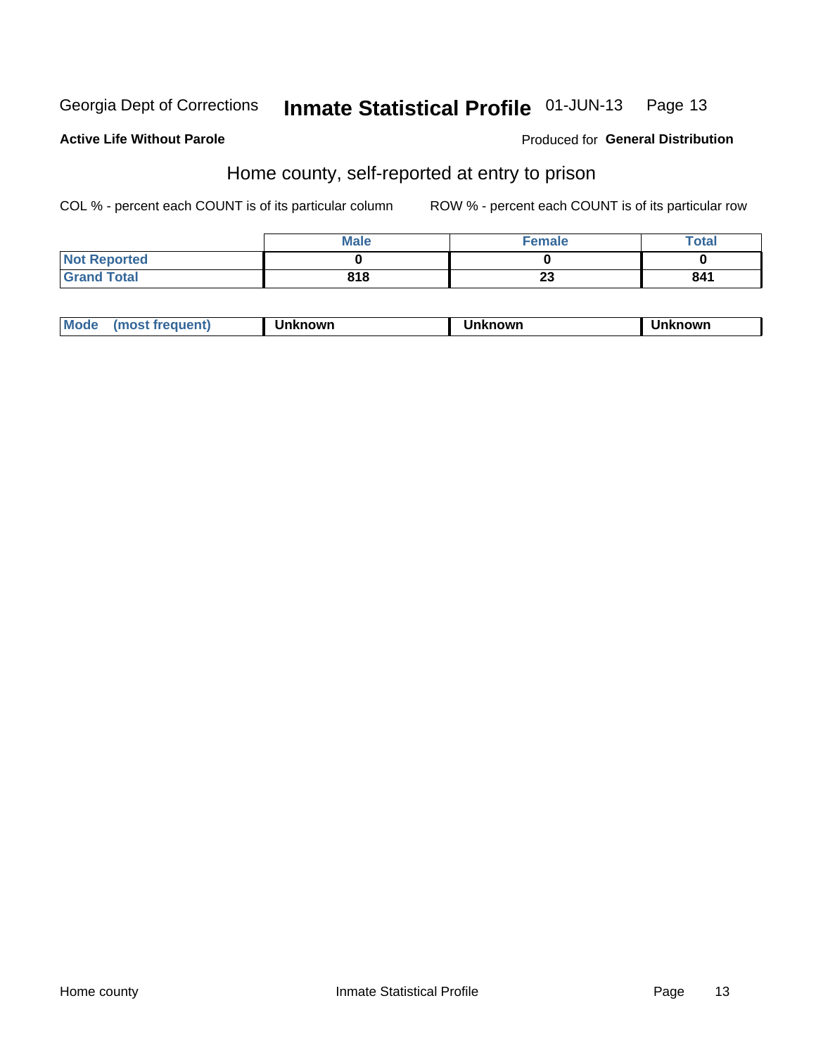Georgia Dept of Corrections **Inmate Statistical Profile** 01-JUN-13

**Active Life Without Parole**

Produced for **General Distribution**

## Home county, self-reported at entry to prison

COL % - percent each COUNT is of its particular column

ROW % - percent each COUNT is of its particular row

| | Male | Female | Total |
|---|---|---|---|
| Not Reported | 0 | 0 | 0 |
| Grand Total | 818 | 23 | 841 |

| Mode (most frequent) | Unknown | Unknown | Unknown |
|---|---|---|---|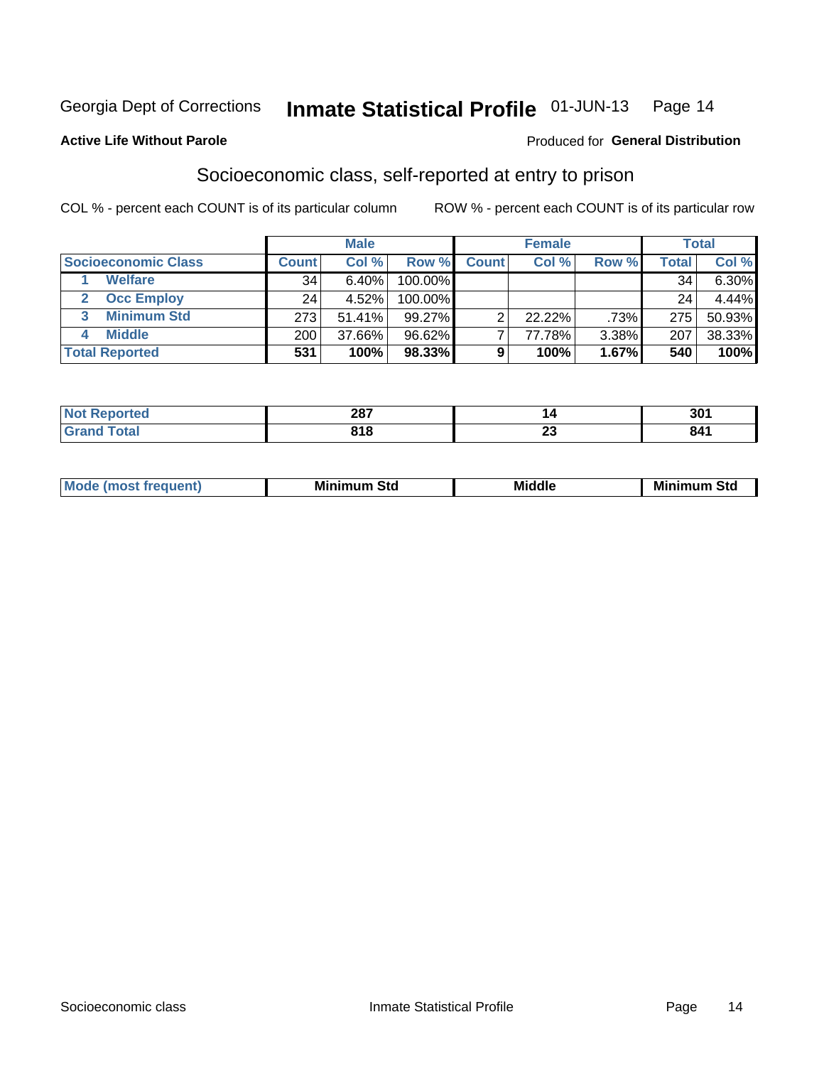Georgia Dept of Corrections **Inmate Statistical Profile** 01-JUN-13

**Active Life Without Parole**

Produced for **General Distribution**

## Socioeconomic class, self-reported at entry to prison

COL % - percent each COUNT is of its particular column

ROW % - percent each COUNT is of its particular row

| | Male | | | Female | | | Total | |
|---|---|---|---|---|---|---|---|---|
| **Socioeconomic Class** | **Count** | **Col %** | **Row %** | **Count** | **Col %** | **Row %** | **Total** | **Col %** |
| 1 **Welfare** | 34 | 6.40% | 100.00% | | | | 34 | 6.30% |
| 2 **Occ Employ** | 24 | 4.52% | 100.00% | | | | 24 | 4.44% |
| 3 **Minimum Std** | 273 | 51.41% | 99.27% | 2 | 22.22% | .73% | 275 | 50.93% |
| 4 **Middle** | 200 | 37.66% | 96.62% | 7 | 77.78% | 3.38% | 207 | 38.33% |
| **Total Reported** | **531** | **100%** | **98.33%** | **9** | **100%** | **1.67%** | **540** | **100%** |

| | Male | Female | Total |
|---|---|---|---|
| **Not Reported** | **287** | **14** | **301** |
| **Grand Total** | **818** | **23** | **841** |

| | Male | Female | Total |
|---|---|---|---|
| **Mode (most frequent)** | **Minimum Std** | **Middle** | **Minimum Std** |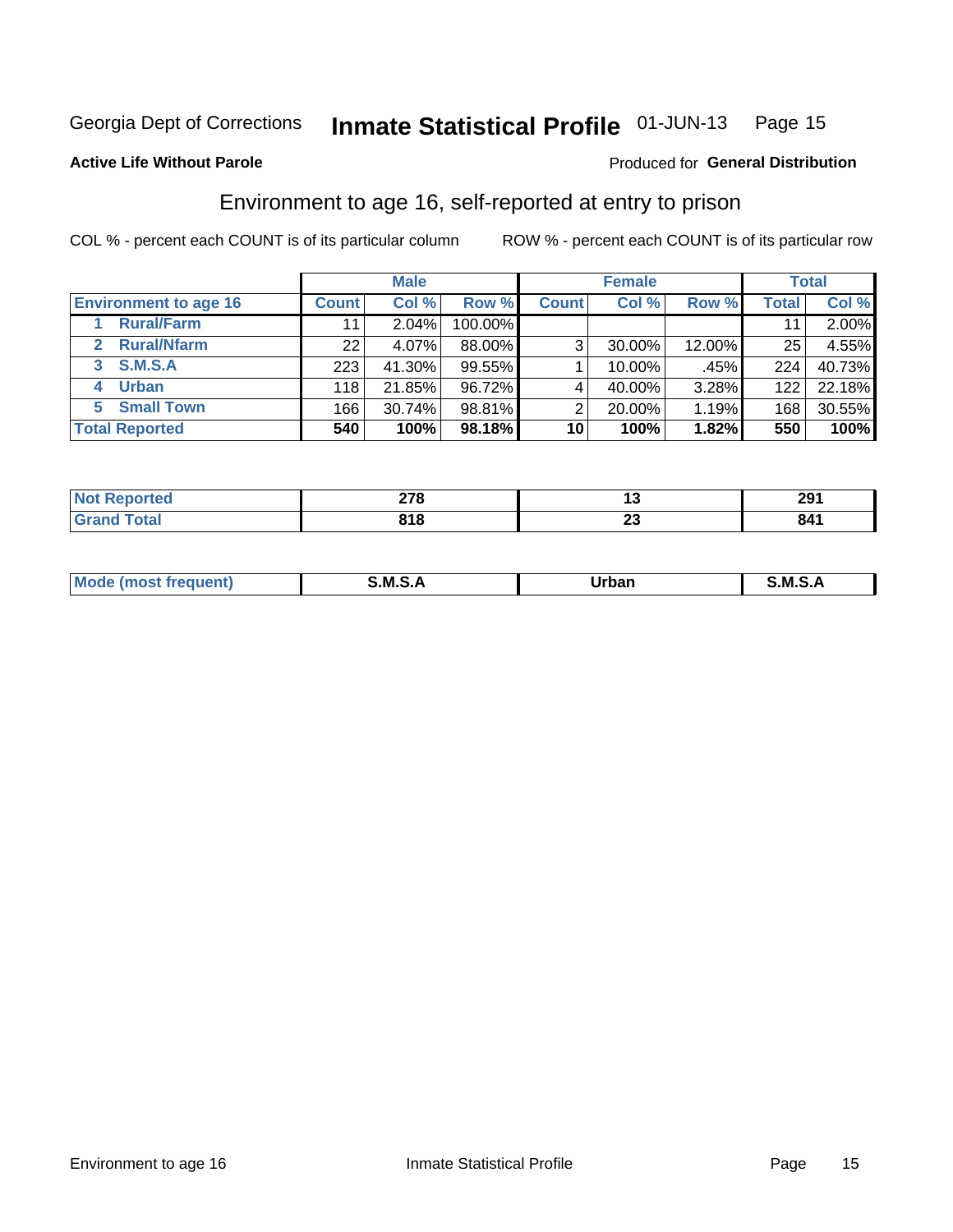Georgia Dept of Corrections **Inmate Statistical Profile** 01-JUN-13 Page 15

**Active Life Without Parole**

Produced for **General Distribution**

## Environment to age 16, self-reported at entry to prison

COL % - percent each COUNT is of its particular column ROW % - percent each COUNT is of its particular row

| | Male | | | Female | | | Total | |
|---|---|---|---|---|---|---|---|---|
| **Environment to age 16** | **Count** | **Col %** | **Row %** | **Count** | **Col %** | **Row %** | **Total** | **Col %** |
| 1 **Rural/Farm** | 11 | 2.04% | 100.00% | | | | 11 | 2.00% |
| 2 **Rural/Nfarm** | 22 | 4.07% | 88.00% | 3 | 30.00% | 12.00% | 25 | 4.55% |
| 3 **S.M.S.A** | 223 | 41.30% | 99.55% | 1 | 10.00% | .45% | 224 | 40.73% |
| 4 **Urban** | 118 | 21.85% | 96.72% | 4 | 40.00% | 3.28% | 122 | 22.18% |
| 5 **Small Town** | 166 | 30.74% | 98.81% | 2 | 20.00% | 1.19% | 168 | 30.55% |
| **Total Reported** | **540** | **100%** | **98.18%** | **10** | **100%** | **1.82%** | **550** | **100%** |

| | Male | Female | Total |
|---|---|---|---|
| **Not Reported** | **278** | **13** | **291** |
| **Grand Total** | **818** | **23** | **841** |

| | Male | Female | Total |
|---|---|---|---|
| **Mode (most frequent)** | **S.M.S.A** | **Urban** | **S.M.S.A** |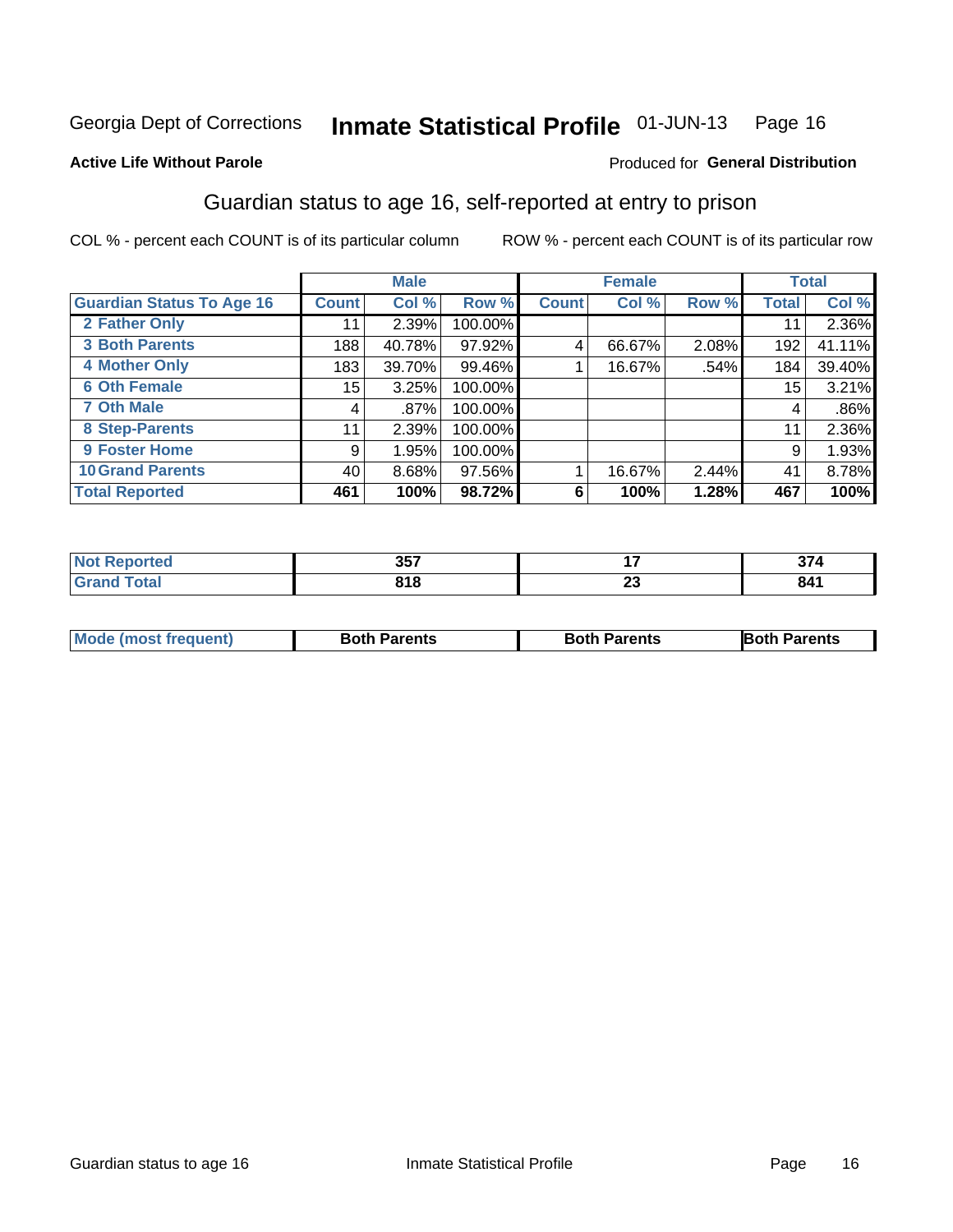Georgia Dept of Corrections **Inmate Statistical Profile** 01-JUN-13

**Active Life Without Parole**

Produced for **General Distribution**

## Guardian status to age 16, self-reported at entry to prison

COL % - percent each COUNT is of its particular column ROW % - percent each COUNT is of its particular row

| | Male | | | Female | | | Total | |
|---|---|---|---|---|---|---|---|---|
| **Guardian Status To Age 16** | **Count** | **Col %** | **Row %** | **Count** | **Col %** | **Row %** | **Total** | **Col %** |
| 2 Father Only | 11 | 2.39% | 100.00% | | | | 11 | 2.36% |
| 3 Both Parents | 188 | 40.78% | 97.92% | 4 | 66.67% | 2.08% | 192 | 41.11% |
| 4 Mother Only | 183 | 39.70% | 99.46% | 1 | 16.67% | .54% | 184 | 39.40% |
| 6 Oth Female | 15 | 3.25% | 100.00% | | | | 15 | 3.21% |
| 7 Oth Male | 4 | .87% | 100.00% | | | | 4 | .86% |
| 8 Step-Parents | 11 | 2.39% | 100.00% | | | | 11 | 2.36% |
| 9 Foster Home | 9 | 1.95% | 100.00% | | | | 9 | 1.93% |
| 10 Grand Parents | 40 | 8.68% | 97.56% | 1 | 16.67% | 2.44% | 41 | 8.78% |
| **Total Reported** | **461** | **100%** | **98.72%** | **6** | **100%** | **1.28%** | **467** | **100%** |

| | Male | Female | Total |
|---|---|---|---|
| Not Reported | 357 | 17 | 374 |
| Grand Total | 818 | 23 | 841 |

| | Male | Female | Total |
|---|---|---|---|
| Mode (most frequent) | Both Parents | Both Parents | Both Parents |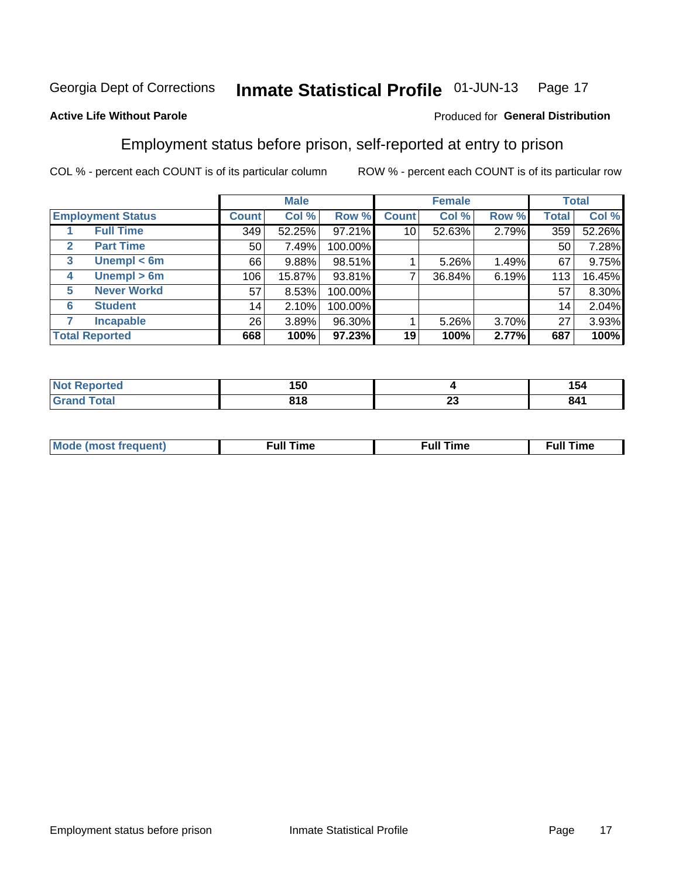Georgia Dept of Corrections **Inmate Statistical Profile** 01-JUN-13

**Active Life Without Parole**

Produced for **General Distribution**

## Employment status before prison, self-reported at entry to prison

COL % - percent each COUNT is of its particular column    ROW % - percent each COUNT is of its particular row

| Employment Status | | Male | | | Female | | | Total | |
|---|---|---|---|---|---|---|---|---|---|
| | | Count | Col % | Row % | Count | Col % | Row % | Total | Col % |
| 1 | Full Time | 349 | 52.25% | 97.21% | 10 | 52.63% | 2.79% | 359 | 52.26% |
| 2 | Part Time | 50 | 7.49% | 100.00% | | | | 50 | 7.28% |
| 3 | Unempl < 6m | 66 | 9.88% | 98.51% | 1 | 5.26% | 1.49% | 67 | 9.75% |
| 4 | Unempl > 6m | 106 | 15.87% | 93.81% | 7 | 36.84% | 6.19% | 113 | 16.45% |
| 5 | Never Workd | 57 | 8.53% | 100.00% | | | | 57 | 8.30% |
| 6 | Student | 14 | 2.10% | 100.00% | | | | 14 | 2.04% |
| 7 | Incapable | 26 | 3.89% | 96.30% | 1 | 5.26% | 3.70% | 27 | 3.93% |
| **Total Reported** | | **668** | **100%** | **97.23%** | **19** | **100%** | **2.77%** | **687** | **100%** |

| | Male | Female | Total |
|---|---|---|---|
| Not Reported | 150 | 4 | 154 |
| Grand Total | 818 | 23 | 841 |

| | Male | Female | Total |
|---|---|---|---|
| Mode (most frequent) | Full Time | Full Time | Full Time |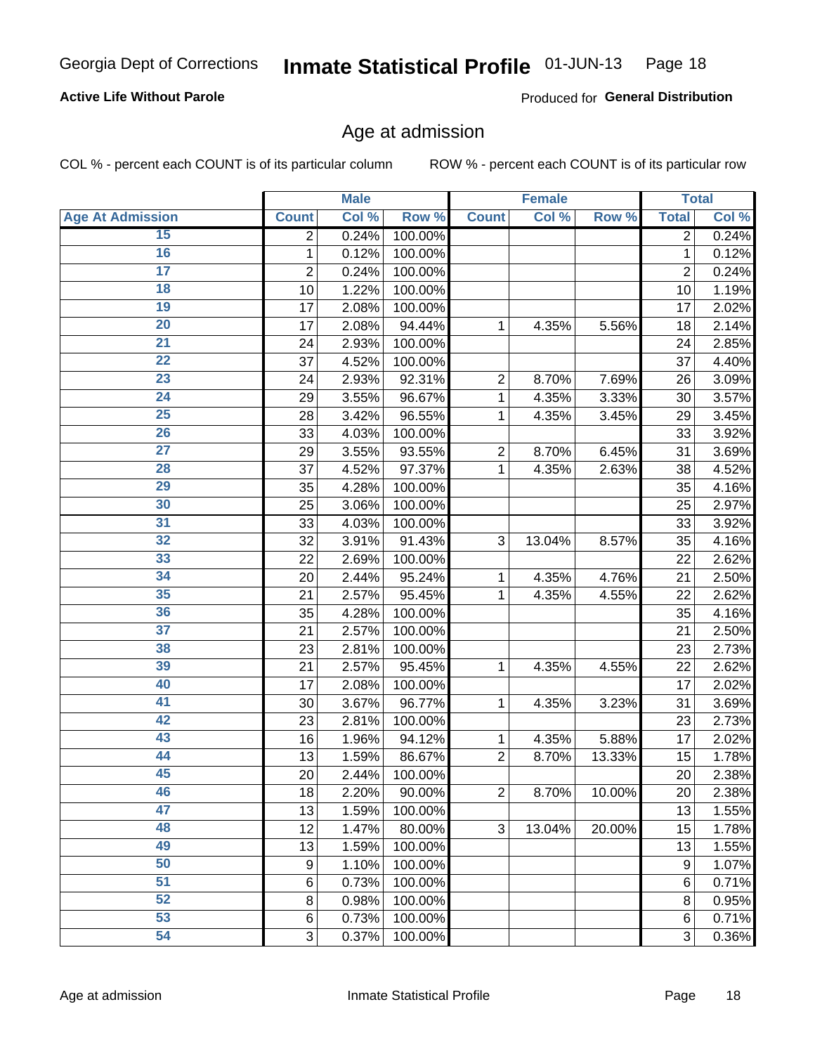Georgia Dept of Corrections **Inmate Statistical Profile** 01-JUN-13

**Active Life Without Parole**

Produced for **General Distribution**

## Age at admission

COL % - percent each COUNT is of its particular column

ROW % - percent each COUNT is of its particular row

| | Male | | | Female | | | Total | |
|---|---|---|---|---|---|---|---|---|
| **Age At Admission** | **Count** | **Col %** | **Row %** | **Count** | **Col %** | **Row %** | **Total** | **Col %** |
| 15 | 2 | 0.24% | 100.00% | | | | 2 | 0.24% |
| 16 | 1 | 0.12% | 100.00% | | | | 1 | 0.12% |
| 17 | 2 | 0.24% | 100.00% | | | | 2 | 0.24% |
| 18 | 10 | 1.22% | 100.00% | | | | 10 | 1.19% |
| 19 | 17 | 2.08% | 100.00% | | | | 17 | 2.02% |
| 20 | 17 | 2.08% | 94.44% | 1 | 4.35% | 5.56% | 18 | 2.14% |
| 21 | 24 | 2.93% | 100.00% | | | | 24 | 2.85% |
| 22 | 37 | 4.52% | 100.00% | | | | 37 | 4.40% |
| 23 | 24 | 2.93% | 92.31% | 2 | 8.70% | 7.69% | 26 | 3.09% |
| 24 | 29 | 3.55% | 96.67% | 1 | 4.35% | 3.33% | 30 | 3.57% |
| 25 | 28 | 3.42% | 96.55% | 1 | 4.35% | 3.45% | 29 | 3.45% |
| 26 | 33 | 4.03% | 100.00% | | | | 33 | 3.92% |
| 27 | 29 | 3.55% | 93.55% | 2 | 8.70% | 6.45% | 31 | 3.69% |
| 28 | 37 | 4.52% | 97.37% | 1 | 4.35% | 2.63% | 38 | 4.52% |
| 29 | 35 | 4.28% | 100.00% | | | | 35 | 4.16% |
| 30 | 25 | 3.06% | 100.00% | | | | 25 | 2.97% |
| 31 | 33 | 4.03% | 100.00% | | | | 33 | 3.92% |
| 32 | 32 | 3.91% | 91.43% | 3 | 13.04% | 8.57% | 35 | 4.16% |
| 33 | 22 | 2.69% | 100.00% | | | | 22 | 2.62% |
| 34 | 20 | 2.44% | 95.24% | 1 | 4.35% | 4.76% | 21 | 2.50% |
| 35 | 21 | 2.57% | 95.45% | 1 | 4.35% | 4.55% | 22 | 2.62% |
| 36 | 35 | 4.28% | 100.00% | | | | 35 | 4.16% |
| 37 | 21 | 2.57% | 100.00% | | | | 21 | 2.50% |
| 38 | 23 | 2.81% | 100.00% | | | | 23 | 2.73% |
| 39 | 21 | 2.57% | 95.45% | 1 | 4.35% | 4.55% | 22 | 2.62% |
| 40 | 17 | 2.08% | 100.00% | | | | 17 | 2.02% |
| 41 | 30 | 3.67% | 96.77% | 1 | 4.35% | 3.23% | 31 | 3.69% |
| 42 | 23 | 2.81% | 100.00% | | | | 23 | 2.73% |
| 43 | 16 | 1.96% | 94.12% | 1 | 4.35% | 5.88% | 17 | 2.02% |
| 44 | 13 | 1.59% | 86.67% | 2 | 8.70% | 13.33% | 15 | 1.78% |
| 45 | 20 | 2.44% | 100.00% | | | | 20 | 2.38% |
| 46 | 18 | 2.20% | 90.00% | 2 | 8.70% | 10.00% | 20 | 2.38% |
| 47 | 13 | 1.59% | 100.00% | | | | 13 | 1.55% |
| 48 | 12 | 1.47% | 80.00% | 3 | 13.04% | 20.00% | 15 | 1.78% |
| 49 | 13 | 1.59% | 100.00% | | | | 13 | 1.55% |
| 50 | 9 | 1.10% | 100.00% | | | | 9 | 1.07% |
| 51 | 6 | 0.73% | 100.00% | | | | 6 | 0.71% |
| 52 | 8 | 0.98% | 100.00% | | | | 8 | 0.95% |
| 53 | 6 | 0.73% | 100.00% | | | | 6 | 0.71% |
| 54 | 3 | 0.37% | 100.00% | | | | 3 | 0.36% |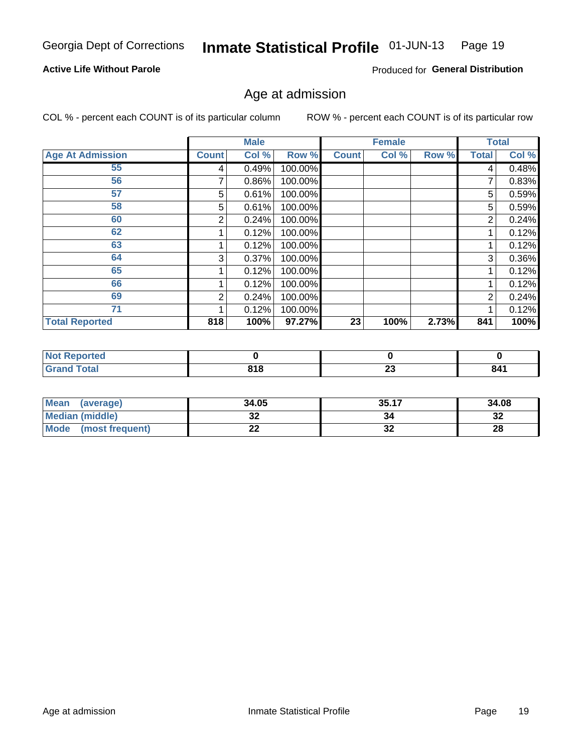Georgia Dept of Corrections **Inmate Statistical Profile** 01-JUN-13

**Active Life Without Parole**

Produced for **General Distribution**

## Age at admission

COL % - percent each COUNT is of its particular column

ROW % - percent each COUNT is of its particular row

| | Male | | | Female | | | Total | |
|---|---|---|---|---|---|---|---|---|
| **Age At Admission** | **Count** | **Col %** | **Row %** | **Count** | **Col %** | **Row %** | **Total** | **Col %** |
| 55 | 4 | 0.49% | 100.00% | | | | 4 | 0.48% |
| 56 | 7 | 0.86% | 100.00% | | | | 7 | 0.83% |
| 57 | 5 | 0.61% | 100.00% | | | | 5 | 0.59% |
| 58 | 5 | 0.61% | 100.00% | | | | 5 | 0.59% |
| 60 | 2 | 0.24% | 100.00% | | | | 2 | 0.24% |
| 62 | 1 | 0.12% | 100.00% | | | | 1 | 0.12% |
| 63 | 1 | 0.12% | 100.00% | | | | 1 | 0.12% |
| 64 | 3 | 0.37% | 100.00% | | | | 3 | 0.36% |
| 65 | 1 | 0.12% | 100.00% | | | | 1 | 0.12% |
| 66 | 1 | 0.12% | 100.00% | | | | 1 | 0.12% |
| 69 | 2 | 0.24% | 100.00% | | | | 2 | 0.24% |
| 71 | 1 | 0.12% | 100.00% | | | | 1 | 0.12% |
| **Total Reported** | **818** | **100%** | **97.27%** | **23** | **100%** | **2.73%** | **841** | **100%** |

| | Male | Female | Total |
|---|---|---|---|
| **Not Reported** | **0** | **0** | **0** |
| **Grand Total** | **818** | **23** | **841** |

| | Male | Female | Total |
|---|---|---|---|
| **Mean (average)** | **34.05** | **35.17** | **34.08** |
| **Median (middle)** | **32** | **34** | **32** |
| **Mode (most frequent)** | **22** | **32** | **28** |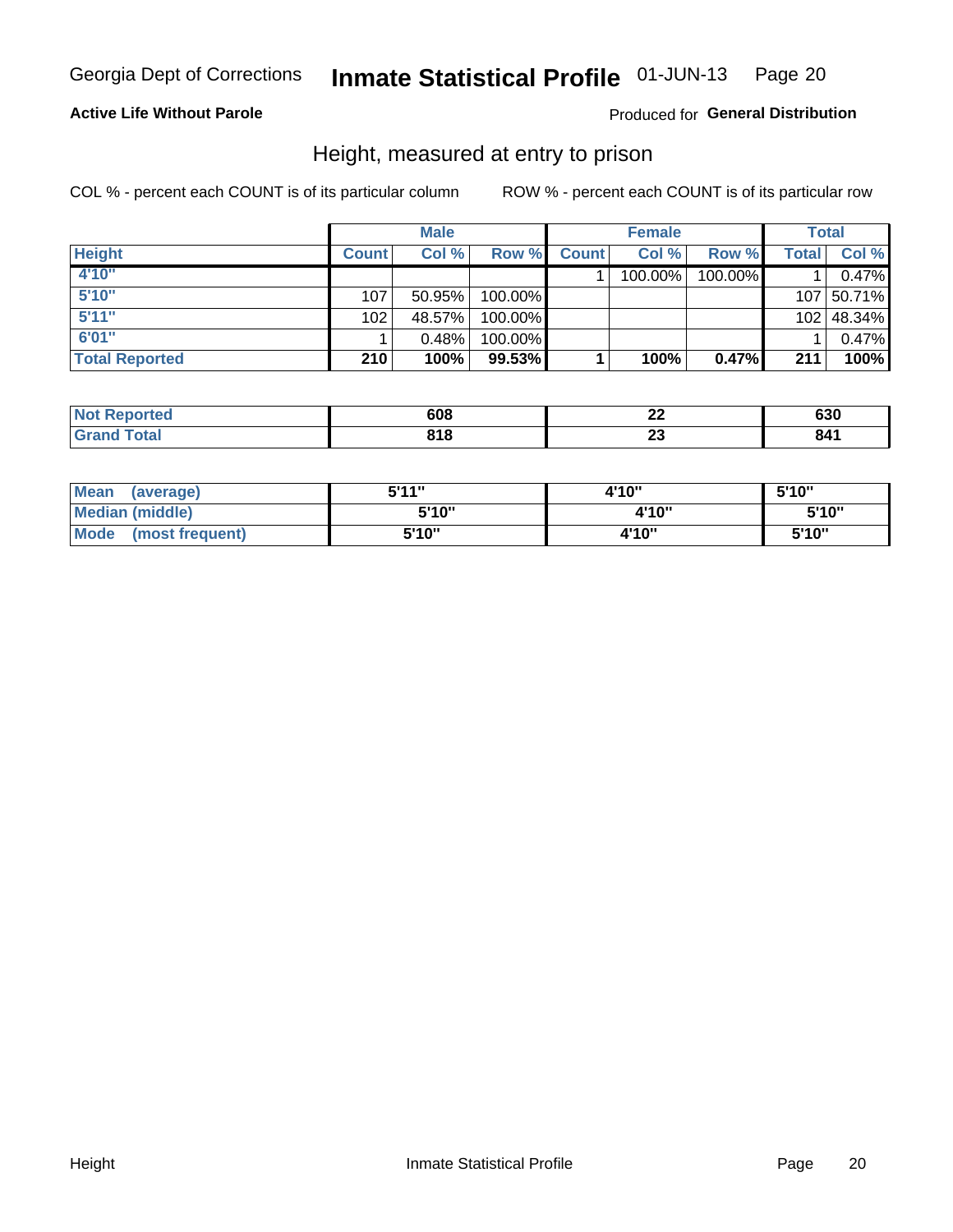Georgia Dept of Corrections **Inmate Statistical Profile** 01-JUN-13

**Active Life Without Parole**

Produced for **General Distribution**

## Height, measured at entry to prison

COL % - percent each COUNT is of its particular column

ROW % - percent each COUNT is of its particular row

| | Male | | | Female | | | Total | |
|---|---|---|---|---|---|---|---|---|
| **Height** | **Count** | **Col %** | **Row %** | **Count** | **Col %** | **Row %** | **Total** | **Col %** |
| 4'10" | | | | 1 | 100.00% | 100.00% | 1 | 0.47% |
| 5'10" | 107 | 50.95% | 100.00% | | | | 107 | 50.71% |
| 5'11" | 102 | 48.57% | 100.00% | | | | 102 | 48.34% |
| 6'01" | 1 | 0.48% | 100.00% | | | | 1 | 0.47% |
| **Total Reported** | **210** | **100%** | **99.53%** | **1** | **100%** | **0.47%** | **211** | **100%** |

| | Male | Female | Total |
|---|---|---|---|
| Not Reported | 608 | 22 | 630 |
| Grand Total | 818 | 23 | 841 |

| | Male | Female | Total |
|---|---|---|---|
| Mean (average) | 5'11" | 4'10" | 5'10" |
| Median (middle) | 5'10" | 4'10" | 5'10" |
| Mode (most frequent) | 5'10" | 4'10" | 5'10" |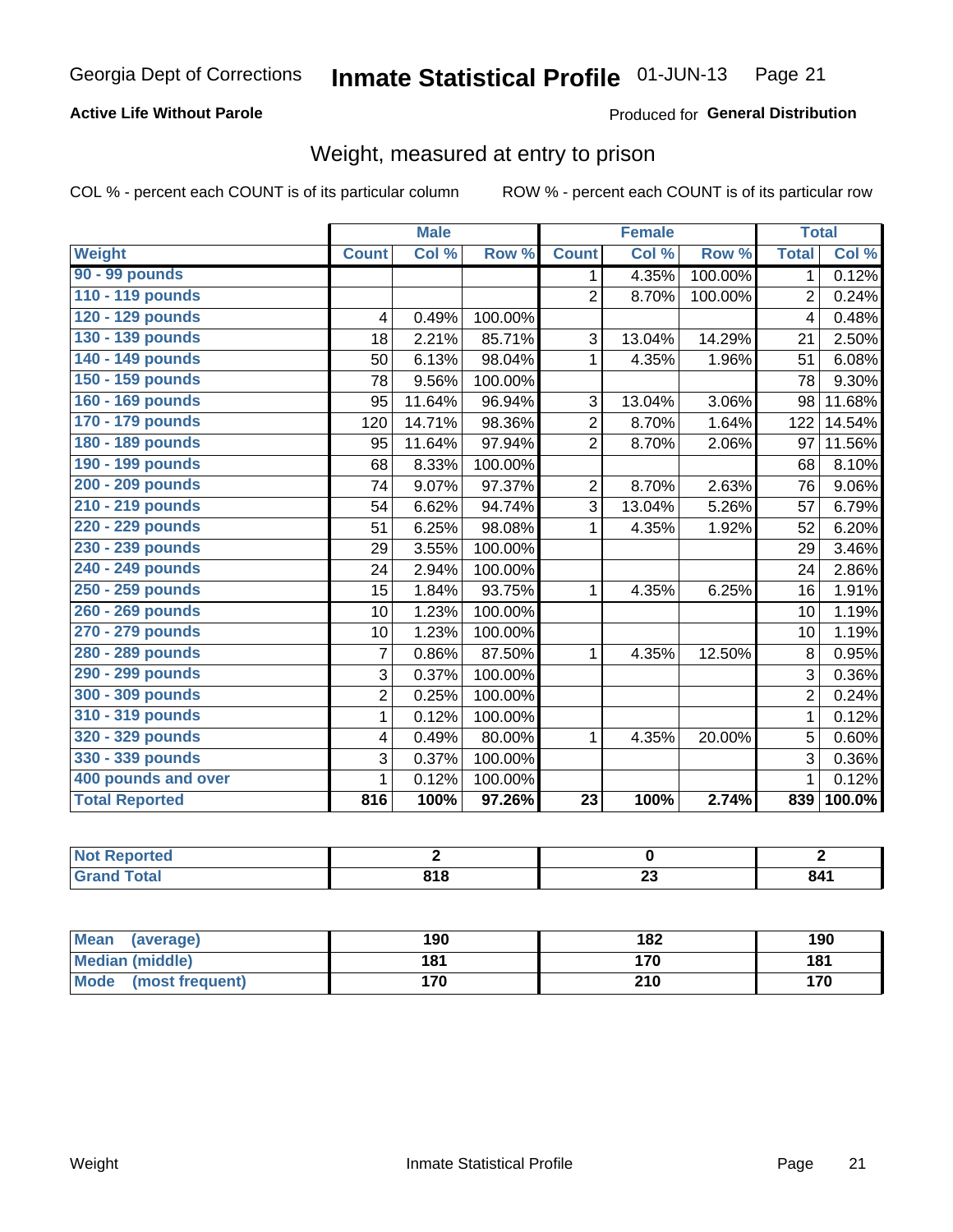Georgia Dept of Corrections **Inmate Statistical Profile** 01-JUN-13

**Active Life Without Parole**

Produced for **General Distribution**

## Weight, measured at entry to prison

COL % - percent each COUNT is of its particular column ROW % - percent each COUNT is of its particular row

| Weight | Male | | | Female | | | Total | |
|---|---|---|---|---|---|---|---|---|
| | Count | Col % | Row % | Count | Col % | Row % | Total | Col % |
| 90 - 99 pounds | | | | 1 | 4.35% | 100.00% | 1 | 0.12% |
| 110 - 119 pounds | | | | 2 | 8.70% | 100.00% | 2 | 0.24% |
| 120 - 129 pounds | 4 | 0.49% | 100.00% | | | | 4 | 0.48% |
| 130 - 139 pounds | 18 | 2.21% | 85.71% | 3 | 13.04% | 14.29% | 21 | 2.50% |
| 140 - 149 pounds | 50 | 6.13% | 98.04% | 1 | 4.35% | 1.96% | 51 | 6.08% |
| 150 - 159 pounds | 78 | 9.56% | 100.00% | | | | 78 | 9.30% |
| 160 - 169 pounds | 95 | 11.64% | 96.94% | 3 | 13.04% | 3.06% | 98 | 11.68% |
| 170 - 179 pounds | 120 | 14.71% | 98.36% | 2 | 8.70% | 1.64% | 122 | 14.54% |
| 180 - 189 pounds | 95 | 11.64% | 97.94% | 2 | 8.70% | 2.06% | 97 | 11.56% |
| 190 - 199 pounds | 68 | 8.33% | 100.00% | | | | 68 | 8.10% |
| 200 - 209 pounds | 74 | 9.07% | 97.37% | 2 | 8.70% | 2.63% | 76 | 9.06% |
| 210 - 219 pounds | 54 | 6.62% | 94.74% | 3 | 13.04% | 5.26% | 57 | 6.79% |
| 220 - 229 pounds | 51 | 6.25% | 98.08% | 1 | 4.35% | 1.92% | 52 | 6.20% |
| 230 - 239 pounds | 29 | 3.55% | 100.00% | | | | 29 | 3.46% |
| 240 - 249 pounds | 24 | 2.94% | 100.00% | | | | 24 | 2.86% |
| 250 - 259 pounds | 15 | 1.84% | 93.75% | 1 | 4.35% | 6.25% | 16 | 1.91% |
| 260 - 269 pounds | 10 | 1.23% | 100.00% | | | | 10 | 1.19% |
| 270 - 279 pounds | 10 | 1.23% | 100.00% | | | | 10 | 1.19% |
| 280 - 289 pounds | 7 | 0.86% | 87.50% | 1 | 4.35% | 12.50% | 8 | 0.95% |
| 290 - 299 pounds | 3 | 0.37% | 100.00% | | | | 3 | 0.36% |
| 300 - 309 pounds | 2 | 0.25% | 100.00% | | | | 2 | 0.24% |
| 310 - 319 pounds | 1 | 0.12% | 100.00% | | | | 1 | 0.12% |
| 320 - 329 pounds | 4 | 0.49% | 80.00% | 1 | 4.35% | 20.00% | 5 | 0.60% |
| 330 - 339 pounds | 3 | 0.37% | 100.00% | | | | 3 | 0.36% |
| 400 pounds and over | 1 | 0.12% | 100.00% | | | | 1 | 0.12% |
| **Total Reported** | **816** | **100%** | **97.26%** | **23** | **100%** | **2.74%** | **839** | **100.0%** |

| | Male | Female | Total |
|---|---|---|---|
| Not Reported | 2 | 0 | 2 |
| Grand Total | 818 | 23 | 841 |

| | Male | Female | Total |
|---|---|---|---|
| Mean (average) | 190 | 182 | 190 |
| Median (middle) | 181 | 170 | 181 |
| Mode (most frequent) | 170 | 210 | 170 |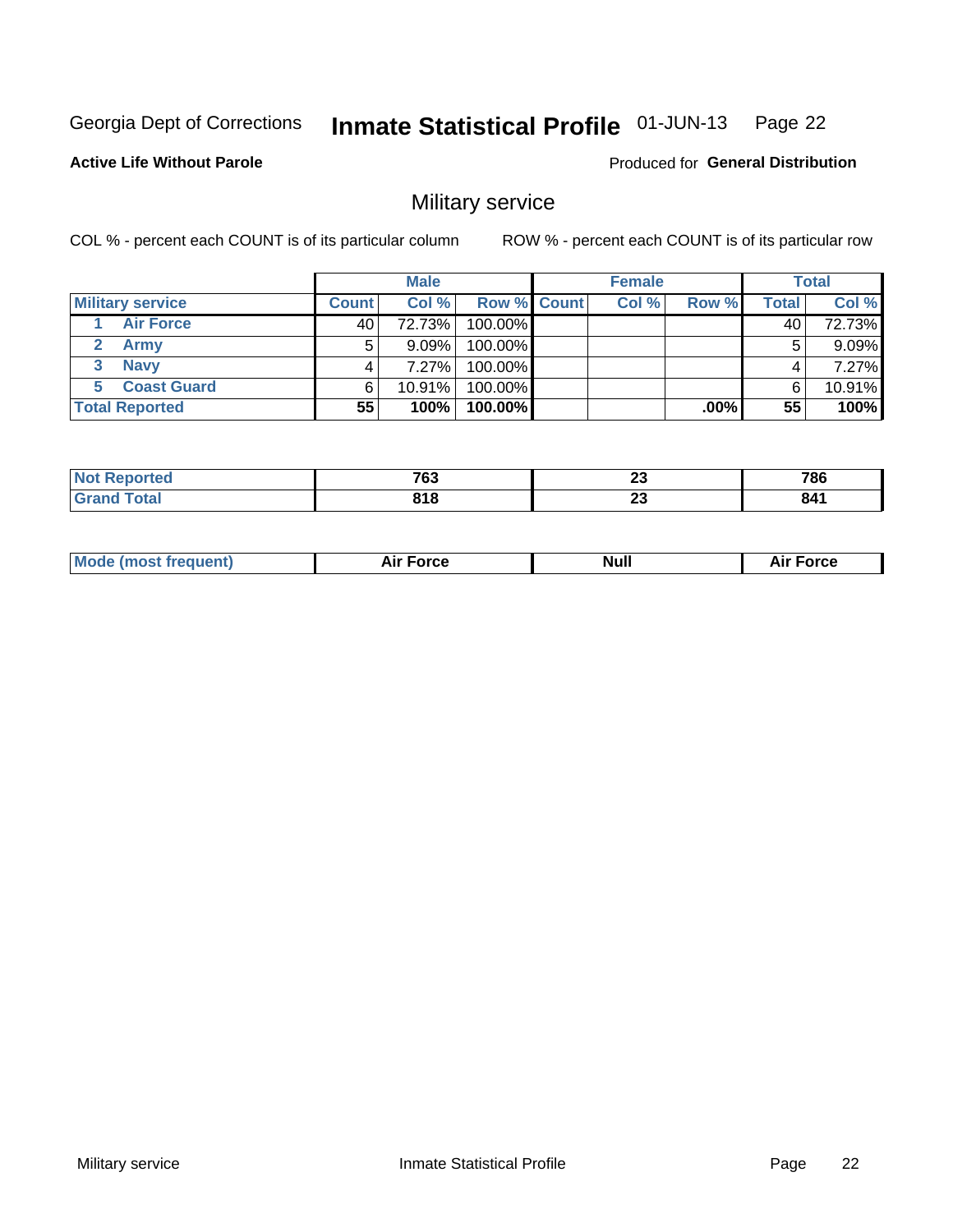Georgia Dept of Corrections **Inmate Statistical Profile** 01-JUN-13

**Active Life Without Parole**

Produced for **General Distribution**

## Military service

COL % - percent each COUNT is of its particular column

ROW % - percent each COUNT is of its particular row

| | Male | | | Female | | | Total | |
|---|---|---|---|---|---|---|---|---|
| **Military service** | **Count** | **Col %** | **Row %** | **Count** | **Col %** | **Row %** | **Total** | **Col %** |
| 1 Air Force | 40 | 72.73% | 100.00% | | | | 40 | 72.73% |
| 2 Army | 5 | 9.09% | 100.00% | | | | 5 | 9.09% |
| 3 Navy | 4 | 7.27% | 100.00% | | | | 4 | 7.27% |
| 5 Coast Guard | 6 | 10.91% | 100.00% | | | | 6 | 10.91% |
| **Total Reported** | **55** | **100%** | **100.00%** | | | **.00%** | **55** | **100%** |

| | Male | Female | Total |
|---|---|---|---|
| **Not Reported** | **763** | **23** | **786** |
| **Grand Total** | **818** | **23** | **841** |

| | Male | Female | Total |
|---|---|---|---|
| **Mode (most frequent)** | **Air Force** | **Null** | **Air Force** |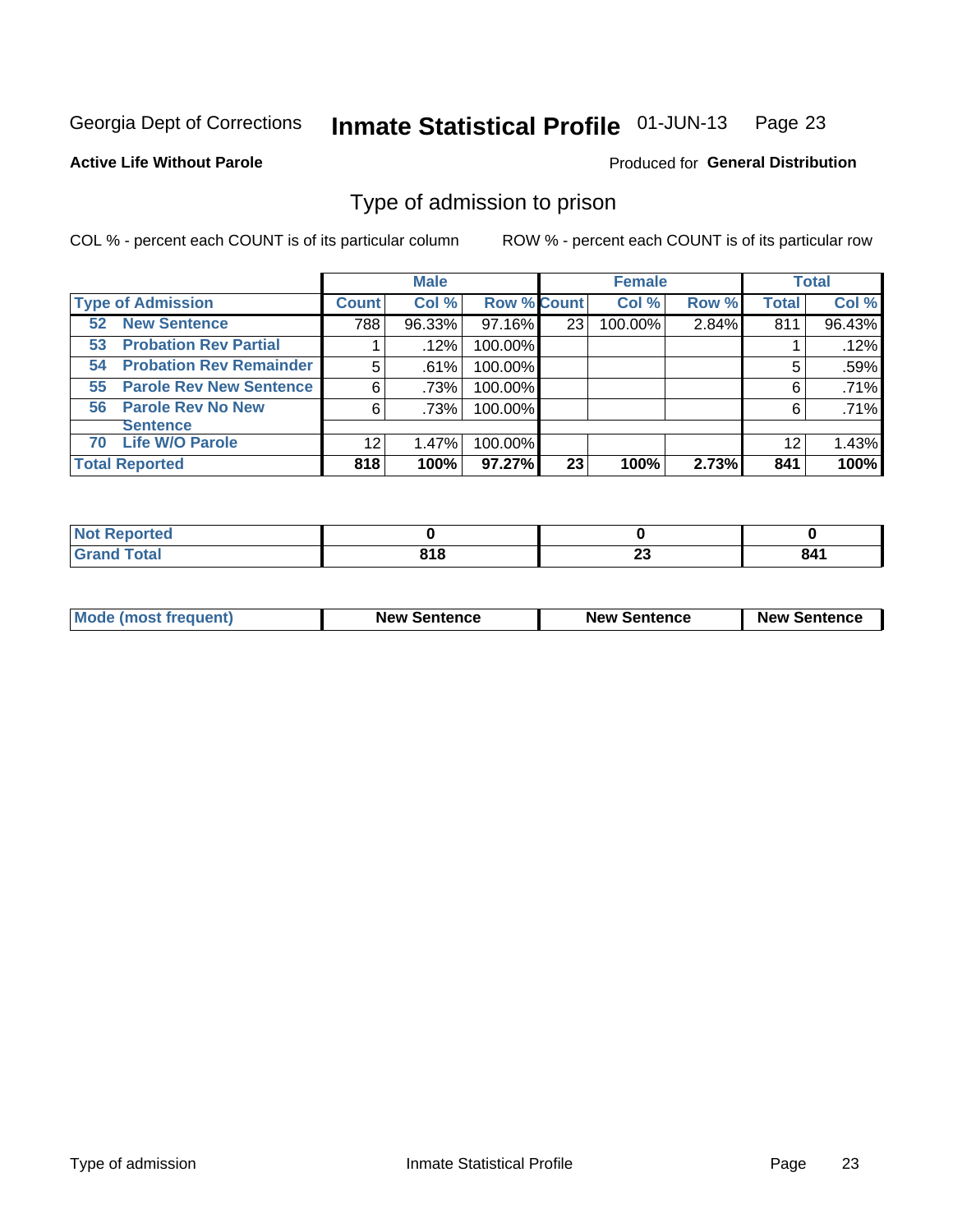Georgia Dept of Corrections **Inmate Statistical Profile** 01-JUN-13

**Active Life Without Parole**

Produced for **General Distribution**

## Type of admission to prison

COL % - percent each COUNT is of its particular column

ROW % - percent each COUNT is of its particular row

| | Male | | | Female | | | Total | |
|---|---|---|---|---|---|---|---|---|
| **Type of Admission** | **Count** | **Col %** | **Row %** | **Count** | **Col %** | **Row %** | **Total** | **Col %** |
| 52 New Sentence | 788 | 96.33% | 97.16% | 23 | 100.00% | 2.84% | 811 | 96.43% |
| 53 Probation Rev Partial | 1 | .12% | 100.00% | | | | 1 | .12% |
| 54 Probation Rev Remainder | 5 | .61% | 100.00% | | | | 5 | .59% |
| 55 Parole Rev New Sentence | 6 | .73% | 100.00% | | | | 6 | .71% |
| 56 Parole Rev No New Sentence | 6 | .73% | 100.00% | | | | 6 | .71% |
| 70 Life W/O Parole | 12 | 1.47% | 100.00% | | | | 12 | 1.43% |
| **Total Reported** | **818** | **100%** | **97.27%** | **23** | **100%** | **2.73%** | **841** | **100%** |

| | Male | Female | Total |
|---|---|---|---|
| Not Reported | 0 | 0 | 0 |
| Grand Total | 818 | 23 | 841 |

| | Male | Female | Total |
|---|---|---|---|
| Mode (most frequent) | New Sentence | New Sentence | New Sentence |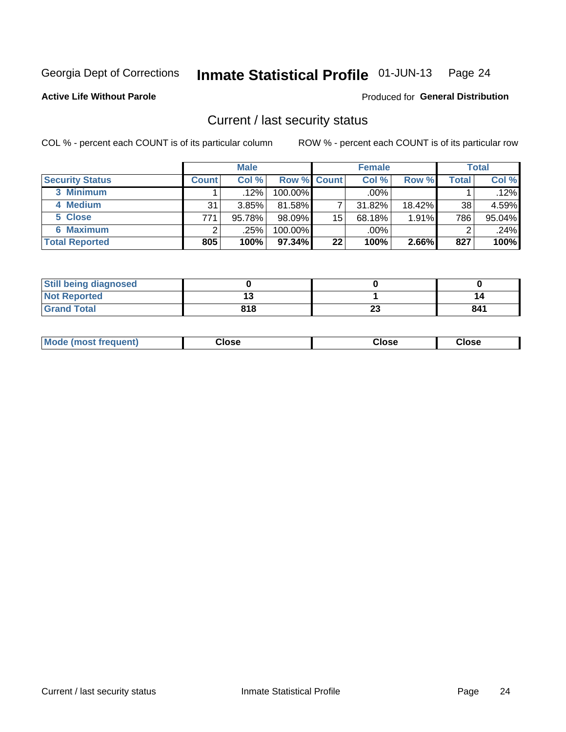Georgia Dept of Corrections **Inmate Statistical Profile** 01-JUN-13 Page 24

**Active Life Without Parole**

Produced for **General Distribution**

## Current / last security status

COL % - percent each COUNT is of its particular column

ROW % - percent each COUNT is of its particular row

| | Male | | | Female | | | Total | |
|---|---|---|---|---|---|---|---|---|
| **Security Status** | **Count** | **Col %** | **Row %** | **Count** | **Col %** | **Row %** | **Total** | **Col %** |
| 3 Minimum | 1 | .12% | 100.00% | | .00% | | 1 | .12% |
| 4 Medium | 31 | 3.85% | 81.58% | 7 | 31.82% | 18.42% | 38 | 4.59% |
| 5 Close | 771 | 95.78% | 98.09% | 15 | 68.18% | 1.91% | 786 | 95.04% |
| 6 Maximum | 2 | .25% | 100.00% | | .00% | | 2 | .24% |
| **Total Reported** | **805** | **100%** | **97.34%** | **22** | **100%** | **2.66%** | **827** | **100%** |

| | Male | Female | Total |
|---|---|---|---|
| Still being diagnosed | 0 | 0 | 0 |
| Not Reported | 13 | 1 | 14 |
| Grand Total | 818 | 23 | 841 |

| | Male | Female | Total |
|---|---|---|---|
| Mode (most frequent) | Close | Close | Close |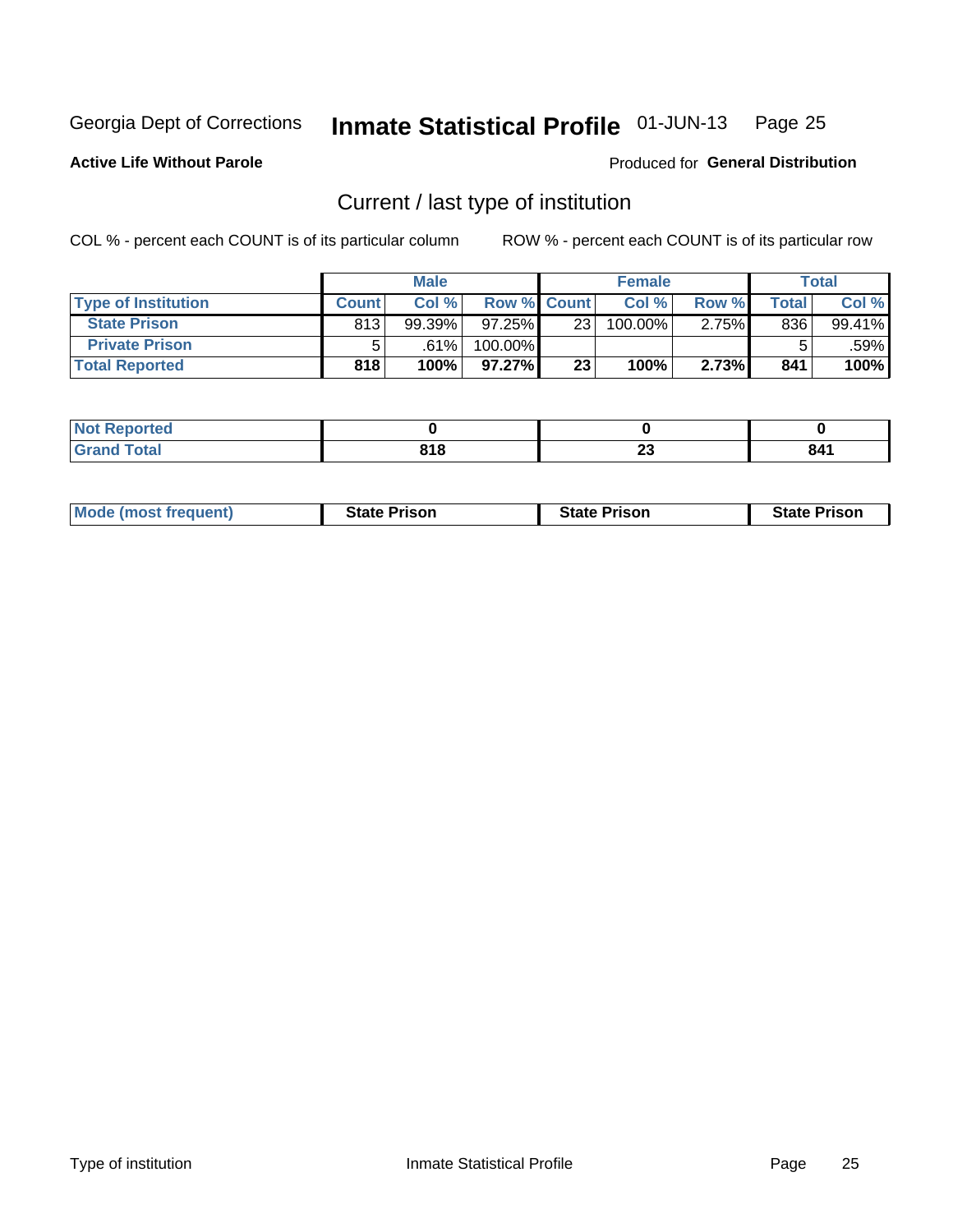Georgia Dept of Corrections **Inmate Statistical Profile** 01-JUN-13 Page 25

**Active Life Without Parole**

Produced for **General Distribution**

## Current / last type of institution

COL % - percent each COUNT is of its particular column ROW % - percent each COUNT is of its particular row

| | Male | | | Female | | | Total | |
|---|---|---|---|---|---|---|---|---|
| **Type of Institution** | **Count** | **Col %** | **Row %** | **Count** | **Col %** | **Row %** | **Total** | **Col %** |
| **State Prison** | 813 | 99.39% | 97.25% | 23 | 100.00% | 2.75% | 836 | 99.41% |
| **Private Prison** | 5 | .61% | 100.00% | | | | 5 | .59% |
| **Total Reported** | **818** | **100%** | **97.27%** | **23** | **100%** | **2.73%** | **841** | **100%** |

| | Male | Female | Total |
|---|---|---|---|
| **Not Reported** | **0** | **0** | **0** |
| **Grand Total** | **818** | **23** | **841** |

| | Male | Female | Total |
|---|---|---|---|
| **Mode (most frequent)** | **State Prison** | **State Prison** | **State Prison** |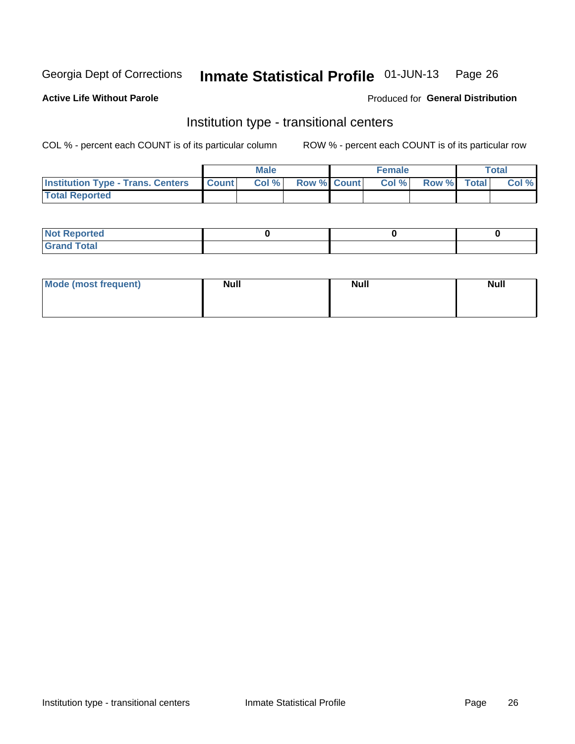Georgia Dept of Corrections **Inmate Statistical Profile** 01-JUN-13

**Active Life Without Parole**

Produced for **General Distribution**

## Institution type - transitional centers

COL % - percent each COUNT is of its particular column ROW % - percent each COUNT is of its particular row

| | Male | | | Female | | | Total | |
|---|---|---|---|---|---|---|---|---|
| **Institution Type - Trans. Centers** | **Count** | **Col %** | **Row %** | **Count** | **Col %** | **Row %** | **Total** | **Col %** |
| **Total Reported** | | | | | | | | |

| | Male | Female | Total |
|---|---|---|---|
| **Not Reported** | 0 | 0 | 0 |
| **Grand Total** | | | |

| | Male | Female | Total |
|---|---|---|---|
| **Mode (most frequent)** | Null | Null | Null |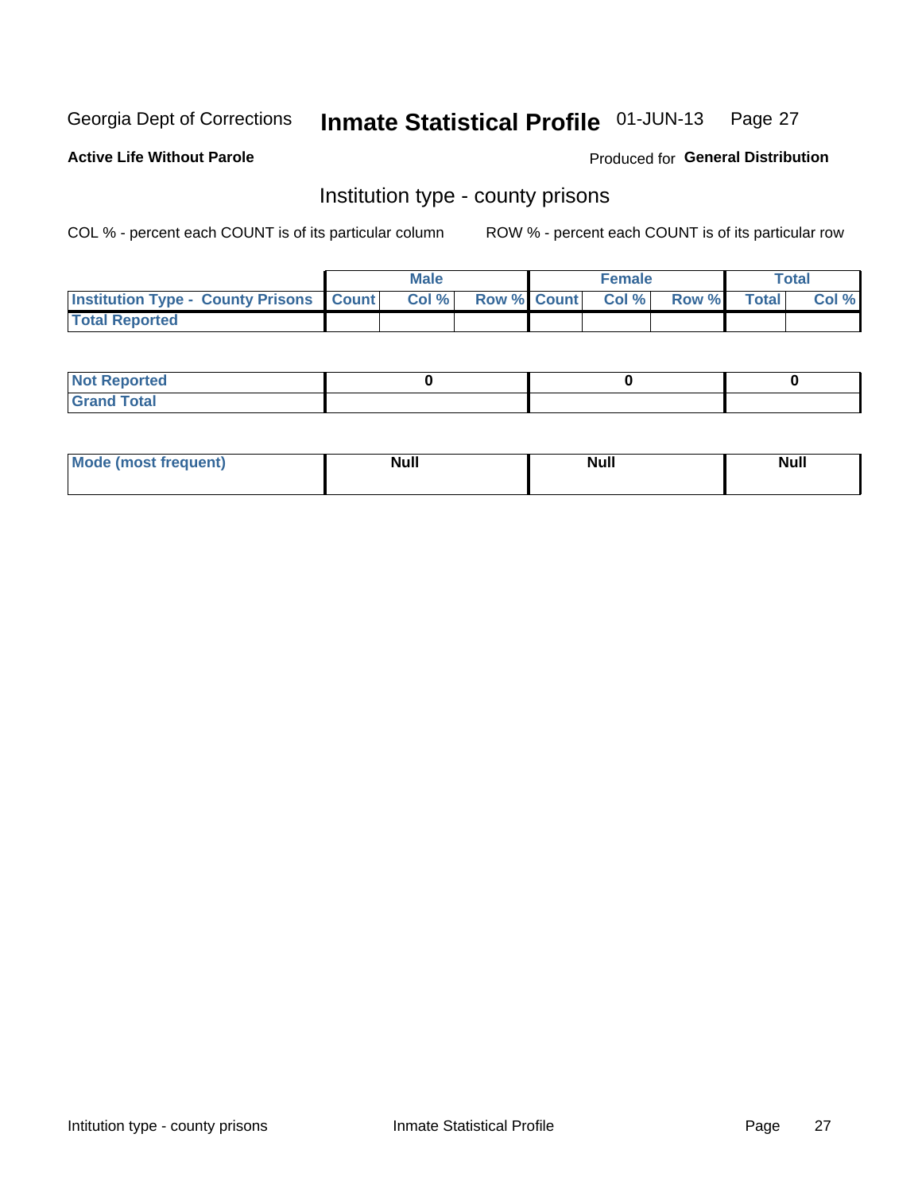Georgia Dept of Corrections **Inmate Statistical Profile** 01-JUN-13

**Active Life Without Parole**

Produced for **General Distribution**

## Institution type - county prisons

COL % - percent each COUNT is of its particular column

ROW % - percent each COUNT is of its particular row

| | Male | | | Female | | | Total | |
|---|---|---|---|---|---|---|---|---|
| Institution Type - County Prisons | Count | Col % | Row % | Count | Col % | Row % | Total | Col % |
| Total Reported | | | | | | | | |

| | Male | Female | Total |
|---|---|---|---|
| Not Reported | 0 | 0 | 0 |
| Grand Total | | | |

| | Male | Female | Total |
|---|---|---|---|
| Mode (most frequent) | Null | Null | Null |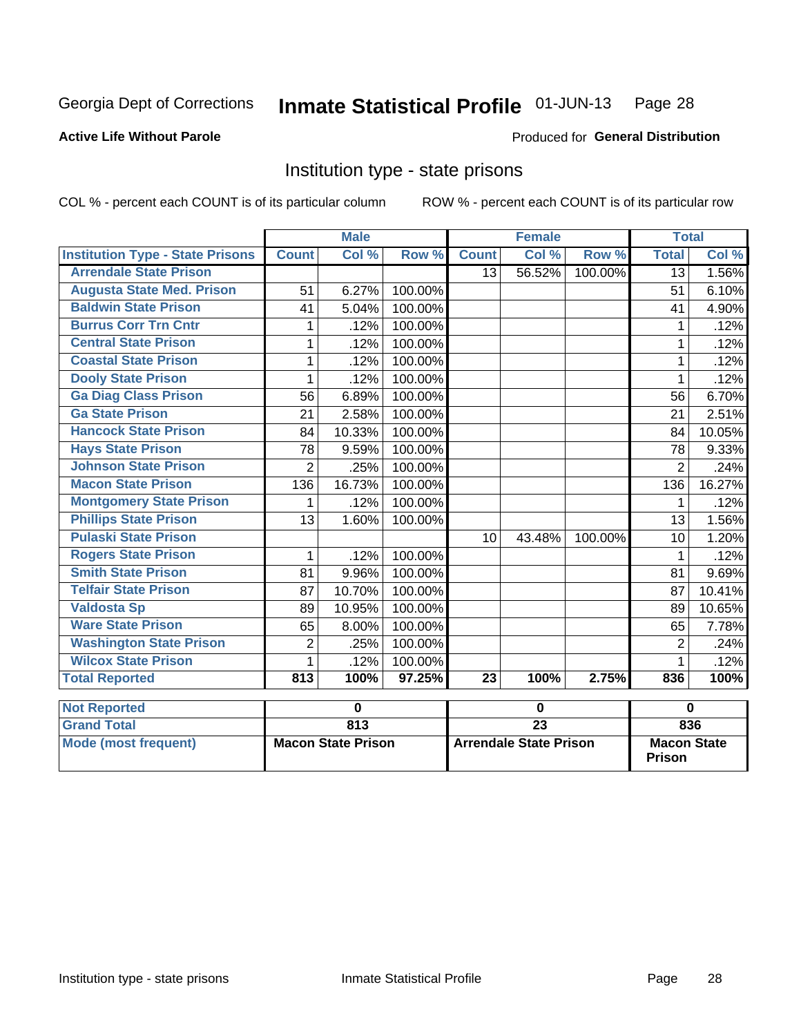Georgia Dept of Corrections **Inmate Statistical Profile** 01-JUN-13

**Active Life Without Parole**

Produced for **General Distribution**

## Institution type - state prisons

COL % - percent each COUNT is of its particular column

ROW % - percent each COUNT is of its particular row

| | Male | | | Female | | | Total | |
|---|---|---|---|---|---|---|---|---|
| **Institution Type - State Prisons** | **Count** | **Col %** | **Row %** | **Count** | **Col %** | **Row %** | **Total** | **Col %** |
| Arrendale State Prison | | | | 13 | 56.52% | 100.00% | 13 | 1.56% |
| Augusta State Med. Prison | 51 | 6.27% | 100.00% | | | | 51 | 6.10% |
| Baldwin State Prison | 41 | 5.04% | 100.00% | | | | 41 | 4.90% |
| Burrus Corr Trn Cntr | 1 | .12% | 100.00% | | | | 1 | .12% |
| Central State Prison | 1 | .12% | 100.00% | | | | 1 | .12% |
| Coastal State Prison | 1 | .12% | 100.00% | | | | 1 | .12% |
| Dooly State Prison | 1 | .12% | 100.00% | | | | 1 | .12% |
| Ga Diag Class Prison | 56 | 6.89% | 100.00% | | | | 56 | 6.70% |
| Ga State Prison | 21 | 2.58% | 100.00% | | | | 21 | 2.51% |
| Hancock State Prison | 84 | 10.33% | 100.00% | | | | 84 | 10.05% |
| Hays State Prison | 78 | 9.59% | 100.00% | | | | 78 | 9.33% |
| Johnson State Prison | 2 | .25% | 100.00% | | | | 2 | .24% |
| Macon State Prison | 136 | 16.73% | 100.00% | | | | 136 | 16.27% |
| Montgomery State Prison | 1 | .12% | 100.00% | | | | 1 | .12% |
| Phillips State Prison | 13 | 1.60% | 100.00% | | | | 13 | 1.56% |
| Pulaski State Prison | | | | 10 | 43.48% | 100.00% | 10 | 1.20% |
| Rogers State Prison | 1 | .12% | 100.00% | | | | 1 | .12% |
| Smith State Prison | 81 | 9.96% | 100.00% | | | | 81 | 9.69% |
| Telfair State Prison | 87 | 10.70% | 100.00% | | | | 87 | 10.41% |
| Valdosta Sp | 89 | 10.95% | 100.00% | | | | 89 | 10.65% |
| Ware State Prison | 65 | 8.00% | 100.00% | | | | 65 | 7.78% |
| Washington State Prison | 2 | .25% | 100.00% | | | | 2 | .24% |
| Wilcox State Prison | 1 | .12% | 100.00% | | | | 1 | .12% |
| **Total Reported** | **813** | **100%** | **97.25%** | **23** | **100%** | **2.75%** | **836** | **100%** |

| | Male | Female | Total |
|---|---|---|---|
| **Not Reported** | **0** | **0** | **0** |
| **Grand Total** | **813** | **23** | **836** |
| **Mode (most frequent)** | **Macon State Prison** | **Arrendale State Prison** | **Macon State Prison** |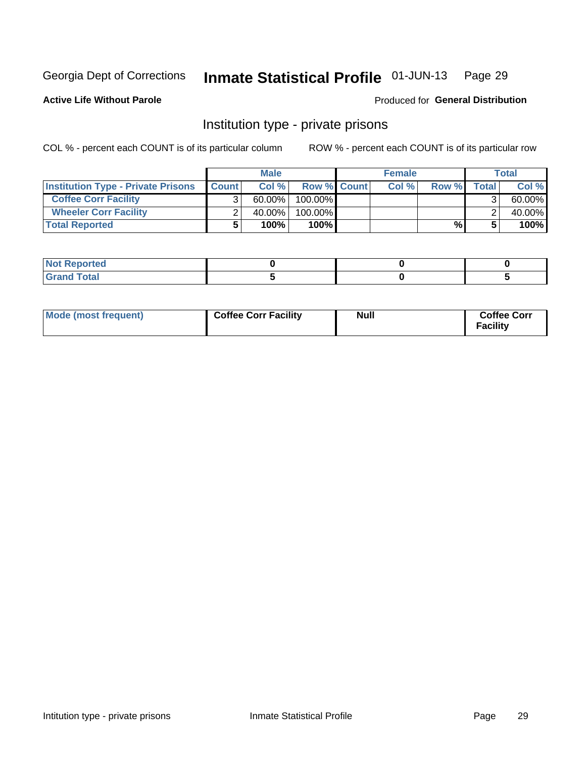Georgia Dept of Corrections **Inmate Statistical Profile** 01-JUN-13 Page 29

**Active Life Without Parole**

Produced for **General Distribution**

## Institution type - private prisons

COL % - percent each COUNT is of its particular column

ROW % - percent each COUNT is of its particular row

| | Male | | | Female | | | Total | |
|---|---|---|---|---|---|---|---|---|
| **Institution Type - Private Prisons** | **Count** | **Col %** | **Row %** | **Count** | **Col %** | **Row %** | **Total** | **Col %** |
| **Coffee Corr Facility** | 3 | 60.00% | 100.00% | | | | 3 | 60.00% |
| **Wheeler Corr Facility** | 2 | 40.00% | 100.00% | | | | 2 | 40.00% |
| **Total Reported** | **5** | **100%** | **100%** | | | **%** | **5** | **100%** |

| | | | |
|---|---|---|---|
| **Not Reported** | **0** | **0** | **0** |
| **Grand Total** | **5** | **0** | **5** |

| | | | |
|---|---|---|---|
| **Mode (most frequent)** | **Coffee Corr Facility** | **Null** | **Coffee Corr Facility** |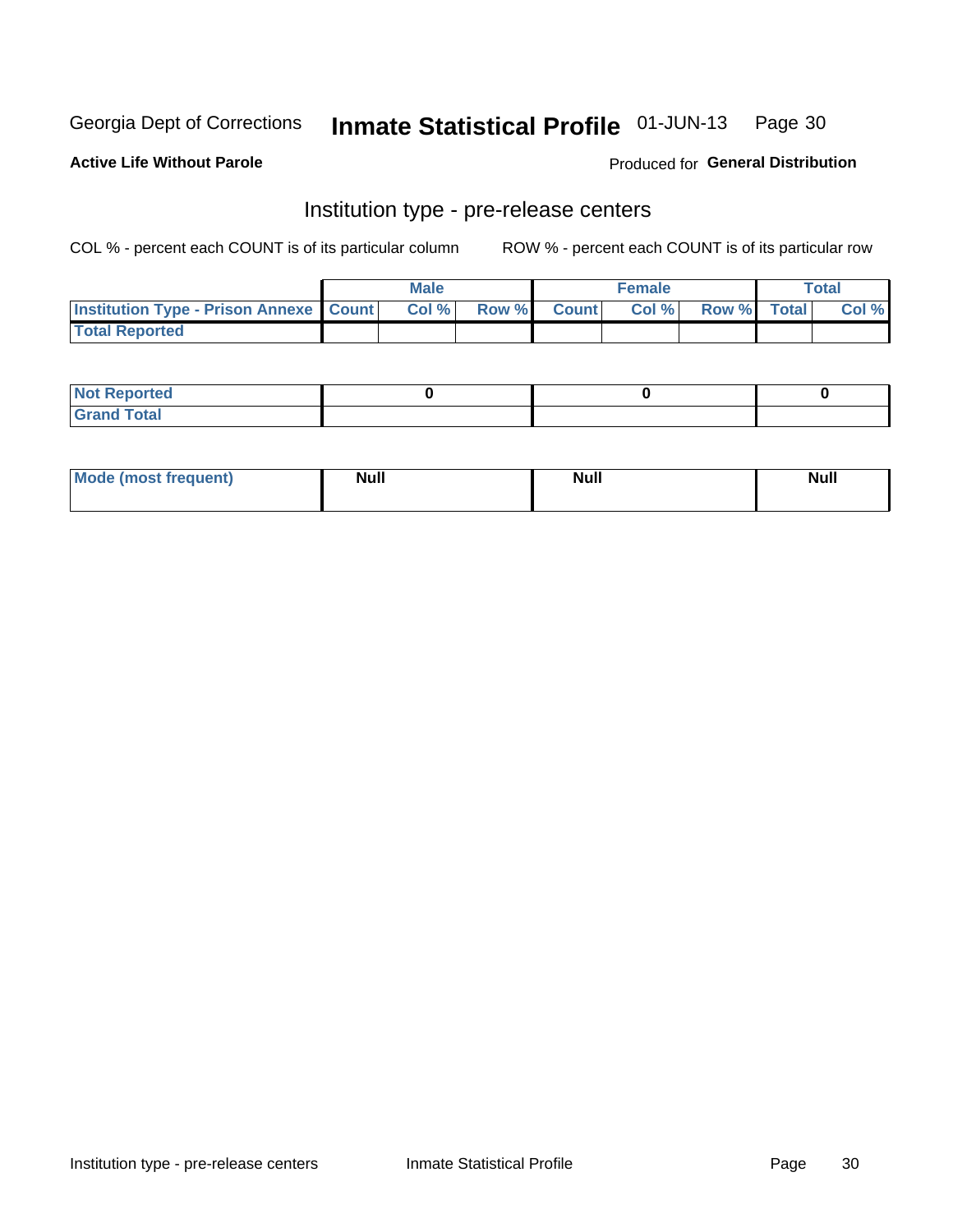Georgia Dept of Corrections **Inmate Statistical Profile** 01-JUN-13

**Active Life Without Parole**

Produced for **General Distribution**

## Institution type - pre-release centers

COL % - percent each COUNT is of its particular column ROW % - percent each COUNT is of its particular row

| | Male | | | Female | | | Total | |
|---|---|---|---|---|---|---|---|---|
| Institution Type - Prison Annexe | Count | Col % | Row % | Count | Col % | Row % | Total | Col % |
| Total Reported | | | | | | | | |

| | Male | Female | Total |
|---|---|---|---|
| Not Reported | 0 | 0 | 0 |
| Grand Total | | | |

| | Male | Female | Total |
|---|---|---|---|
| Mode (most frequent) | Null | Null | Null |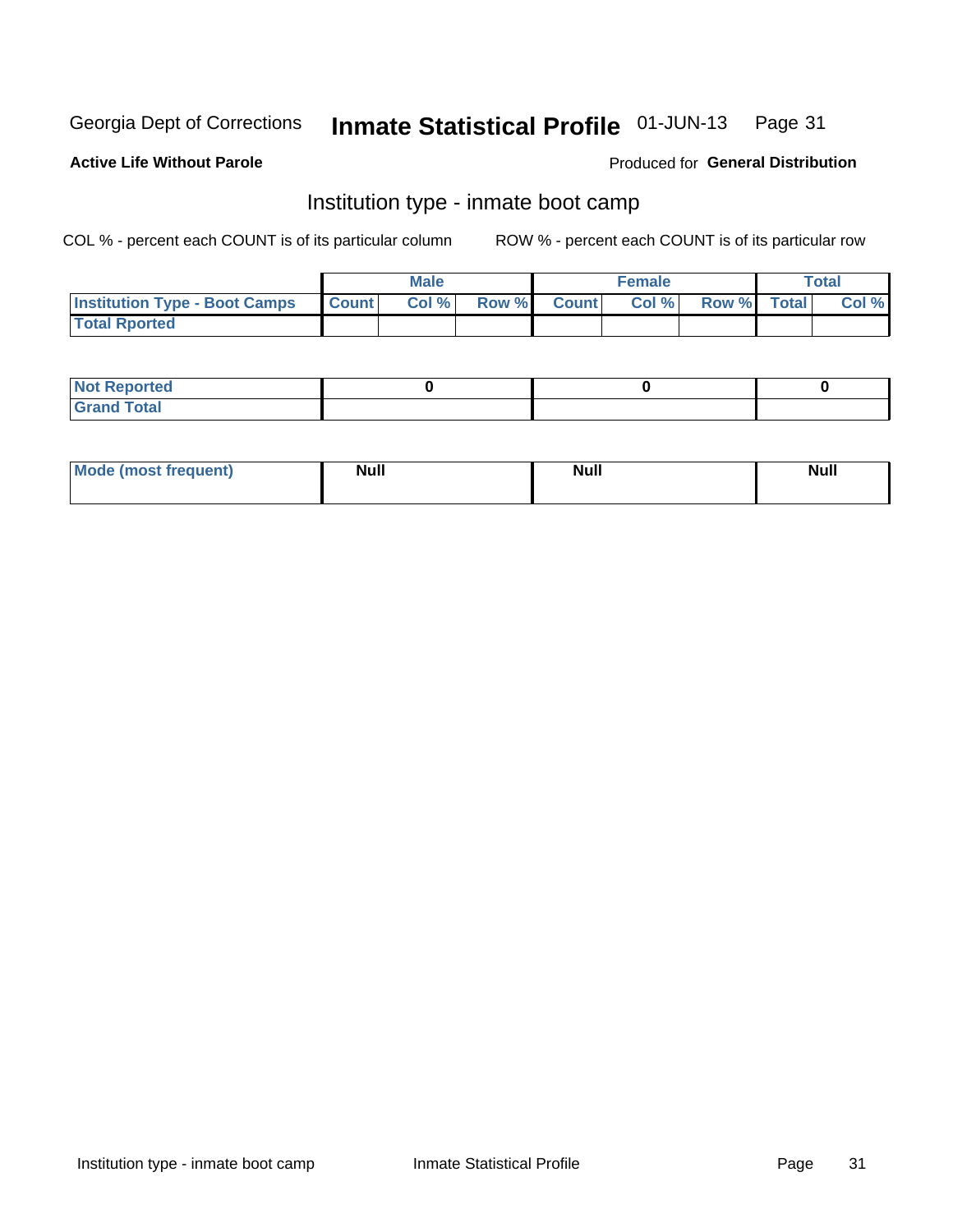Georgia Dept of Corrections **Inmate Statistical Profile** 01-JUN-13

**Active Life Without Parole**

Produced for **General Distribution**

## Institution type - inmate boot camp

COL % - percent each COUNT is of its particular column ROW % - percent each COUNT is of its particular row

| | Male | | | Female | | | Total | |
|---|---|---|---|---|---|---|---|---|
| Institution Type - Boot Camps | Count | Col % | Row % | Count | Col % | Row % | Total | Col % |
| Total Rported | | | | | | | | |

| | Male | Female | Total |
|---|---|---|---|
| Not Reported | 0 | 0 | 0 |
| Grand Total | | | |

| | Male | Female | Total |
|---|---|---|---|
| Mode (most frequent) | Null | Null | Null |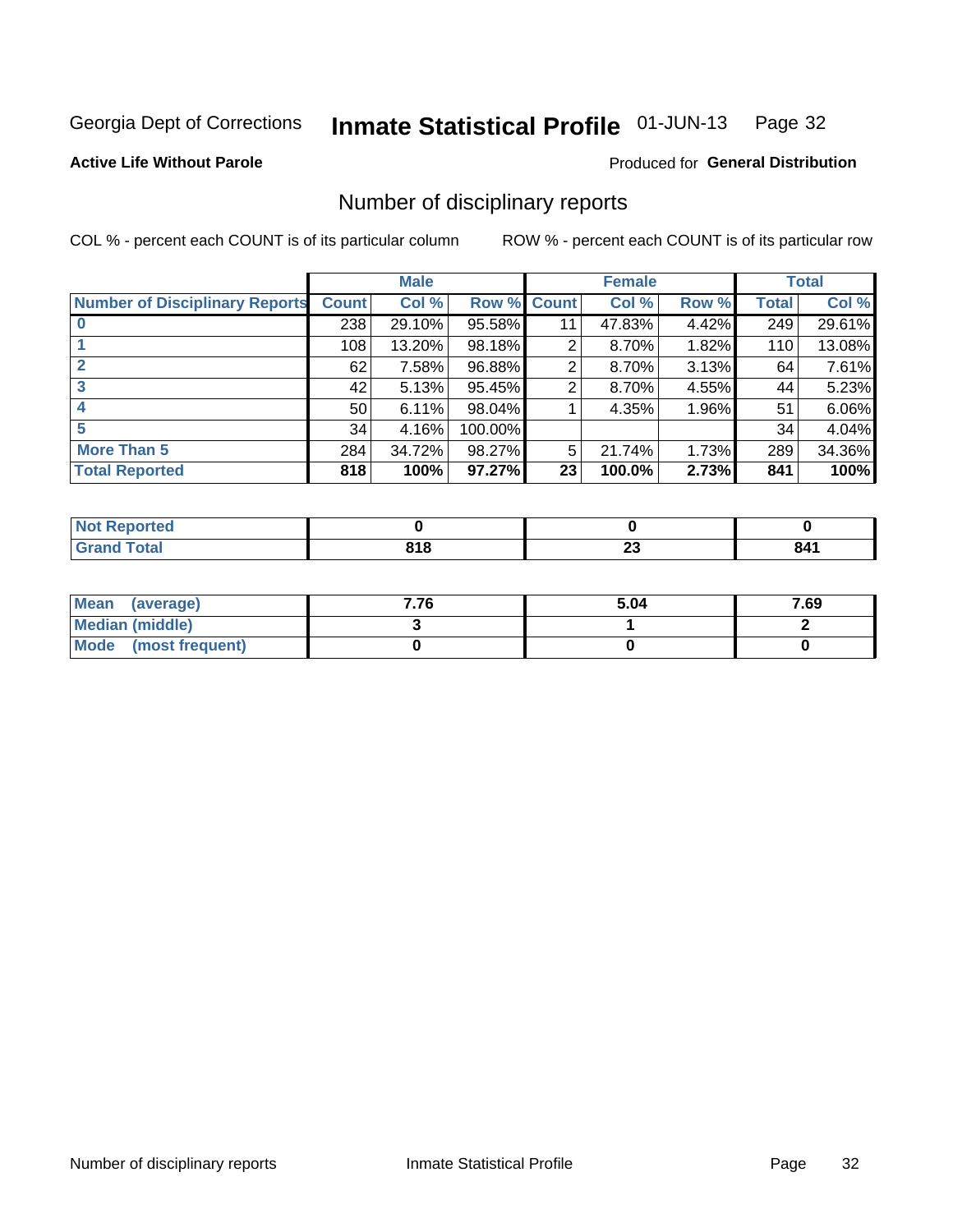Georgia Dept of Corrections **Inmate Statistical Profile** 01-JUN-13

**Active Life Without Parole**

Produced for **General Distribution**

## Number of disciplinary reports

COL % - percent each COUNT is of its particular column

ROW % - percent each COUNT is of its particular row

| | Male | | | Female | | | Total | |
|---|---|---|---|---|---|---|---|---|
| **Number of Disciplinary Reports** | **Count** | **Col %** | **Row %** | **Count** | **Col %** | **Row %** | **Total** | **Col %** |
| **0** | 238 | 29.10% | 95.58% | 11 | 47.83% | 4.42% | 249 | 29.61% |
| **1** | 108 | 13.20% | 98.18% | 2 | 8.70% | 1.82% | 110 | 13.08% |
| **2** | 62 | 7.58% | 96.88% | 2 | 8.70% | 3.13% | 64 | 7.61% |
| **3** | 42 | 5.13% | 95.45% | 2 | 8.70% | 4.55% | 44 | 5.23% |
| **4** | 50 | 6.11% | 98.04% | 1 | 4.35% | 1.96% | 51 | 6.06% |
| **5** | 34 | 4.16% | 100.00% | | | | 34 | 4.04% |
| **More Than 5** | 284 | 34.72% | 98.27% | 5 | 21.74% | 1.73% | 289 | 34.36% |
| **Total Reported** | **818** | **100%** | **97.27%** | **23** | **100.0%** | **2.73%** | **841** | **100%** |

| | Male | Female | Total |
|---|---|---|---|
| **Not Reported** | **0** | **0** | **0** |
| **Grand Total** | **818** | **23** | **841** |

| | Male | Female | Total |
|---|---|---|---|
| **Mean (average)** | **7.76** | **5.04** | **7.69** |
| **Median (middle)** | **3** | **1** | **2** |
| **Mode (most frequent)** | **0** | **0** | **0** |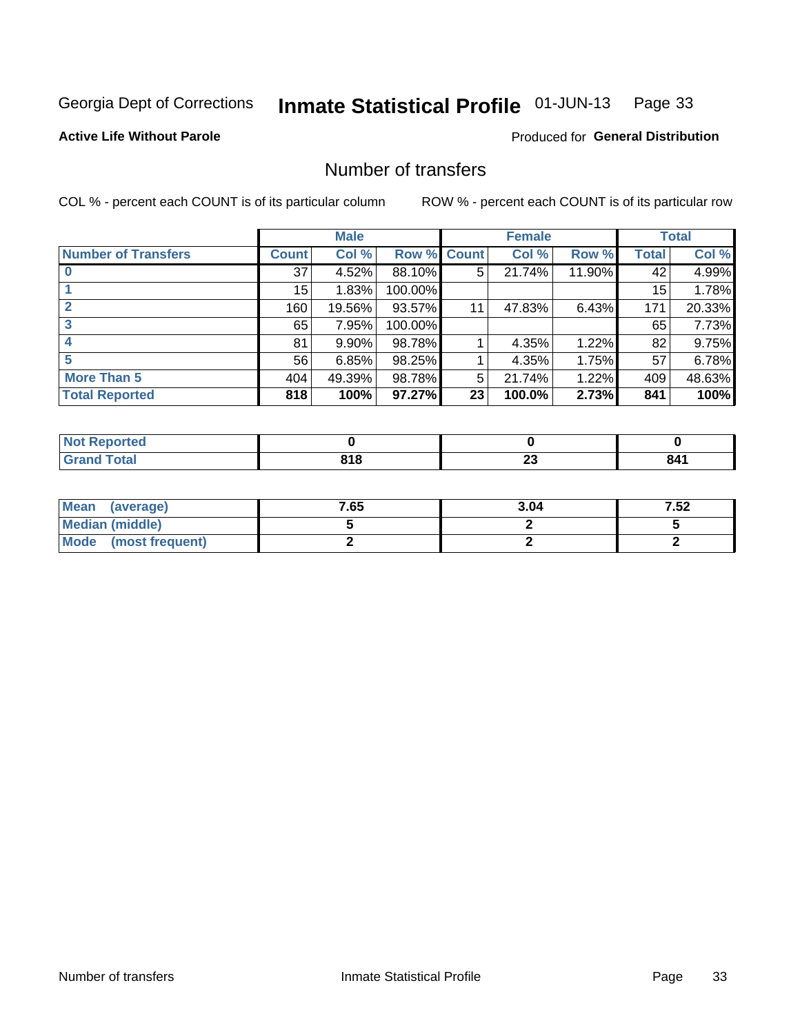Georgia Dept of Corrections **Inmate Statistical Profile** 01-JUN-13

**Active Life Without Parole**

Produced for **General Distribution**

## Number of transfers

COL % - percent each COUNT is of its particular column

ROW % - percent each COUNT is of its particular row

| | Male | | | Female | | | Total | |
|---|---|---|---|---|---|---|---|---|
| **Number of Transfers** | **Count** | **Col %** | **Row %** | **Count** | **Col %** | **Row %** | **Total** | **Col %** |
| **0** | 37 | 4.52% | 88.10% | 5 | 21.74% | 11.90% | 42 | 4.99% |
| **1** | 15 | 1.83% | 100.00% | | | | 15 | 1.78% |
| **2** | 160 | 19.56% | 93.57% | 11 | 47.83% | 6.43% | 171 | 20.33% |
| **3** | 65 | 7.95% | 100.00% | | | | 65 | 7.73% |
| **4** | 81 | 9.90% | 98.78% | 1 | 4.35% | 1.22% | 82 | 9.75% |
| **5** | 56 | 6.85% | 98.25% | 1 | 4.35% | 1.75% | 57 | 6.78% |
| **More Than 5** | 404 | 49.39% | 98.78% | 5 | 21.74% | 1.22% | 409 | 48.63% |
| **Total Reported** | **818** | **100%** | **97.27%** | **23** | **100.0%** | **2.73%** | **841** | **100%** |

| | Male | Female | Total |
|---|---|---|---|
| **Not Reported** | **0** | **0** | **0** |
| **Grand Total** | **818** | **23** | **841** |

| | Male | Female | Total |
|---|---|---|---|
| **Mean (average)** | **7.65** | **3.04** | **7.52** |
| **Median (middle)** | **5** | **2** | **5** |
| **Mode (most frequent)** | **2** | **2** | **2** |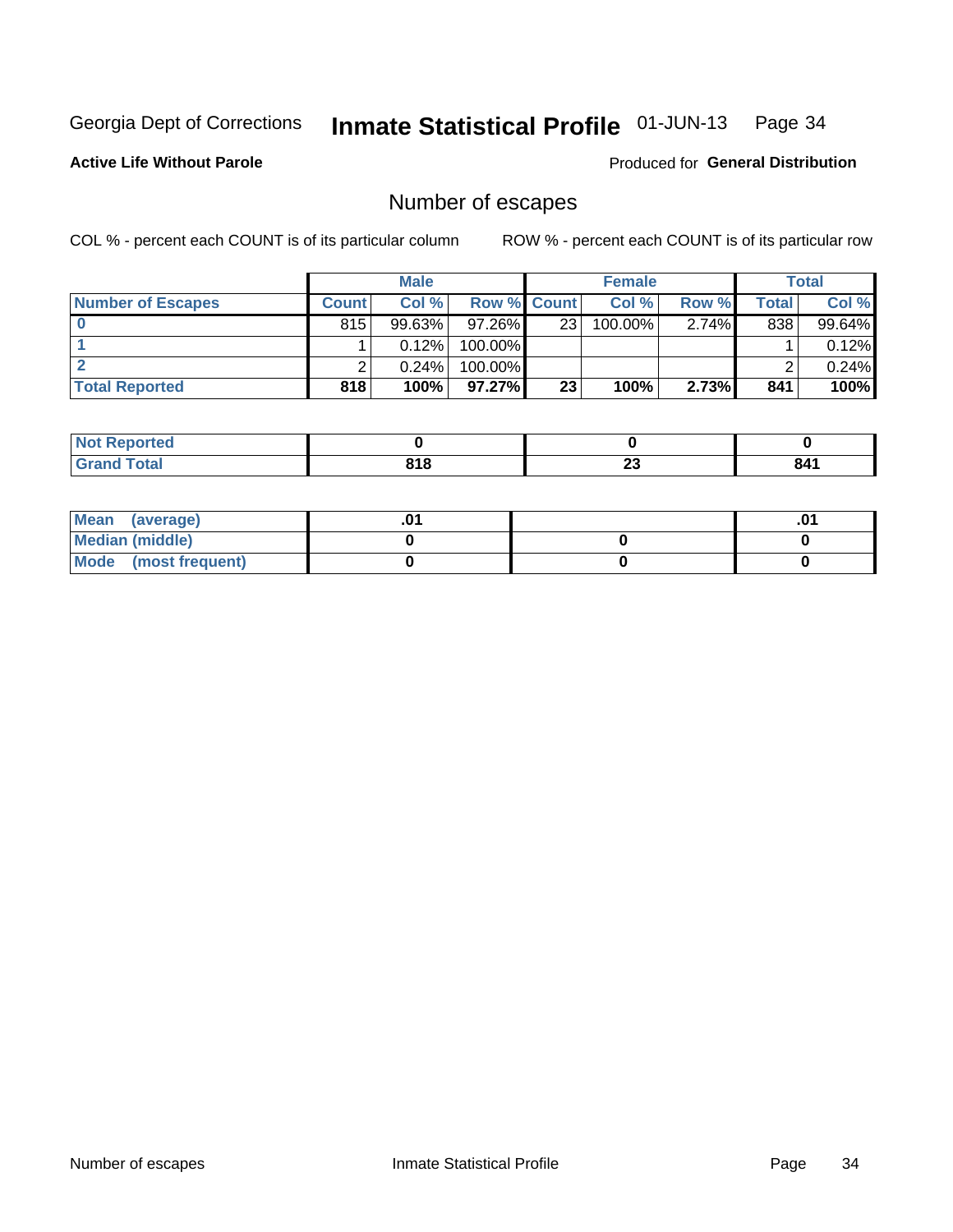Georgia Dept of Corrections **Inmate Statistical Profile** 01-JUN-13

**Active Life Without Parole**

Produced for **General Distribution**

## Number of escapes

COL % - percent each COUNT is of its particular column ROW % - percent each COUNT is of its particular row

| | Male | | | Female | | | Total | |
|---|---|---|---|---|---|---|---|---|
| **Number of Escapes** | **Count** | **Col %** | **Row %** | **Count** | **Col %** | **Row %** | **Total** | **Col %** |
| **0** | 815 | 99.63% | 97.26% | 23 | 100.00% | 2.74% | 838 | 99.64% |
| **1** | 1 | 0.12% | 100.00% | | | | 1 | 0.12% |
| **2** | 2 | 0.24% | 100.00% | | | | 2 | 0.24% |
| **Total Reported** | **818** | **100%** | **97.27%** | **23** | **100%** | **2.73%** | **841** | **100%** |

| | Male | Female | Total |
|---|---|---|---|
| **Not Reported** | **0** | **0** | **0** |
| **Grand Total** | **818** | **23** | **841** |

| | Male | Female | Total |
|---|---|---|---|
| **Mean (average)** | **.01** | | **.01** |
| **Median (middle)** | **0** | **0** | **0** |
| **Mode (most frequent)** | **0** | **0** | **0** |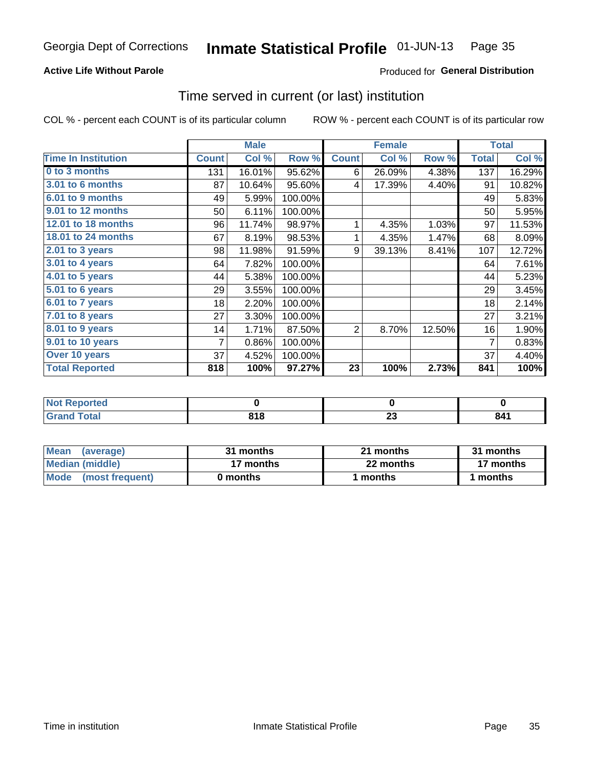# Georgia Dept of Corrections — Inmate Statistical Profile — 01-JUN-13

**Active Life Without Parole**

Produced for **General Distribution**

## Time served in current (or last) institution

COL % - percent each COUNT is of its particular column

ROW % - percent each COUNT is of its particular row

| | Male | | | Female | | | Total | |
|---|---|---|---|---|---|---|---|---|
| **Time In Institution** | **Count** | **Col %** | **Row %** | **Count** | **Col %** | **Row %** | **Total** | **Col %** |
| 0 to 3 months | 131 | 16.01% | 95.62% | 6 | 26.09% | 4.38% | 137 | 16.29% |
| 3.01 to 6 months | 87 | 10.64% | 95.60% | 4 | 17.39% | 4.40% | 91 | 10.82% |
| 6.01 to 9 months | 49 | 5.99% | 100.00% | | | | 49 | 5.83% |
| 9.01 to 12 months | 50 | 6.11% | 100.00% | | | | 50 | 5.95% |
| 12.01 to 18 months | 96 | 11.74% | 98.97% | 1 | 4.35% | 1.03% | 97 | 11.53% |
| 18.01 to 24 months | 67 | 8.19% | 98.53% | 1 | 4.35% | 1.47% | 68 | 8.09% |
| 2.01 to 3 years | 98 | 11.98% | 91.59% | 9 | 39.13% | 8.41% | 107 | 12.72% |
| 3.01 to 4 years | 64 | 7.82% | 100.00% | | | | 64 | 7.61% |
| 4.01 to 5 years | 44 | 5.38% | 100.00% | | | | 44 | 5.23% |
| 5.01 to 6 years | 29 | 3.55% | 100.00% | | | | 29 | 3.45% |
| 6.01 to 7 years | 18 | 2.20% | 100.00% | | | | 18 | 2.14% |
| 7.01 to 8 years | 27 | 3.30% | 100.00% | | | | 27 | 3.21% |
| 8.01 to 9 years | 14 | 1.71% | 87.50% | 2 | 8.70% | 12.50% | 16 | 1.90% |
| 9.01 to 10 years | 7 | 0.86% | 100.00% | | | | 7 | 0.83% |
| Over 10 years | 37 | 4.52% | 100.00% | | | | 37 | 4.40% |
| **Total Reported** | **818** | **100%** | **97.27%** | **23** | **100%** | **2.73%** | **841** | **100%** |

| | Male | Female | Total |
|---|---|---|---|
| Not Reported | 0 | 0 | 0 |
| Grand Total | 818 | 23 | 841 |

| | Male | Female | Total |
|---|---|---|---|
| Mean (average) | 31 months | 21 months | 31 months |
| Median (middle) | 17 months | 22 months | 17 months |
| Mode (most frequent) | 0 months | 1 months | 1 months |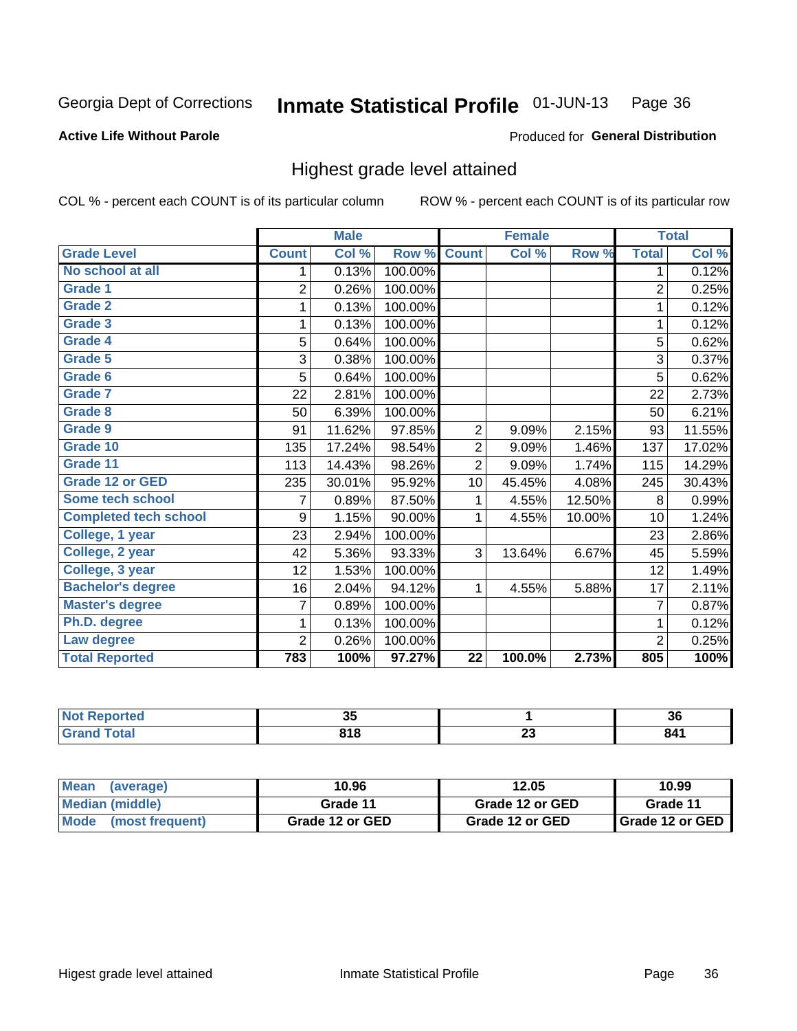Georgia Dept of Corrections **Inmate Statistical Profile** 01-JUN-13

**Active Life Without Parole**

Produced for **General Distribution**

## Highest grade level attained

COL % - percent each COUNT is of its particular column ROW % - percent each COUNT is of its particular row

| | Male | | | Female | | | Total | |
|---|---|---|---|---|---|---|---|---|
| **Grade Level** | **Count** | **Col %** | **Row %** | **Count** | **Col %** | **Row %** | **Total** | **Col %** |
| No school at all | 1 | 0.13% | 100.00% | | | | 1 | 0.12% |
| Grade 1 | 2 | 0.26% | 100.00% | | | | 2 | 0.25% |
| Grade 2 | 1 | 0.13% | 100.00% | | | | 1 | 0.12% |
| Grade 3 | 1 | 0.13% | 100.00% | | | | 1 | 0.12% |
| Grade 4 | 5 | 0.64% | 100.00% | | | | 5 | 0.62% |
| Grade 5 | 3 | 0.38% | 100.00% | | | | 3 | 0.37% |
| Grade 6 | 5 | 0.64% | 100.00% | | | | 5 | 0.62% |
| Grade 7 | 22 | 2.81% | 100.00% | | | | 22 | 2.73% |
| Grade 8 | 50 | 6.39% | 100.00% | | | | 50 | 6.21% |
| Grade 9 | 91 | 11.62% | 97.85% | 2 | 9.09% | 2.15% | 93 | 11.55% |
| Grade 10 | 135 | 17.24% | 98.54% | 2 | 9.09% | 1.46% | 137 | 17.02% |
| Grade 11 | 113 | 14.43% | 98.26% | 2 | 9.09% | 1.74% | 115 | 14.29% |
| Grade 12 or GED | 235 | 30.01% | 95.92% | 10 | 45.45% | 4.08% | 245 | 30.43% |
| Some tech school | 7 | 0.89% | 87.50% | 1 | 4.55% | 12.50% | 8 | 0.99% |
| Completed tech school | 9 | 1.15% | 90.00% | 1 | 4.55% | 10.00% | 10 | 1.24% |
| College, 1 year | 23 | 2.94% | 100.00% | | | | 23 | 2.86% |
| College, 2 year | 42 | 5.36% | 93.33% | 3 | 13.64% | 6.67% | 45 | 5.59% |
| College, 3 year | 12 | 1.53% | 100.00% | | | | 12 | 1.49% |
| Bachelor's degree | 16 | 2.04% | 94.12% | 1 | 4.55% | 5.88% | 17 | 2.11% |
| Master's degree | 7 | 0.89% | 100.00% | | | | 7 | 0.87% |
| Ph.D. degree | 1 | 0.13% | 100.00% | | | | 1 | 0.12% |
| Law degree | 2 | 0.26% | 100.00% | | | | 2 | 0.25% |
| **Total Reported** | **783** | **100%** | **97.27%** | **22** | **100.0%** | **2.73%** | **805** | **100%** |

| | Male | Female | Total |
|---|---|---|---|
| Not Reported | 35 | 1 | 36 |
| Grand Total | 818 | 23 | 841 |

| | Male | Female | Total |
|---|---|---|---|
| Mean (average) | 10.96 | 12.05 | 10.99 |
| Median (middle) | Grade 11 | Grade 12 or GED | Grade 11 |
| Mode (most frequent) | Grade 12 or GED | Grade 12 or GED | Grade 12 or GED |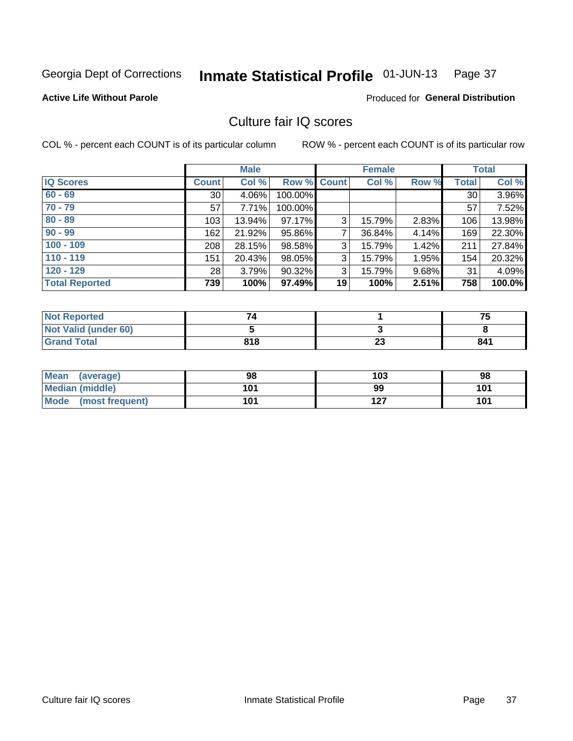Georgia Dept of Corrections **Inmate Statistical Profile** 01-JUN-13

**Active Life Without Parole**

Produced for **General Distribution**

## Culture fair IQ scores

COL % - percent each COUNT is of its particular column

ROW % - percent each COUNT is of its particular row

| | Male | | | Female | | | Total | |
|---|---|---|---|---|---|---|---|---|
| **IQ Scores** | **Count** | **Col %** | **Row %** | **Count** | **Col %** | **Row %** | **Total** | **Col %** |
| 60 - 69 | 30 | 4.06% | 100.00% | | | | 30 | 3.96% |
| 70 - 79 | 57 | 7.71% | 100.00% | | | | 57 | 7.52% |
| 80 - 89 | 103 | 13.94% | 97.17% | 3 | 15.79% | 2.83% | 106 | 13.98% |
| 90 - 99 | 162 | 21.92% | 95.86% | 7 | 36.84% | 4.14% | 169 | 22.30% |
| 100 - 109 | 208 | 28.15% | 98.58% | 3 | 15.79% | 1.42% | 211 | 27.84% |
| 110 - 119 | 151 | 20.43% | 98.05% | 3 | 15.79% | 1.95% | 154 | 20.32% |
| 120 - 129 | 28 | 3.79% | 90.32% | 3 | 15.79% | 9.68% | 31 | 4.09% |
| **Total Reported** | **739** | **100%** | **97.49%** | **19** | **100%** | **2.51%** | **758** | **100.0%** |

| | Male | Female | Total |
|---|---|---|---|
| Not Reported | 74 | 1 | 75 |
| Not Valid (under 60) | 5 | 3 | 8 |
| Grand Total | 818 | 23 | 841 |

| | Male | Female | Total |
|---|---|---|---|
| Mean (average) | 98 | 103 | 98 |
| Median (middle) | 101 | 99 | 101 |
| Mode (most frequent) | 101 | 127 | 101 |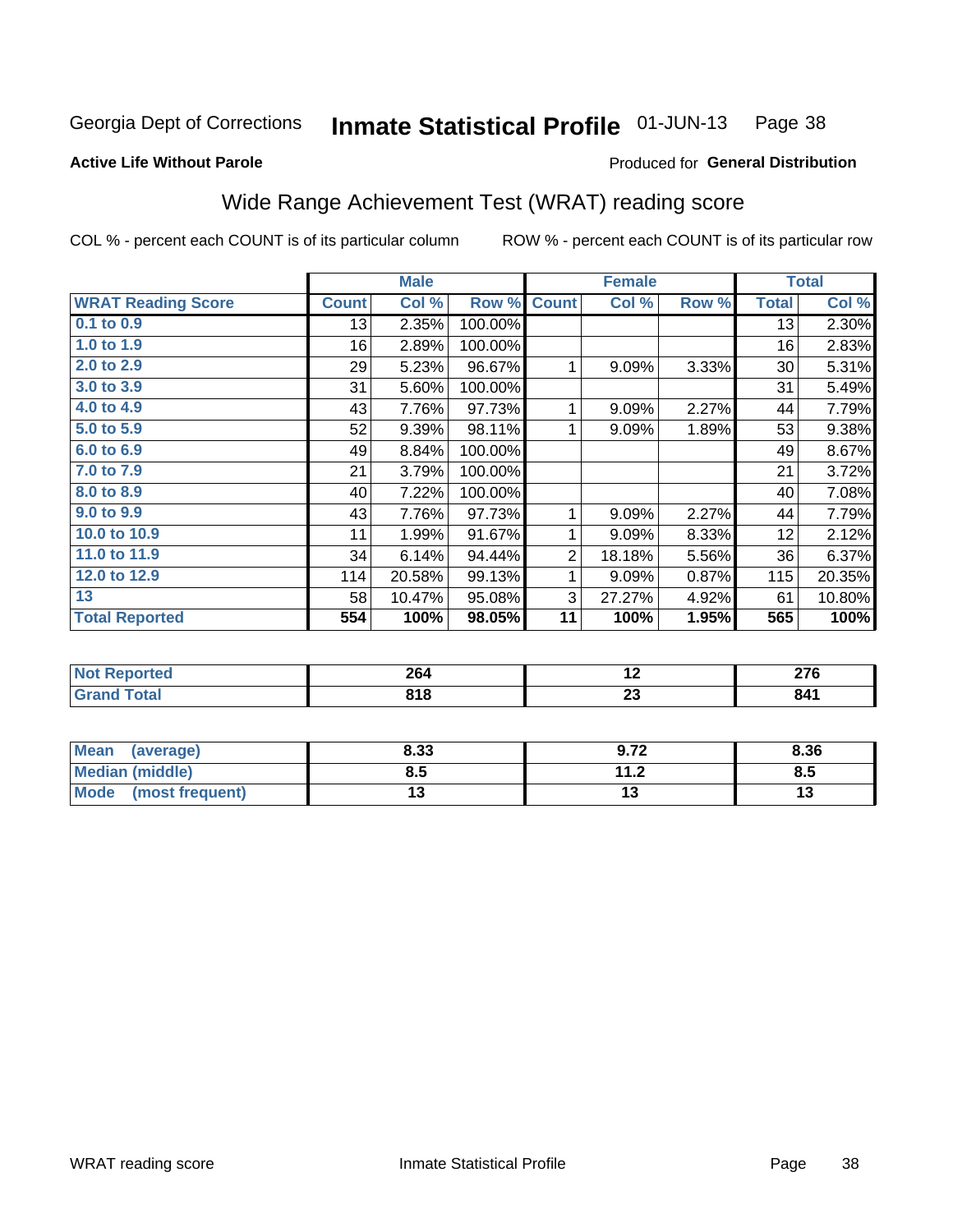Georgia Dept of Corrections **Inmate Statistical Profile** 01-JUN-13

**Active Life Without Parole**

Produced for **General Distribution**

## Wide Range Achievement Test (WRAT) reading score

COL % - percent each COUNT is of its particular column ROW % - percent each COUNT is of its particular row

| | Male | | | Female | | | Total | |
|---|---|---|---|---|---|---|---|---|
| **WRAT Reading Score** | **Count** | **Col %** | **Row %** | **Count** | **Col %** | **Row %** | **Total** | **Col %** |
| 0.1 to 0.9 | 13 | 2.35% | 100.00% | | | | 13 | 2.30% |
| 1.0 to 1.9 | 16 | 2.89% | 100.00% | | | | 16 | 2.83% |
| 2.0 to 2.9 | 29 | 5.23% | 96.67% | 1 | 9.09% | 3.33% | 30 | 5.31% |
| 3.0 to 3.9 | 31 | 5.60% | 100.00% | | | | 31 | 5.49% |
| 4.0 to 4.9 | 43 | 7.76% | 97.73% | 1 | 9.09% | 2.27% | 44 | 7.79% |
| 5.0 to 5.9 | 52 | 9.39% | 98.11% | 1 | 9.09% | 1.89% | 53 | 9.38% |
| 6.0 to 6.9 | 49 | 8.84% | 100.00% | | | | 49 | 8.67% |
| 7.0 to 7.9 | 21 | 3.79% | 100.00% | | | | 21 | 3.72% |
| 8.0 to 8.9 | 40 | 7.22% | 100.00% | | | | 40 | 7.08% |
| 9.0 to 9.9 | 43 | 7.76% | 97.73% | 1 | 9.09% | 2.27% | 44 | 7.79% |
| 10.0 to 10.9 | 11 | 1.99% | 91.67% | 1 | 9.09% | 8.33% | 12 | 2.12% |
| 11.0 to 11.9 | 34 | 6.14% | 94.44% | 2 | 18.18% | 5.56% | 36 | 6.37% |
| 12.0 to 12.9 | 114 | 20.58% | 99.13% | 1 | 9.09% | 0.87% | 115 | 20.35% |
| 13 | 58 | 10.47% | 95.08% | 3 | 27.27% | 4.92% | 61 | 10.80% |
| **Total Reported** | **554** | **100%** | **98.05%** | **11** | **100%** | **1.95%** | **565** | **100%** |

| | Male | Female | Total |
|---|---|---|---|
| Not Reported | 264 | 12 | 276 |
| Grand Total | 818 | 23 | 841 |

| | Male | Female | Total |
|---|---|---|---|
| Mean (average) | 8.33 | 9.72 | 8.36 |
| Median (middle) | 8.5 | 11.2 | 8.5 |
| Mode (most frequent) | 13 | 13 | 13 |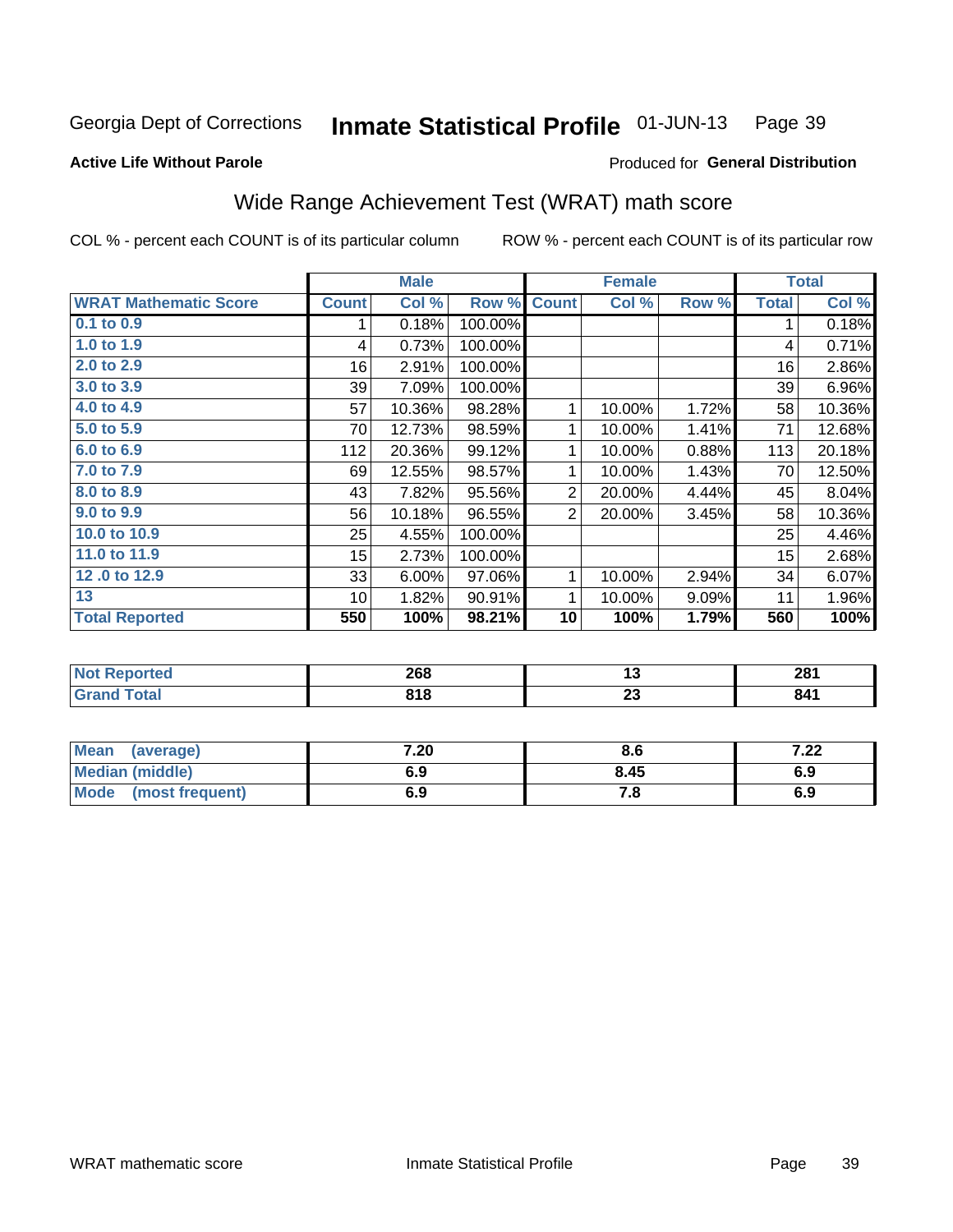Georgia Dept of Corrections **Inmate Statistical Profile** 01-JUN-13

**Active Life Without Parole**

Produced for **General Distribution**

## Wide Range Achievement Test (WRAT) math score

COL % - percent each COUNT is of its particular column    ROW % - percent each COUNT is of its particular row

| | Male | | | Female | | | Total | |
|---|---|---|---|---|---|---|---|---|
| **WRAT Mathematic Score** | **Count** | **Col %** | **Row %** | **Count** | **Col %** | **Row %** | **Total** | **Col %** |
| 0.1 to 0.9 | 1 | 0.18% | 100.00% | | | | 1 | 0.18% |
| 1.0 to 1.9 | 4 | 0.73% | 100.00% | | | | 4 | 0.71% |
| 2.0 to 2.9 | 16 | 2.91% | 100.00% | | | | 16 | 2.86% |
| 3.0 to 3.9 | 39 | 7.09% | 100.00% | | | | 39 | 6.96% |
| 4.0 to 4.9 | 57 | 10.36% | 98.28% | 1 | 10.00% | 1.72% | 58 | 10.36% |
| 5.0 to 5.9 | 70 | 12.73% | 98.59% | 1 | 10.00% | 1.41% | 71 | 12.68% |
| 6.0 to 6.9 | 112 | 20.36% | 99.12% | 1 | 10.00% | 0.88% | 113 | 20.18% |
| 7.0 to 7.9 | 69 | 12.55% | 98.57% | 1 | 10.00% | 1.43% | 70 | 12.50% |
| 8.0 to 8.9 | 43 | 7.82% | 95.56% | 2 | 20.00% | 4.44% | 45 | 8.04% |
| 9.0 to 9.9 | 56 | 10.18% | 96.55% | 2 | 20.00% | 3.45% | 58 | 10.36% |
| 10.0 to 10.9 | 25 | 4.55% | 100.00% | | | | 25 | 4.46% |
| 11.0 to 11.9 | 15 | 2.73% | 100.00% | | | | 15 | 2.68% |
| 12 .0 to 12.9 | 33 | 6.00% | 97.06% | 1 | 10.00% | 2.94% | 34 | 6.07% |
| 13 | 10 | 1.82% | 90.91% | 1 | 10.00% | 9.09% | 11 | 1.96% |
| **Total Reported** | **550** | **100%** | **98.21%** | **10** | **100%** | **1.79%** | **560** | **100%** |

| | Male | Female | Total |
|---|---|---|---|
| **Not Reported** | **268** | **13** | **281** |
| **Grand Total** | **818** | **23** | **841** |

| | Male | Female | Total |
|---|---|---|---|
| **Mean (average)** | **7.20** | **8.6** | **7.22** |
| **Median (middle)** | **6.9** | **8.45** | **6.9** |
| **Mode (most frequent)** | **6.9** | **7.8** | **6.9** |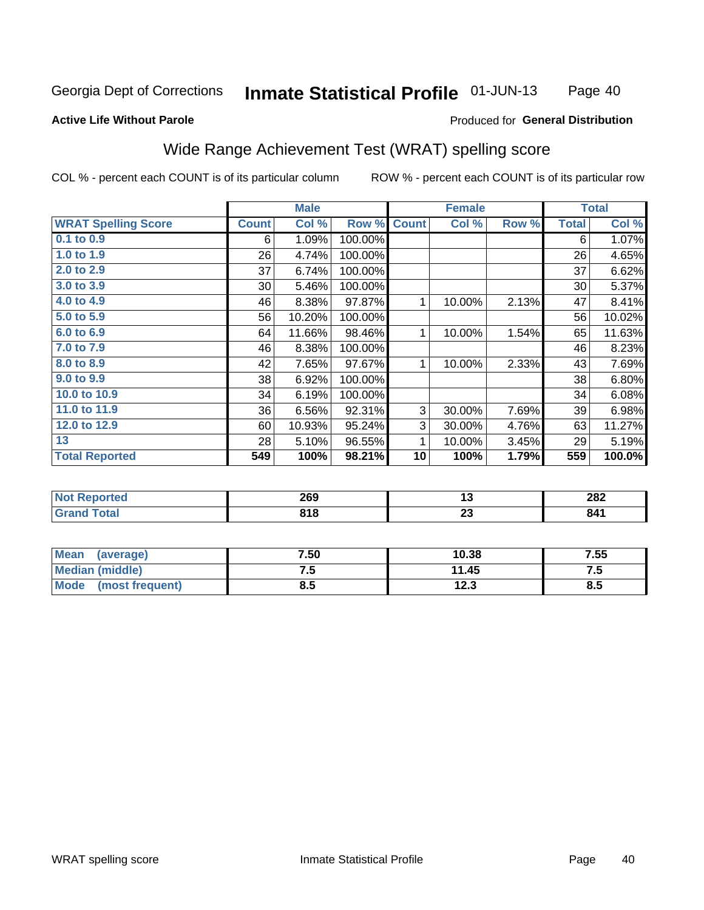Georgia Dept of Corrections **Inmate Statistical Profile** 01-JUN-13

**Active Life Without Parole**

Produced for **General Distribution**

## Wide Range Achievement Test (WRAT) spelling score

COL % - percent each COUNT is of its particular column ROW % - percent each COUNT is of its particular row

| | Male | | | Female | | | Total | |
|---|---|---|---|---|---|---|---|---|
| **WRAT Spelling Score** | **Count** | **Col %** | **Row %** | **Count** | **Col %** | **Row %** | **Total** | **Col %** |
| 0.1 to 0.9 | 6 | 1.09% | 100.00% | | | | 6 | 1.07% |
| 1.0 to 1.9 | 26 | 4.74% | 100.00% | | | | 26 | 4.65% |
| 2.0 to 2.9 | 37 | 6.74% | 100.00% | | | | 37 | 6.62% |
| 3.0 to 3.9 | 30 | 5.46% | 100.00% | | | | 30 | 5.37% |
| 4.0 to 4.9 | 46 | 8.38% | 97.87% | 1 | 10.00% | 2.13% | 47 | 8.41% |
| 5.0 to 5.9 | 56 | 10.20% | 100.00% | | | | 56 | 10.02% |
| 6.0 to 6.9 | 64 | 11.66% | 98.46% | 1 | 10.00% | 1.54% | 65 | 11.63% |
| 7.0 to 7.9 | 46 | 8.38% | 100.00% | | | | 46 | 8.23% |
| 8.0 to 8.9 | 42 | 7.65% | 97.67% | 1 | 10.00% | 2.33% | 43 | 7.69% |
| 9.0 to 9.9 | 38 | 6.92% | 100.00% | | | | 38 | 6.80% |
| 10.0 to 10.9 | 34 | 6.19% | 100.00% | | | | 34 | 6.08% |
| 11.0 to 11.9 | 36 | 6.56% | 92.31% | 3 | 30.00% | 7.69% | 39 | 6.98% |
| 12.0 to 12.9 | 60 | 10.93% | 95.24% | 3 | 30.00% | 4.76% | 63 | 11.27% |
| 13 | 28 | 5.10% | 96.55% | 1 | 10.00% | 3.45% | 29 | 5.19% |
| **Total Reported** | **549** | **100%** | **98.21%** | **10** | **100%** | **1.79%** | **559** | **100.0%** |

| | Male | Female | Total |
|---|---|---|---|
| **Not Reported** | **269** | **13** | **282** |
| **Grand Total** | **818** | **23** | **841** |

| | Male | Female | Total |
|---|---|---|---|
| **Mean (average)** | **7.50** | **10.38** | **7.55** |
| **Median (middle)** | **7.5** | **11.45** | **7.5** |
| **Mode (most frequent)** | **8.5** | **12.3** | **8.5** |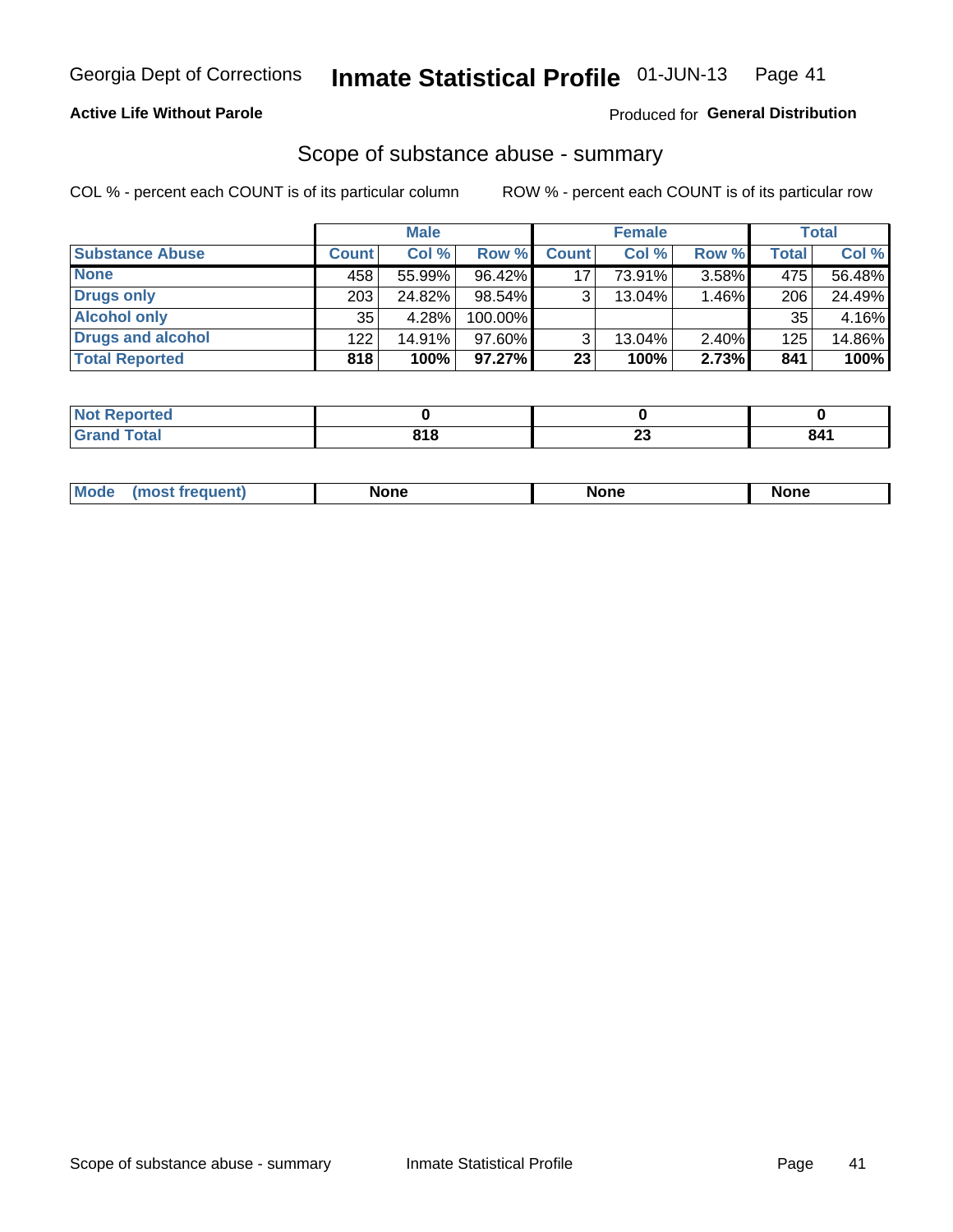Georgia Dept of Corrections **Inmate Statistical Profile** 01-JUN-13

**Active Life Without Parole**

Produced for **General Distribution**

## Scope of substance abuse - summary

COL % - percent each COUNT is of its particular column

ROW % - percent each COUNT is of its particular row

| | Male | | | Female | | | Total | |
|---|---|---|---|---|---|---|---|---|
| **Substance Abuse** | **Count** | **Col %** | **Row %** | **Count** | **Col %** | **Row %** | **Total** | **Col %** |
| **None** | 458 | 55.99% | 96.42% | 17 | 73.91% | 3.58% | 475 | 56.48% |
| **Drugs only** | 203 | 24.82% | 98.54% | 3 | 13.04% | 1.46% | 206 | 24.49% |
| **Alcohol only** | 35 | 4.28% | 100.00% | | | | 35 | 4.16% |
| **Drugs and alcohol** | 122 | 14.91% | 97.60% | 3 | 13.04% | 2.40% | 125 | 14.86% |
| **Total Reported** | **818** | **100%** | **97.27%** | **23** | **100%** | **2.73%** | **841** | **100%** |

| | Male | Female | Total |
|---|---|---|---|
| **Not Reported** | **0** | **0** | **0** |
| **Grand Total** | **818** | **23** | **841** |

| | Male | Female | Total |
|---|---|---|---|
| **Mode (most frequent)** | **None** | **None** | **None** |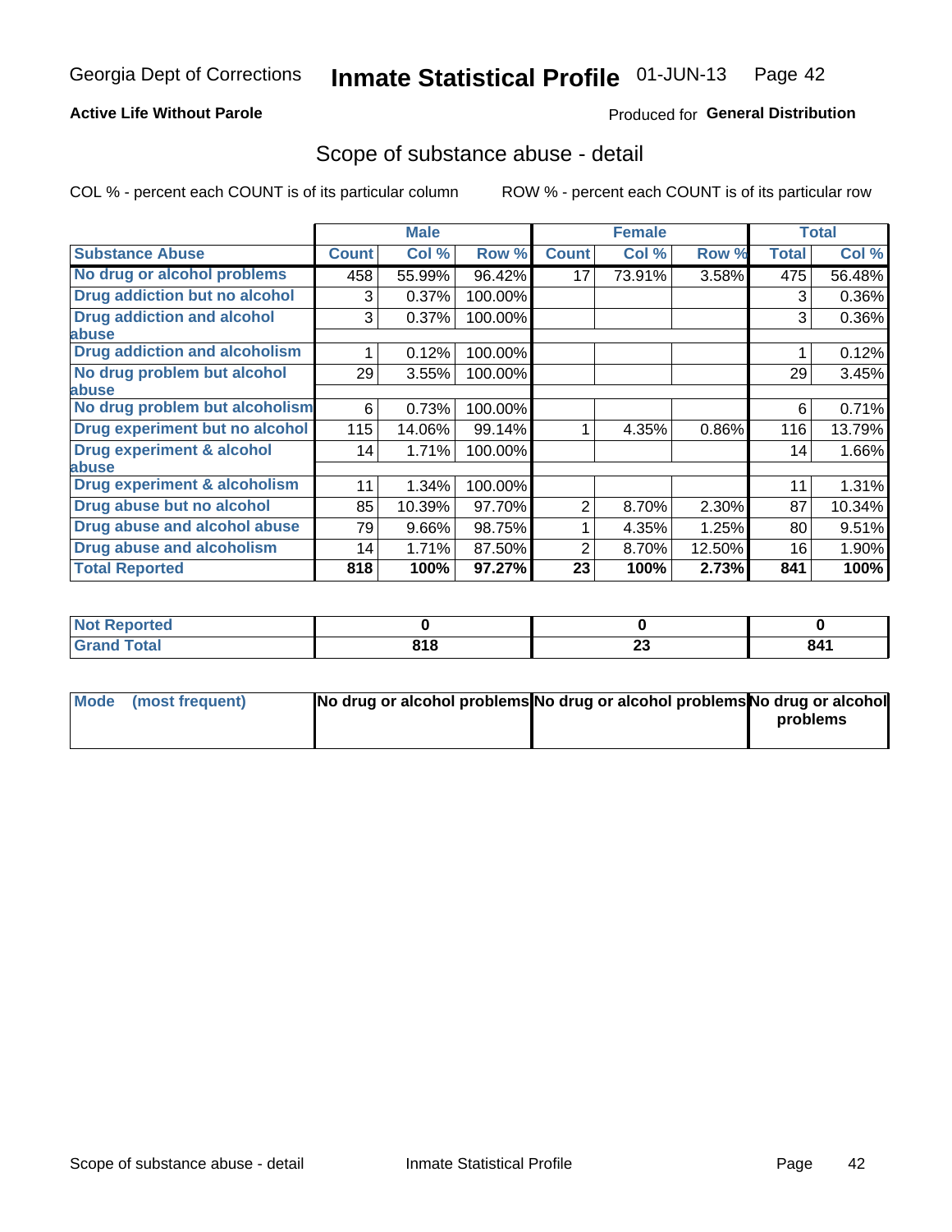Georgia Dept of Corrections **Inmate Statistical Profile** 01-JUN-13

**Active Life Without Parole**

Produced for **General Distribution**

## Scope of substance abuse - detail

COL % - percent each COUNT is of its particular column    ROW % - percent each COUNT is of its particular row

| | Male | | | Female | | | Total | |
|---|---|---|---|---|---|---|---|---|
| **Substance Abuse** | **Count** | **Col %** | **Row %** | **Count** | **Col %** | **Row %** | **Total** | **Col %** |
| **No drug or alcohol problems** | 458 | 55.99% | 96.42% | 17 | 73.91% | 3.58% | 475 | 56.48% |
| **Drug addiction but no alcohol** | 3 | 0.37% | 100.00% | | | | 3 | 0.36% |
| **Drug addiction and alcohol abuse** | 3 | 0.37% | 100.00% | | | | 3 | 0.36% |
| **Drug addiction and alcoholism** | 1 | 0.12% | 100.00% | | | | 1 | 0.12% |
| **No drug problem but alcohol abuse** | 29 | 3.55% | 100.00% | | | | 29 | 3.45% |
| **No drug problem but alcoholism** | 6 | 0.73% | 100.00% | | | | 6 | 0.71% |
| **Drug experiment but no alcohol** | 115 | 14.06% | 99.14% | 1 | 4.35% | 0.86% | 116 | 13.79% |
| **Drug experiment & alcohol abuse** | 14 | 1.71% | 100.00% | | | | 14 | 1.66% |
| **Drug experiment & alcoholism** | 11 | 1.34% | 100.00% | | | | 11 | 1.31% |
| **Drug abuse but no alcohol** | 85 | 10.39% | 97.70% | 2 | 8.70% | 2.30% | 87 | 10.34% |
| **Drug abuse and alcohol abuse** | 79 | 9.66% | 98.75% | 1 | 4.35% | 1.25% | 80 | 9.51% |
| **Drug abuse and alcoholism** | 14 | 1.71% | 87.50% | 2 | 8.70% | 12.50% | 16 | 1.90% |
| **Total Reported** | **818** | **100%** | **97.27%** | **23** | **100%** | **2.73%** | **841** | **100%** |

| | Male | Female | Total |
|---|---|---|---|
| **Not Reported** | **0** | **0** | **0** |
| **Grand Total** | **818** | **23** | **841** |

| | Male | Female | Total |
|---|---|---|---|
| **Mode (most frequent)** | **No drug or alcohol problems** | **No drug or alcohol problems** | **No drug or alcohol problems** |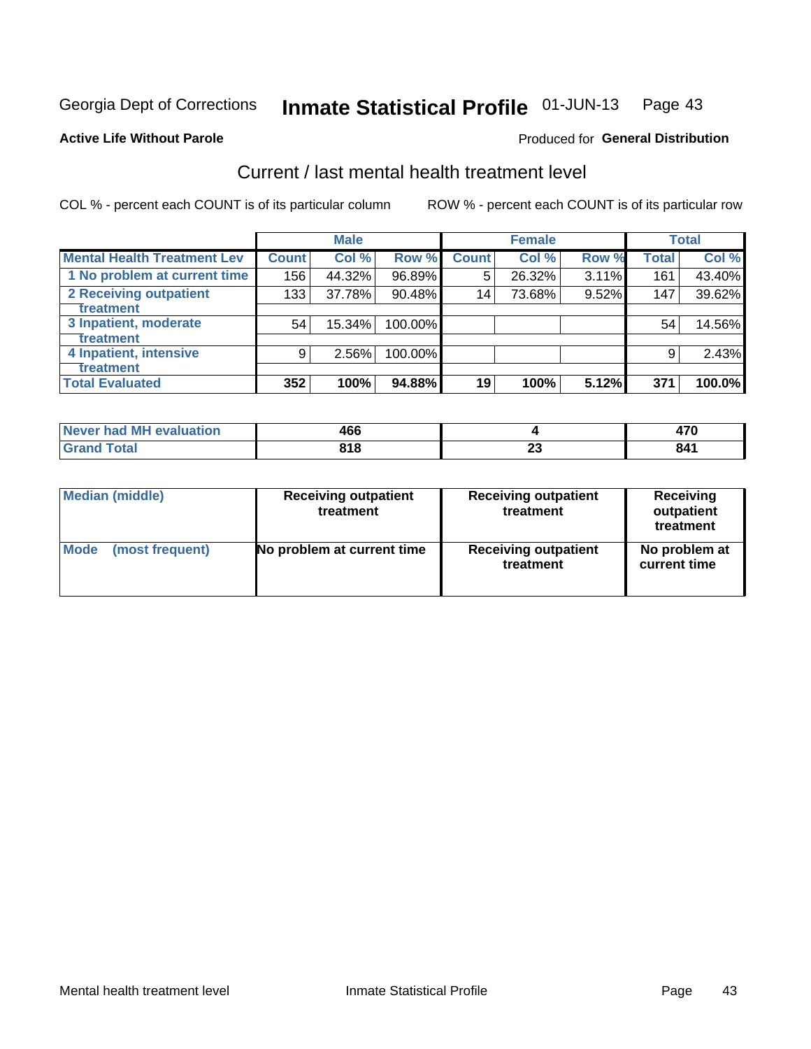Georgia Dept of Corrections **Inmate Statistical Profile** 01-JUN-13

**Active Life Without Parole**

Produced for **General Distribution**

## Current / last mental health treatment level

COL % - percent each COUNT is of its particular column

ROW % - percent each COUNT is of its particular row

| | Male | | | Female | | | Total | |
|---|---|---|---|---|---|---|---|---|
| **Mental Health Treatment Lev** | **Count** | **Col %** | **Row %** | **Count** | **Col %** | **Row %** | **Total** | **Col %** |
| 1 No problem at current time | 156 | 44.32% | 96.89% | 5 | 26.32% | 3.11% | 161 | 43.40% |
| 2 Receiving outpatient treatment | 133 | 37.78% | 90.48% | 14 | 73.68% | 9.52% | 147 | 39.62% |
| 3 Inpatient, moderate treatment | 54 | 15.34% | 100.00% | | | | 54 | 14.56% |
| 4 Inpatient, intensive treatment | 9 | 2.56% | 100.00% | | | | 9 | 2.43% |
| **Total Evaluated** | **352** | **100%** | **94.88%** | **19** | **100%** | **5.12%** | **371** | **100.0%** |

| | Male | Female | Total |
|---|---|---|---|
| **Never had MH evaluation** | **466** | **4** | **470** |
| **Grand Total** | **818** | **23** | **841** |

| | Male | Female | Total |
|---|---|---|---|
| **Median (middle)** | **Receiving outpatient treatment** | **Receiving outpatient treatment** | **Receiving outpatient treatment** |
| **Mode (most frequent)** | **No problem at current time** | **Receiving outpatient treatment** | **No problem at current time** |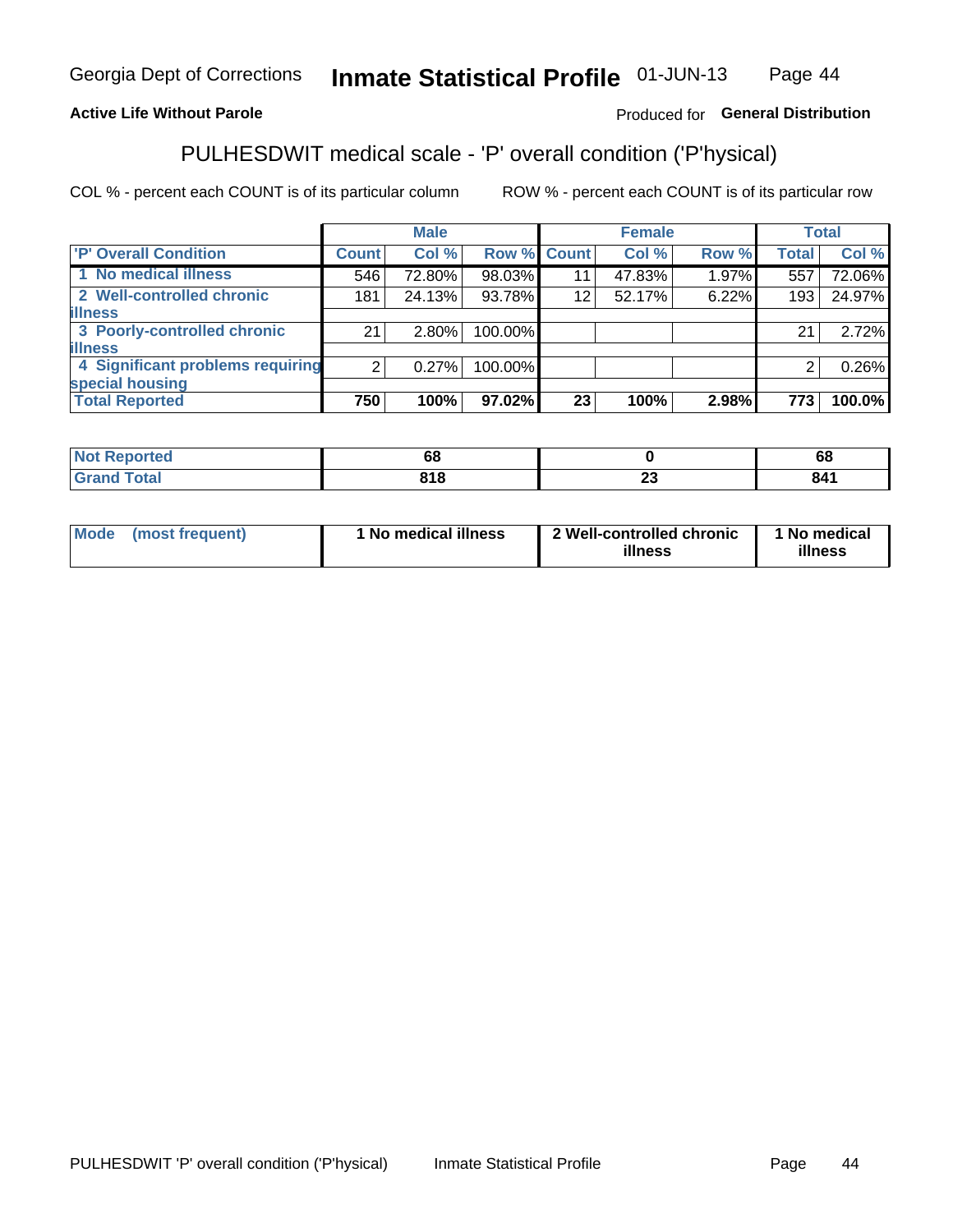Georgia Dept of Corrections **Inmate Statistical Profile** 01-JUN-13

**Active Life Without Parole**

Produced for **General Distribution**

## PULHESDWIT medical scale - 'P' overall condition ('P'hysical)

COL % - percent each COUNT is of its particular column

ROW % - percent each COUNT is of its particular row

| | Male | | | Female | | | Total | |
|---|---|---|---|---|---|---|---|---|
| **'P' Overall Condition** | **Count** | **Col %** | **Row %** | **Count** | **Col %** | **Row %** | **Total** | **Col %** |
| 1 No medical illness | 546 | 72.80% | 98.03% | 11 | 47.83% | 1.97% | 557 | 72.06% |
| 2 Well-controlled chronic illness | 181 | 24.13% | 93.78% | 12 | 52.17% | 6.22% | 193 | 24.97% |
| 3 Poorly-controlled chronic illness | 21 | 2.80% | 100.00% | | | | 21 | 2.72% |
| 4 Significant problems requiring special housing | 2 | 0.27% | 100.00% | | | | 2 | 0.26% |
| **Total Reported** | **750** | **100%** | **97.02%** | **23** | **100%** | **2.98%** | **773** | **100.0%** |

| | Male | Female | Total |
|---|---|---|---|
| **Not Reported** | **68** | **0** | **68** |
| **Grand Total** | **818** | **23** | **841** |

| | Male | Female | Total |
|---|---|---|---|
| **Mode (most frequent)** | **1 No medical illness** | **2 Well-controlled chronic illness** | **1 No medical illness** |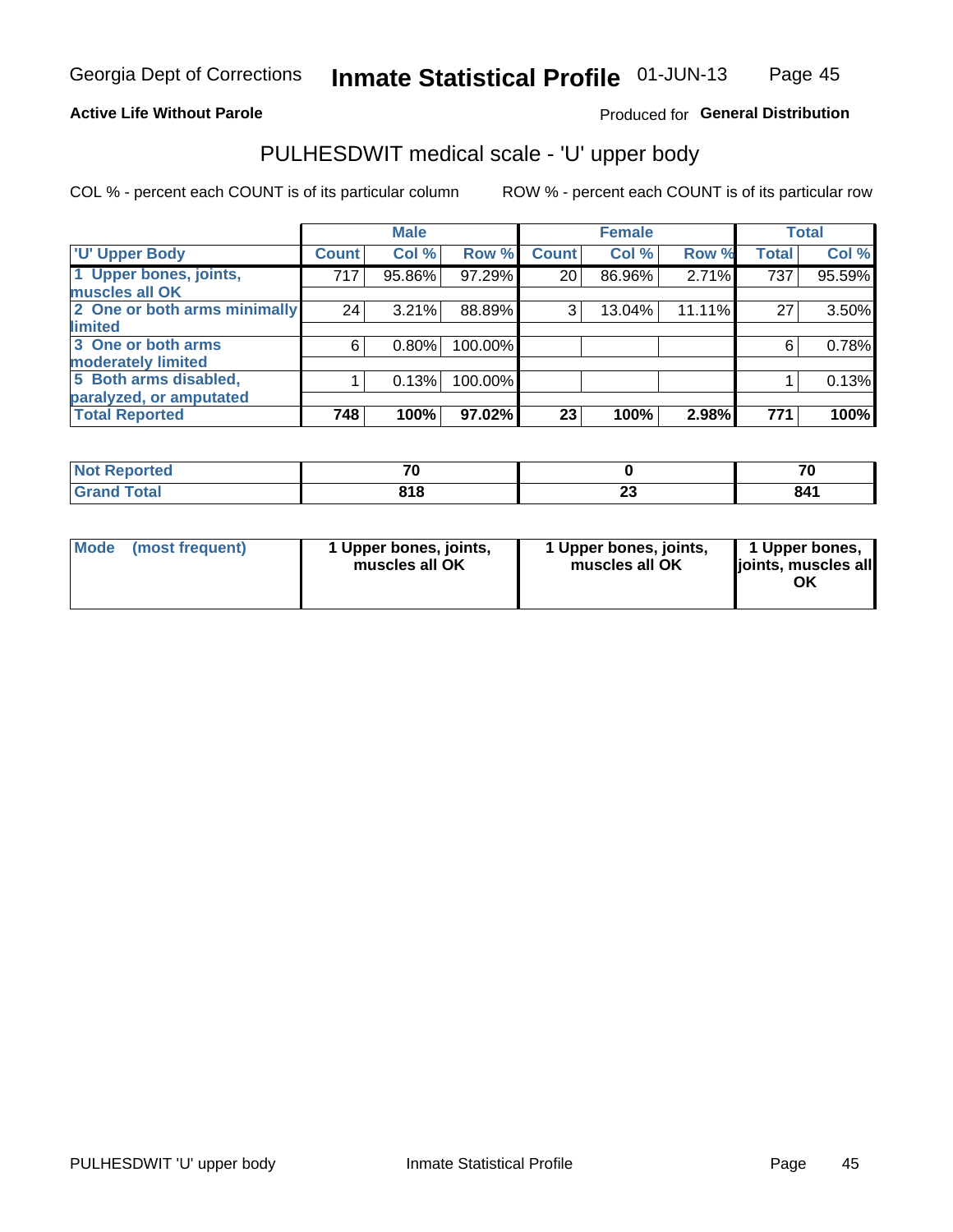Georgia Dept of Corrections **Inmate Statistical Profile** 01-JUN-13

**Active Life Without Parole**

Produced for **General Distribution**

## PULHESDWIT medical scale - 'U' upper body

COL % - percent each COUNT is of its particular column

ROW % - percent each COUNT is of its particular row

| | Male | | | Female | | | Total | |
|---|---|---|---|---|---|---|---|---|
| 'U' Upper Body | Count | Col % | Row % | Count | Col % | Row % | Total | Col % |
| 1 Upper bones, joints, muscles all OK | 717 | 95.86% | 97.29% | 20 | 86.96% | 2.71% | 737 | 95.59% |
| 2 One or both arms minimally limited | 24 | 3.21% | 88.89% | 3 | 13.04% | 11.11% | 27 | 3.50% |
| 3 One or both arms moderately limited | 6 | 0.80% | 100.00% | | | | 6 | 0.78% |
| 5 Both arms disabled, paralyzed, or amputated | 1 | 0.13% | 100.00% | | | | 1 | 0.13% |
| **Total Reported** | **748** | **100%** | **97.02%** | **23** | **100%** | **2.98%** | **771** | **100%** |

| | Male | Female | Total |
|---|---|---|---|
| Not Reported | 70 | 0 | 70 |
| Grand Total | 818 | 23 | 841 |

| | Male | Female | Total |
|---|---|---|---|
| Mode (most frequent) | 1 Upper bones, joints, muscles all OK | 1 Upper bones, joints, muscles all OK | 1 Upper bones, joints, muscles all OK |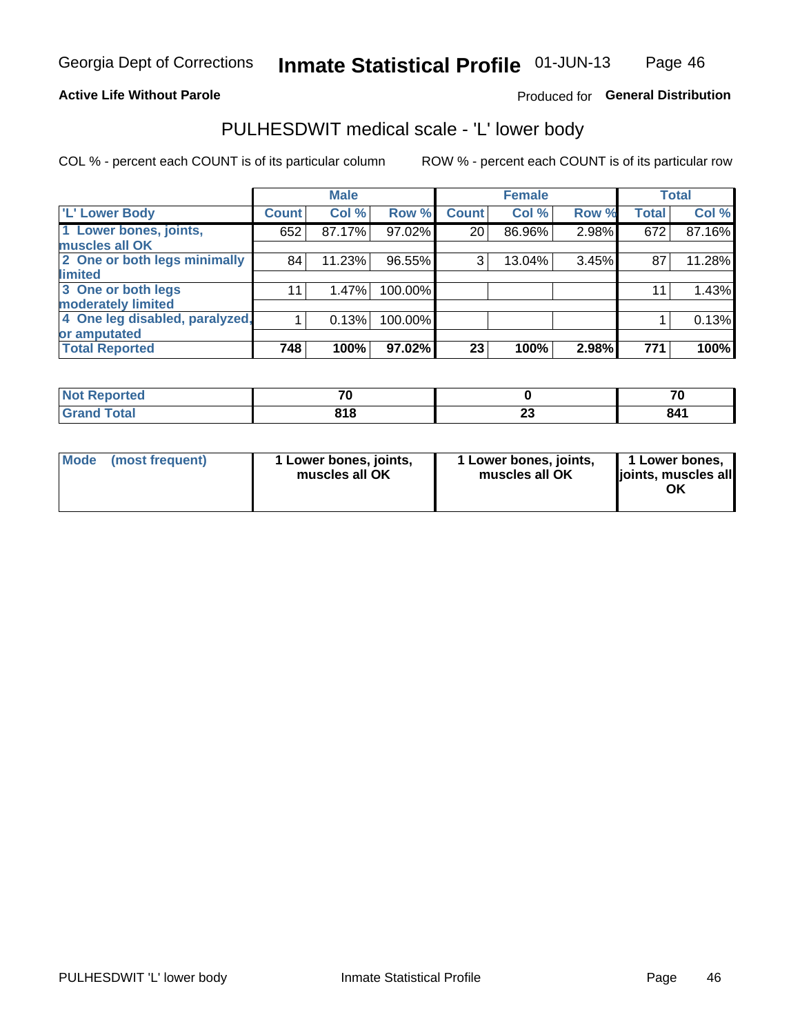Georgia Dept of Corrections **Inmate Statistical Profile** 01-JUN-13

**Active Life Without Parole**

Produced for **General Distribution**

## PULHESDWIT medical scale - 'L' lower body

COL % - percent each COUNT is of its particular column

ROW % - percent each COUNT is of its particular row

| | Male | | | Female | | | Total | |
|---|---|---|---|---|---|---|---|---|
| 'L' Lower Body | Count | Col % | Row % | Count | Col % | Row % | Total | Col % |
| 1 Lower bones, joints, muscles all OK | 652 | 87.17% | 97.02% | 20 | 86.96% | 2.98% | 672 | 87.16% |
| 2 One or both legs minimally limited | 84 | 11.23% | 96.55% | 3 | 13.04% | 3.45% | 87 | 11.28% |
| 3 One or both legs moderately limited | 11 | 1.47% | 100.00% | | | | 11 | 1.43% |
| 4 One leg disabled, paralyzed, or amputated | 1 | 0.13% | 100.00% | | | | 1 | 0.13% |
| **Total Reported** | **748** | **100%** | **97.02%** | **23** | **100%** | **2.98%** | **771** | **100%** |

| | Male | Female | Total |
|---|---|---|---|
| Not Reported | 70 | 0 | 70 |
| Grand Total | 818 | 23 | 841 |

| | Male | Female | Total |
|---|---|---|---|
| Mode (most frequent) | 1 Lower bones, joints, muscles all OK | 1 Lower bones, joints, muscles all OK | 1 Lower bones, joints, muscles all OK |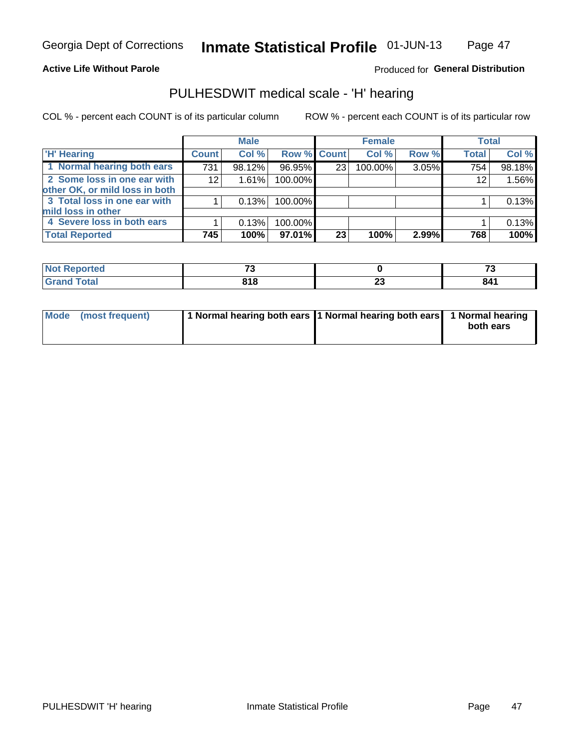Georgia Dept of Corrections **Inmate Statistical Profile** 01-JUN-13

**Active Life Without Parole**

Produced for **General Distribution**

## PULHESDWIT medical scale - 'H' hearing

COL % - percent each COUNT is of its particular column ROW % - percent each COUNT is of its particular row

| | Male | | | Female | | | Total | |
|---|---|---|---|---|---|---|---|---|
| **'H' Hearing** | **Count** | **Col %** | **Row %** | **Count** | **Col %** | **Row %** | **Total** | **Col %** |
| **1 Normal hearing both ears** | 731 | 98.12% | 96.95% | 23 | 100.00% | 3.05% | 754 | 98.18% |
| **2 Some loss in one ear with other OK, or mild loss in both** | 12 | 1.61% | 100.00% | | | | 12 | 1.56% |
| **3 Total loss in one ear with mild loss in other** | 1 | 0.13% | 100.00% | | | | 1 | 0.13% |
| **4 Severe loss in both ears** | 1 | 0.13% | 100.00% | | | | 1 | 0.13% |
| **Total Reported** | **745** | **100%** | **97.01%** | **23** | **100%** | **2.99%** | **768** | **100%** |

| | Male | Female | Total |
|---|---|---|---|
| **Not Reported** | **73** | **0** | **73** |
| **Grand Total** | **818** | **23** | **841** |

| | Male | Female | Total |
|---|---|---|---|
| **Mode (most frequent)** | **1 Normal hearing both ears** | **1 Normal hearing both ears** | **1 Normal hearing both ears** |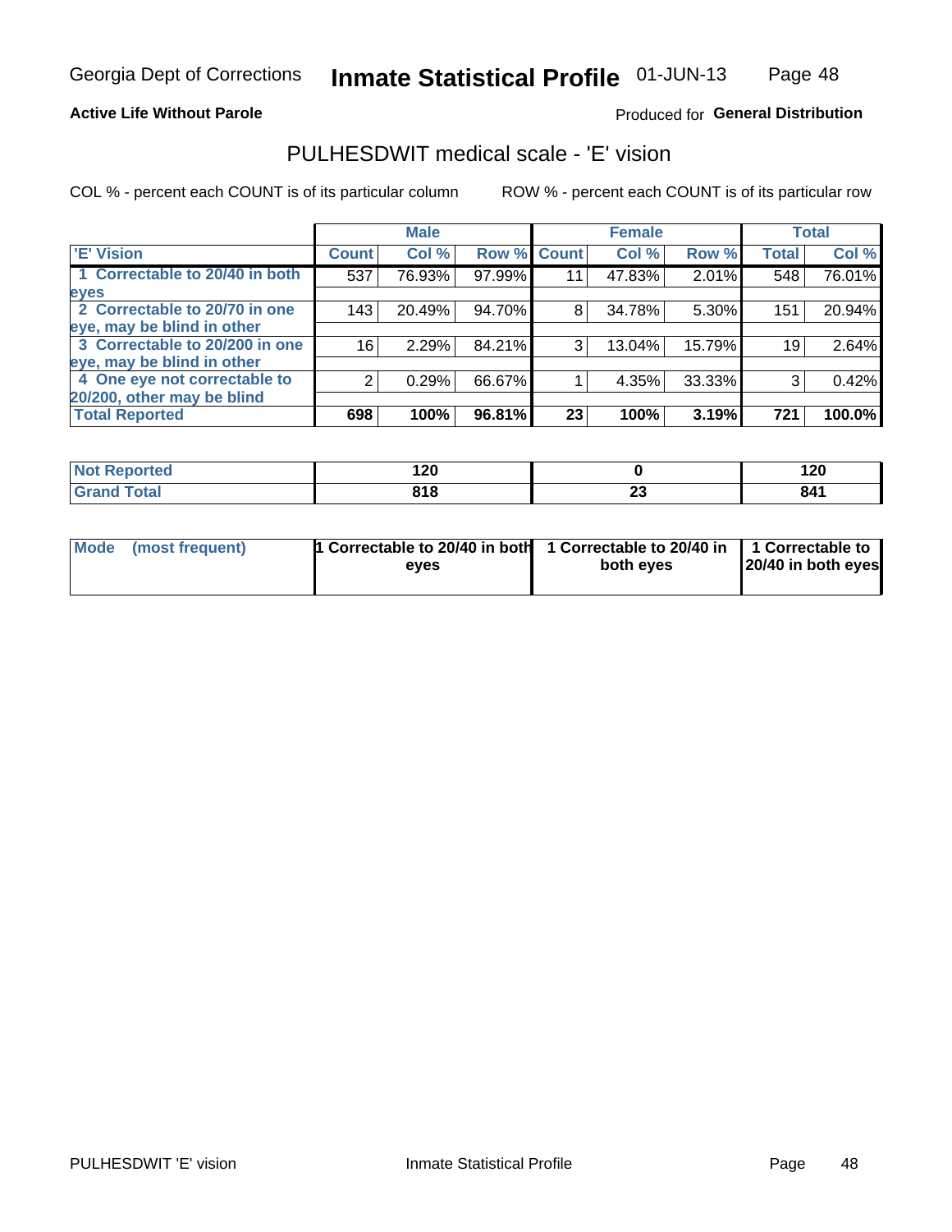Georgia Dept of Corrections **Inmate Statistical Profile** 01-JUN-13

**Active Life Without Parole**

Produced for **General Distribution**

## PULHESDWIT medical scale - 'E' vision

COL % - percent each COUNT is of its particular column

ROW % - percent each COUNT is of its particular row

| | Male | | | Female | | | Total | |
|---|---|---|---|---|---|---|---|---|
| 'E' Vision | Count | Col % | Row % | Count | Col % | Row % | Total | Col % |
| 1 Correctable to 20/40 in both eyes | 537 | 76.93% | 97.99% | 11 | 47.83% | 2.01% | 548 | 76.01% |
| 2 Correctable to 20/70 in one eye, may be blind in other | 143 | 20.49% | 94.70% | 8 | 34.78% | 5.30% | 151 | 20.94% |
| 3 Correctable to 20/200 in one eye, may be blind in other | 16 | 2.29% | 84.21% | 3 | 13.04% | 15.79% | 19 | 2.64% |
| 4 One eye not correctable to 20/200, other may be blind | 2 | 0.29% | 66.67% | 1 | 4.35% | 33.33% | 3 | 0.42% |
| **Total Reported** | **698** | **100%** | **96.81%** | **23** | **100%** | **3.19%** | **721** | **100.0%** |

| | Male | Female | Total |
|---|---|---|---|
| Not Reported | 120 | 0 | 120 |
| Grand Total | 818 | 23 | 841 |

| | Male | Female | Total |
|---|---|---|---|
| Mode (most frequent) | 1 Correctable to 20/40 in both eyes | 1 Correctable to 20/40 in both eyes | 1 Correctable to 20/40 in both eyes |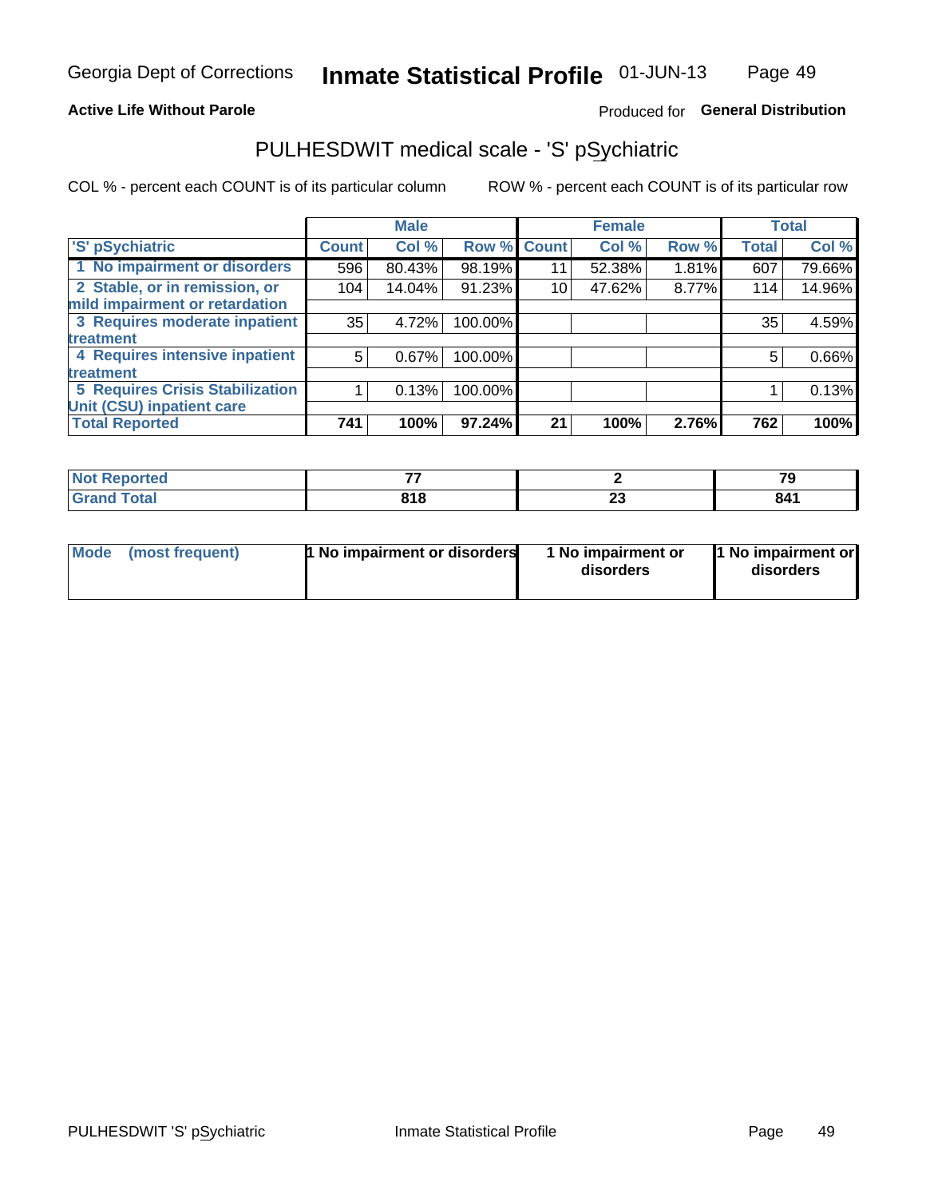Georgia Dept of Corrections **Inmate Statistical Profile** 01-JUN-13

**Active Life Without Parole**

Produced for **General Distribution**

## PULHESDWIT medical scale - 'S' pSychiatric

COL % - percent each COUNT is of its particular column

ROW % - percent each COUNT is of its particular row

| 'S' pSychiatric | Male | | | Female | | | Total | |
|---|---|---|---|---|---|---|---|---|
| | Count | Col % | Row % | Count | Col % | Row % | Total | Col % |
| 1 No impairment or disorders | 596 | 80.43% | 98.19% | 11 | 52.38% | 1.81% | 607 | 79.66% |
| 2 Stable, or in remission, or mild impairment or retardation | 104 | 14.04% | 91.23% | 10 | 47.62% | 8.77% | 114 | 14.96% |
| 3 Requires moderate inpatient treatment | 35 | 4.72% | 100.00% | | | | 35 | 4.59% |
| 4 Requires intensive inpatient treatment | 5 | 0.67% | 100.00% | | | | 5 | 0.66% |
| 5 Requires Crisis Stabilization Unit (CSU) inpatient care | 1 | 0.13% | 100.00% | | | | 1 | 0.13% |
| **Total Reported** | **741** | **100%** | **97.24%** | **21** | **100%** | **2.76%** | **762** | **100%** |

| | Male | Female | Total |
|---|---|---|---|
| Not Reported | 77 | 2 | 79 |
| Grand Total | 818 | 23 | 841 |

| | Male | Female | Total |
|---|---|---|---|
| Mode (most frequent) | 1 No impairment or disorders | 1 No impairment or disorders | 1 No impairment or disorders |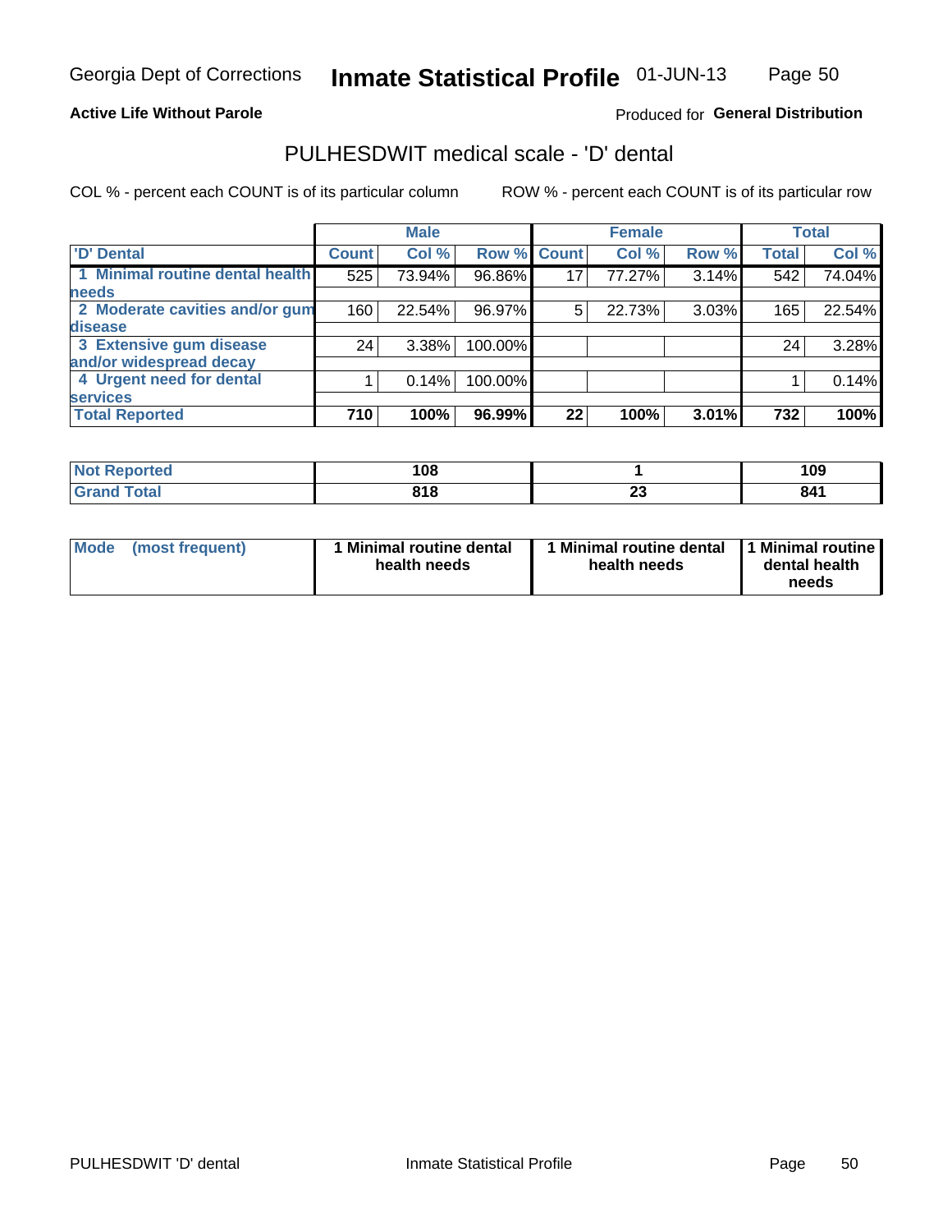Georgia Dept of Corrections **Inmate Statistical Profile** 01-JUN-13

**Active Life Without Parole**

Produced for **General Distribution**

## PULHESDWIT medical scale - 'D' dental

COL % - percent each COUNT is of its particular column ROW % - percent each COUNT is of its particular row

| | Male | | | Female | | | Total | |
|---|---|---|---|---|---|---|---|---|
| 'D' Dental | Count | Col % | Row % | Count | Col % | Row % | Total | Col % |
| 1 Minimal routine dental health needs | 525 | 73.94% | 96.86% | 17 | 77.27% | 3.14% | 542 | 74.04% |
| 2 Moderate cavities and/or gum disease | 160 | 22.54% | 96.97% | 5 | 22.73% | 3.03% | 165 | 22.54% |
| 3 Extensive gum disease and/or widespread decay | 24 | 3.38% | 100.00% | | | | 24 | 3.28% |
| 4 Urgent need for dental services | 1 | 0.14% | 100.00% | | | | 1 | 0.14% |
| **Total Reported** | **710** | **100%** | **96.99%** | **22** | **100%** | **3.01%** | **732** | **100%** |

| | Male | Female | Total |
|---|---|---|---|
| Not Reported | 108 | 1 | 109 |
| Grand Total | 818 | 23 | 841 |

| | Male | Female | Total |
|---|---|---|---|
| Mode (most frequent) | 1 Minimal routine dental health needs | 1 Minimal routine dental health needs | 1 Minimal routine dental health needs |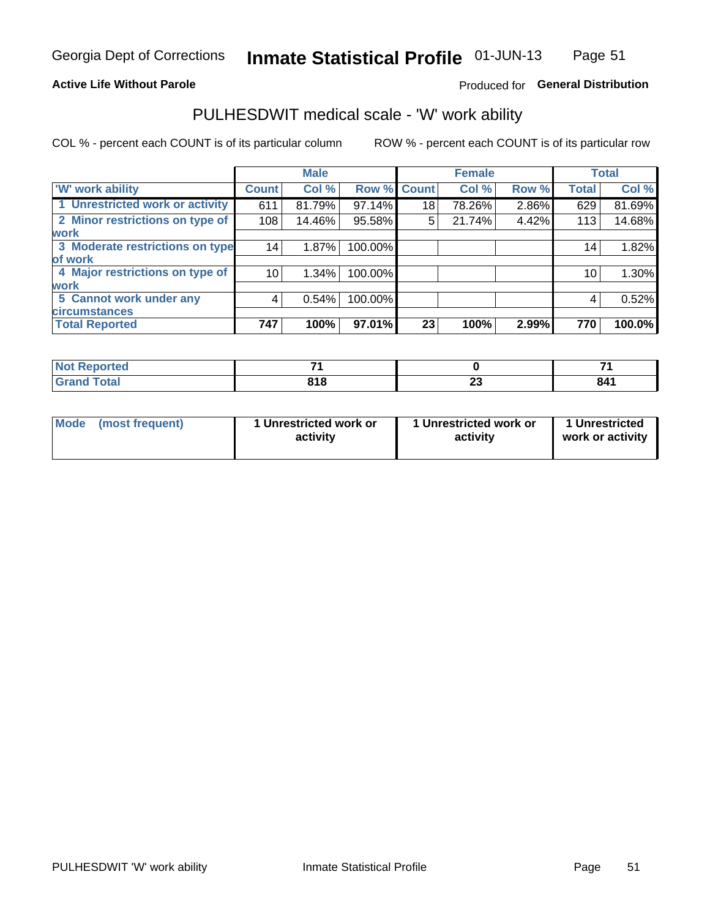Georgia Dept of Corrections **Inmate Statistical Profile** 01-JUN-13

**Active Life Without Parole**

Produced for **General Distribution**

## PULHESDWIT medical scale - 'W' work ability

COL % - percent each COUNT is of its particular column

ROW % - percent each COUNT is of its particular row

| | Male | | | Female | | | Total | |
|---|---|---|---|---|---|---|---|---|
| 'W' work ability | Count | Col % | Row % | Count | Col % | Row % | Total | Col % |
| 1 Unrestricted work or activity | 611 | 81.79% | 97.14% | 18 | 78.26% | 2.86% | 629 | 81.69% |
| 2 Minor restrictions on type of work | 108 | 14.46% | 95.58% | 5 | 21.74% | 4.42% | 113 | 14.68% |
| 3 Moderate restrictions on type of work | 14 | 1.87% | 100.00% | | | | 14 | 1.82% |
| 4 Major restrictions on type of work | 10 | 1.34% | 100.00% | | | | 10 | 1.30% |
| 5 Cannot work under any circumstances | 4 | 0.54% | 100.00% | | | | 4 | 0.52% |
| **Total Reported** | **747** | **100%** | **97.01%** | **23** | **100%** | **2.99%** | **770** | **100.0%** |

| | Male | Female | Total |
|---|---|---|---|
| **Not Reported** | **71** | **0** | **71** |
| **Grand Total** | **818** | **23** | **841** |

| | Male | Female | Total |
|---|---|---|---|
| **Mode (most frequent)** | **1 Unrestricted work or activity** | **1 Unrestricted work or activity** | **1 Unrestricted work or activity** |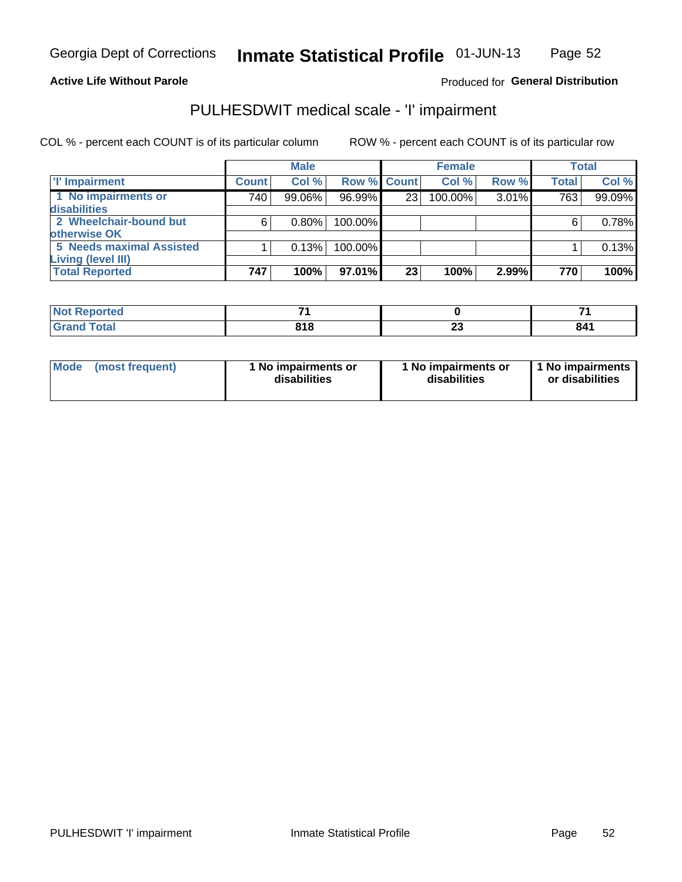Georgia Dept of Corrections **Inmate Statistical Profile** 01-JUN-13

**Active Life Without Parole**

Produced for **General Distribution**

## PULHESDWIT medical scale - 'I' impairment

COL % - percent each COUNT is of its particular column ROW % - percent each COUNT is of its particular row

| | Male | | | Female | | | Total | |
|---|---|---|---|---|---|---|---|---|
| **'I' Impairment** | **Count** | **Col %** | **Row %** | **Count** | **Col %** | **Row %** | **Total** | **Col %** |
| **1 No impairments or disabilities** | 740 | 99.06% | 96.99% | 23 | 100.00% | 3.01% | 763 | 99.09% |
| **2 Wheelchair-bound but otherwise OK** | 6 | 0.80% | 100.00% | | | | 6 | 0.78% |
| **5 Needs maximal Assisted Living (level III)** | 1 | 0.13% | 100.00% | | | | 1 | 0.13% |
| **Total Reported** | **747** | **100%** | **97.01%** | **23** | **100%** | **2.99%** | **770** | **100%** |

| | Male | Female | Total |
|---|---|---|---|
| **Not Reported** | **71** | **0** | **71** |
| **Grand Total** | **818** | **23** | **841** |

| | Male | Female | Total |
|---|---|---|---|
| **Mode (most frequent)** | **1 No impairments or disabilities** | **1 No impairments or disabilities** | **1 No impairments or disabilities** |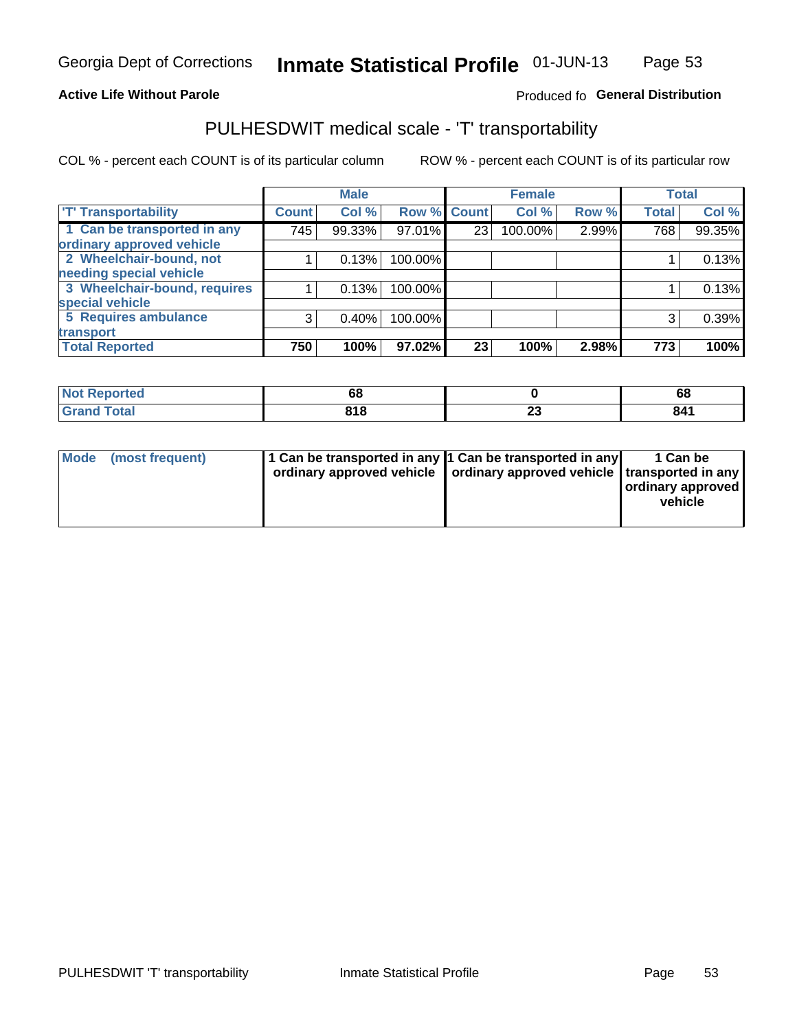Georgia Dept of Corrections **Inmate Statistical Profile** 01-JUN-13

**Active Life Without Parole**

Produced fo **General Distribution**

## PULHESDWIT medical scale - 'T' transportability

COL % - percent each COUNT is of its particular column ROW % - percent each COUNT is of its particular row

| | Male | | | Female | | | Total | |
|---|---|---|---|---|---|---|---|---|
| 'T' Transportability | Count | Col % | Row % | Count | Col % | Row % | Total | Col % |
| 1 Can be transported in any ordinary approved vehicle | 745 | 99.33% | 97.01% | 23 | 100.00% | 2.99% | 768 | 99.35% |
| 2 Wheelchair-bound, not needing special vehicle | 1 | 0.13% | 100.00% | | | | 1 | 0.13% |
| 3 Wheelchair-bound, requires special vehicle | 1 | 0.13% | 100.00% | | | | 1 | 0.13% |
| 5 Requires ambulance transport | 3 | 0.40% | 100.00% | | | | 3 | 0.39% |
| **Total Reported** | **750** | **100%** | **97.02%** | **23** | **100%** | **2.98%** | **773** | **100%** |

| | Male | Female | Total |
|---|---|---|---|
| Not Reported | 68 | 0 | 68 |
| Grand Total | 818 | 23 | 841 |

| | Male | Female | Total |
|---|---|---|---|
| Mode (most frequent) | 1 Can be transported in any ordinary approved vehicle | 1 Can be transported in any ordinary approved vehicle | 1 Can be transported in any ordinary approved vehicle |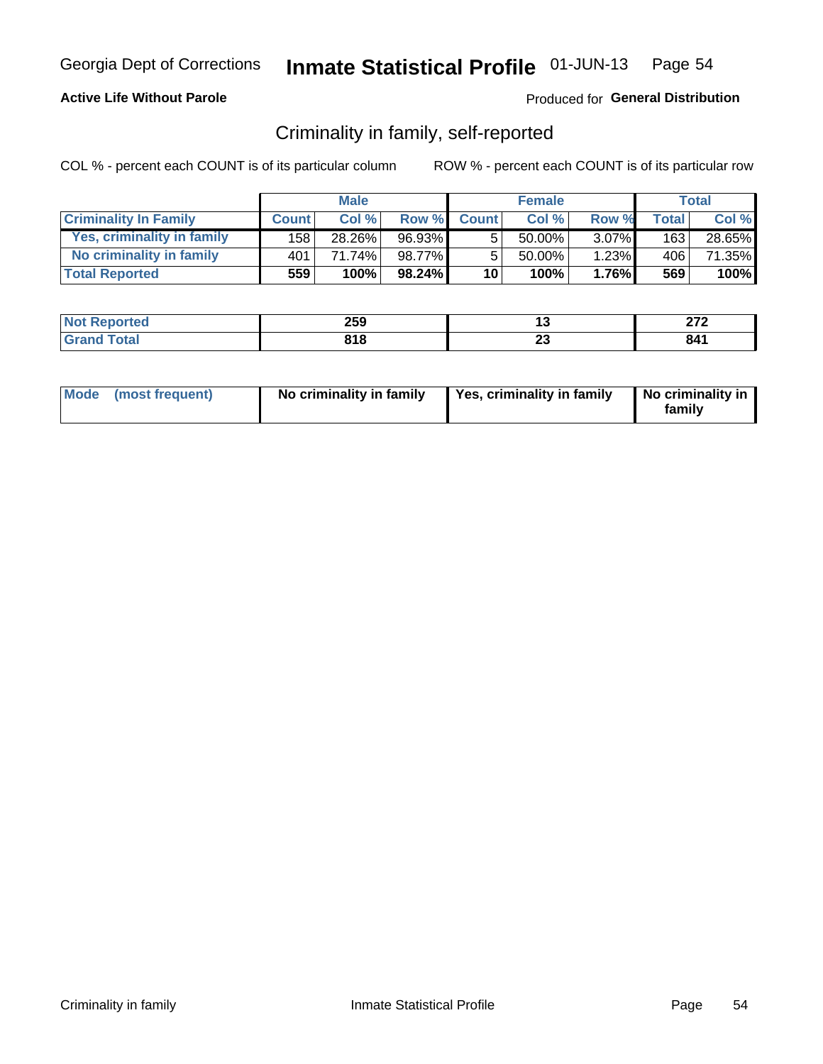Georgia Dept of Corrections **Inmate Statistical Profile** 01-JUN-13

**Active Life Without Parole**

Produced for **General Distribution**

## Criminality in family, self-reported

COL % - percent each COUNT is of its particular column

ROW % - percent each COUNT is of its particular row

| | Male | | | Female | | | Total | |
|---|---|---|---|---|---|---|---|---|
| **Criminality In Family** | **Count** | **Col %** | **Row %** | **Count** | **Col %** | **Row %** | **Total** | **Col %** |
| Yes, criminality in family | 158 | 28.26% | 96.93% | 5 | 50.00% | 3.07% | 163 | 28.65% |
| No criminality in family | 401 | 71.74% | 98.77% | 5 | 50.00% | 1.23% | 406 | 71.35% |
| **Total Reported** | **559** | **100%** | **98.24%** | **10** | **100%** | **1.76%** | **569** | **100%** |

| | Male | Female | Total |
|---|---|---|---|
| **Not Reported** | **259** | **13** | **272** |
| **Grand Total** | **818** | **23** | **841** |

| | Male | Female | Total |
|---|---|---|---|
| **Mode (most frequent)** | **No criminality in family** | **Yes, criminality in family** | **No criminality in family** |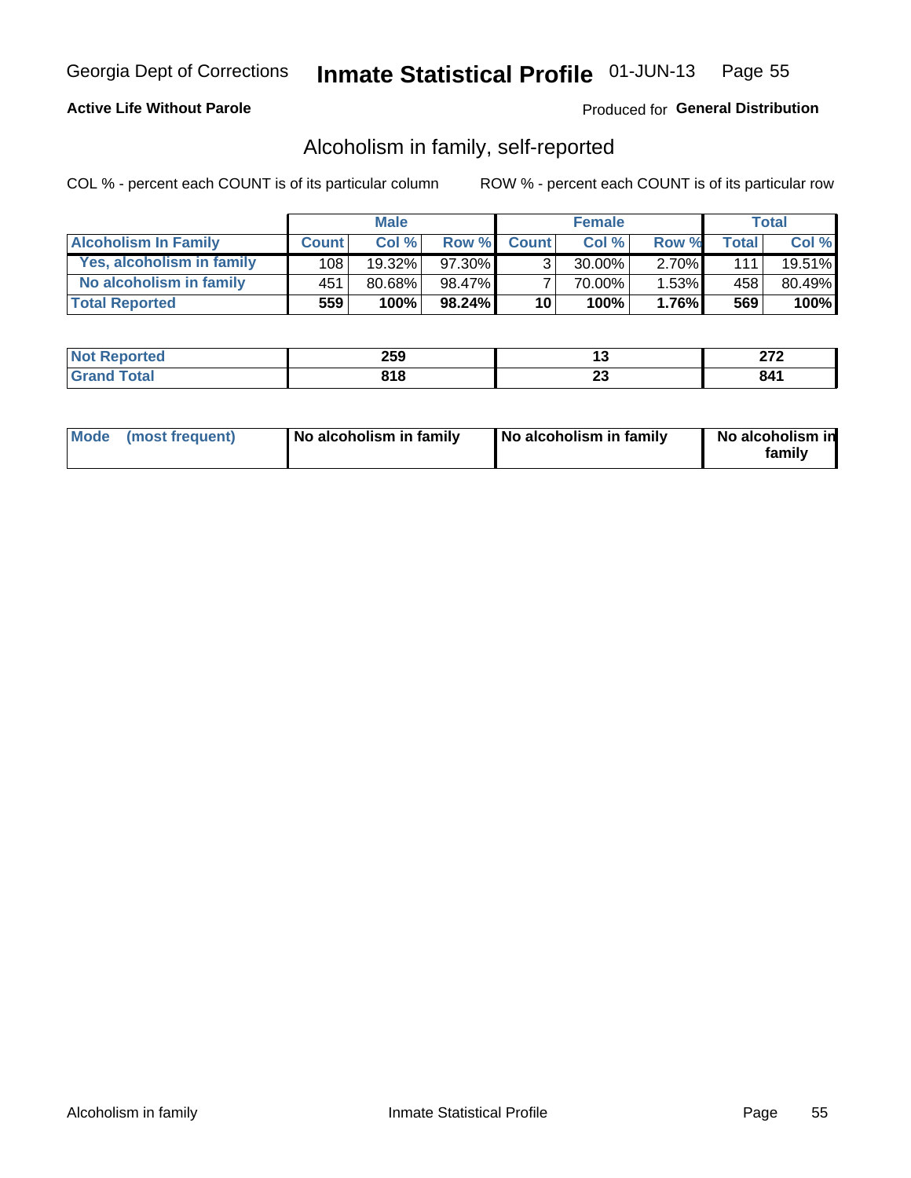Georgia Dept of Corrections **Inmate Statistical Profile** 01-JUN-13

**Active Life Without Parole**

Produced for **General Distribution**

## Alcoholism in family, self-reported

COL % - percent each COUNT is of its particular column

ROW % - percent each COUNT is of its particular row

| | Male | | | Female | | | Total | |
|---|---|---|---|---|---|---|---|---|
| **Alcoholism In Family** | **Count** | **Col %** | **Row %** | **Count** | **Col %** | **Row %** | **Total** | **Col %** |
| **Yes, alcoholism in family** | 108 | 19.32% | 97.30% | 3 | 30.00% | 2.70% | 111 | 19.51% |
| **No alcoholism in family** | 451 | 80.68% | 98.47% | 7 | 70.00% | 1.53% | 458 | 80.49% |
| **Total Reported** | **559** | **100%** | **98.24%** | **10** | **100%** | **1.76%** | **569** | **100%** |

| | Male | Female | Total |
|---|---|---|---|
| **Not Reported** | **259** | **13** | **272** |
| **Grand Total** | **818** | **23** | **841** |

| | Male | Female | Total |
|---|---|---|---|
| **Mode (most frequent)** | **No alcoholism in family** | **No alcoholism in family** | **No alcoholism in family** |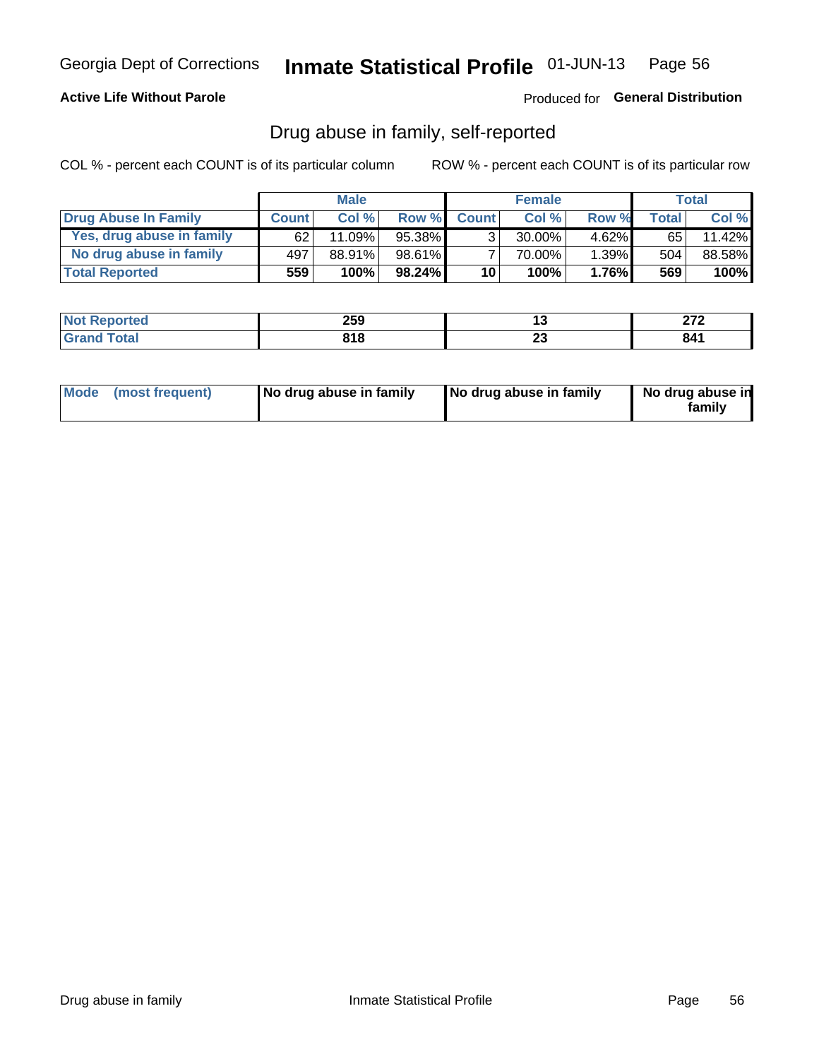Georgia Dept of Corrections **Inmate Statistical Profile** 01-JUN-13

**Active Life Without Parole**

Produced for **General Distribution**

## Drug abuse in family, self-reported

COL % - percent each COUNT is of its particular column

ROW % - percent each COUNT is of its particular row

| | Male | | | Female | | | Total | |
|---|---|---|---|---|---|---|---|---|
| **Drug Abuse In Family** | **Count** | **Col %** | **Row %** | **Count** | **Col %** | **Row %** | **Total** | **Col %** |
| Yes, drug abuse in family | 62 | 11.09% | 95.38% | 3 | 30.00% | 4.62% | 65 | 11.42% |
| No drug abuse in family | 497 | 88.91% | 98.61% | 7 | 70.00% | 1.39% | 504 | 88.58% |
| **Total Reported** | **559** | **100%** | **98.24%** | **10** | **100%** | **1.76%** | **569** | **100%** |

| | Male | Female | Total |
|---|---|---|---|
| **Not Reported** | **259** | **13** | **272** |
| **Grand Total** | **818** | **23** | **841** |

| | Male | Female | Total |
|---|---|---|---|
| **Mode (most frequent)** | **No drug abuse in family** | **No drug abuse in family** | **No drug abuse in family** |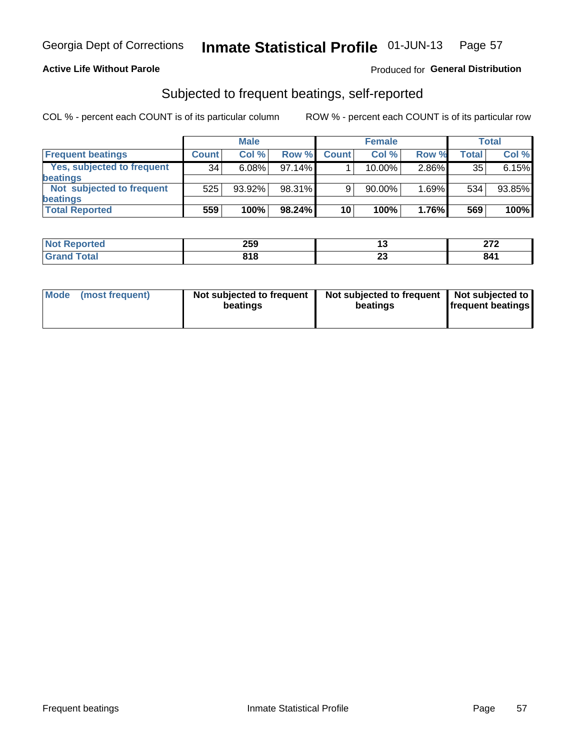Georgia Dept of Corrections **Inmate Statistical Profile** 01-JUN-13

**Active Life Without Parole**

Produced for **General Distribution**

## Subjected to frequent beatings, self-reported

COL % - percent each COUNT is of its particular column ROW % - percent each COUNT is of its particular row

| | Male | | | Female | | | Total | |
|---|---|---|---|---|---|---|---|---|
| **Frequent beatings** | **Count** | **Col %** | **Row %** | **Count** | **Col %** | **Row %** | **Total** | **Col %** |
| Yes, subjected to frequent beatings | 34 | 6.08% | 97.14% | 1 | 10.00% | 2.86% | 35 | 6.15% |
| Not subjected to frequent beatings | 525 | 93.92% | 98.31% | 9 | 90.00% | 1.69% | 534 | 93.85% |
| **Total Reported** | **559** | **100%** | **98.24%** | **10** | **100%** | **1.76%** | **569** | **100%** |

| | Male | Female | Total |
|---|---|---|---|
| **Not Reported** | **259** | **13** | **272** |
| **Grand Total** | **818** | **23** | **841** |

| | Male | Female | Total |
|---|---|---|---|
| **Mode (most frequent)** | **Not subjected to frequent beatings** | **Not subjected to frequent beatings** | **Not subjected to frequent beatings** |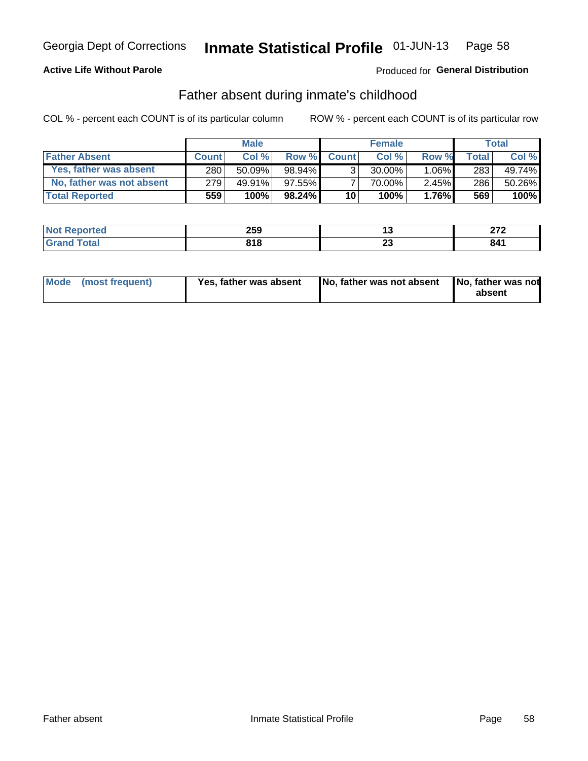Georgia Dept of Corrections **Inmate Statistical Profile** 01-JUN-13

**Active Life Without Parole**

Produced for **General Distribution**

## Father absent during inmate's childhood

COL % - percent each COUNT is of its particular column    ROW % - percent each COUNT is of its particular row

| | Male | | | Female | | | Total | |
|---|---|---|---|---|---|---|---|---|
| **Father Absent** | **Count** | **Col %** | **Row %** | **Count** | **Col %** | **Row %** | **Total** | **Col %** |
| Yes, father was absent | 280 | 50.09% | 98.94% | 3 | 30.00% | 1.06% | 283 | 49.74% |
| No, father was not absent | 279 | 49.91% | 97.55% | 7 | 70.00% | 2.45% | 286 | 50.26% |
| **Total Reported** | **559** | **100%** | **98.24%** | **10** | **100%** | **1.76%** | **569** | **100%** |

| | Male | Female | Total |
|---|---|---|---|
| Not Reported | 259 | 13 | 272 |
| Grand Total | 818 | 23 | 841 |

| Mode (most frequent) | Male | Female | Total |
|---|---|---|---|
| | Yes, father was absent | No, father was not absent | No, father was not absent |

Father absent    Inmate Statistical Profile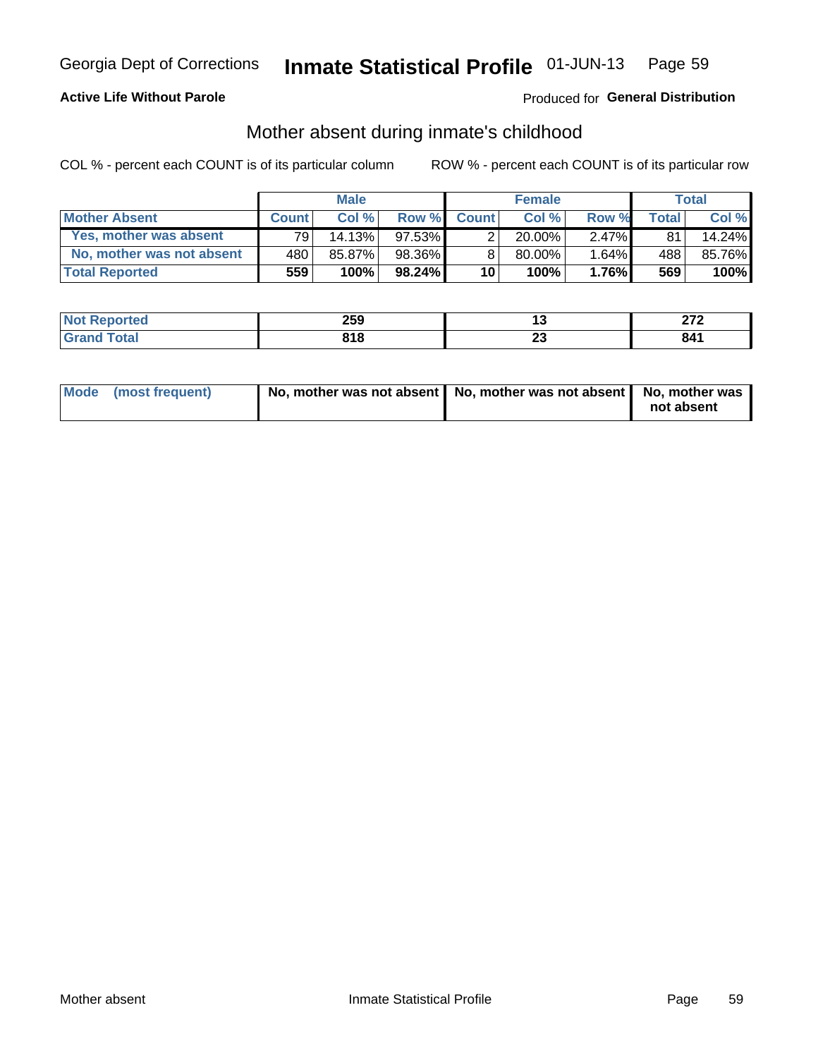Georgia Dept of Corrections **Inmate Statistical Profile** 01-JUN-13 Page 59

**Active Life Without Parole**

Produced for **General Distribution**

## Mother absent during inmate's childhood

COL % - percent each COUNT is of its particular column

ROW % - percent each COUNT is of its particular row

| | Male | | | Female | | | Total | |
|---|---|---|---|---|---|---|---|---|
| **Mother Absent** | **Count** | **Col %** | **Row %** | **Count** | **Col %** | **Row %** | **Total** | **Col %** |
| **Yes, mother was absent** | 79 | 14.13% | 97.53% | 2 | 20.00% | 2.47% | 81 | 14.24% |
| **No, mother was not absent** | 480 | 85.87% | 98.36% | 8 | 80.00% | 1.64% | 488 | 85.76% |
| **Total Reported** | **559** | **100%** | **98.24%** | **10** | **100%** | **1.76%** | **569** | **100%** |

| | Male | Female | Total |
|---|---|---|---|
| **Not Reported** | **259** | **13** | **272** |
| **Grand Total** | **818** | **23** | **841** |

| | Male | Female | Total |
|---|---|---|---|
| **Mode (most frequent)** | **No, mother was not absent** | **No, mother was not absent** | **No, mother was not absent** |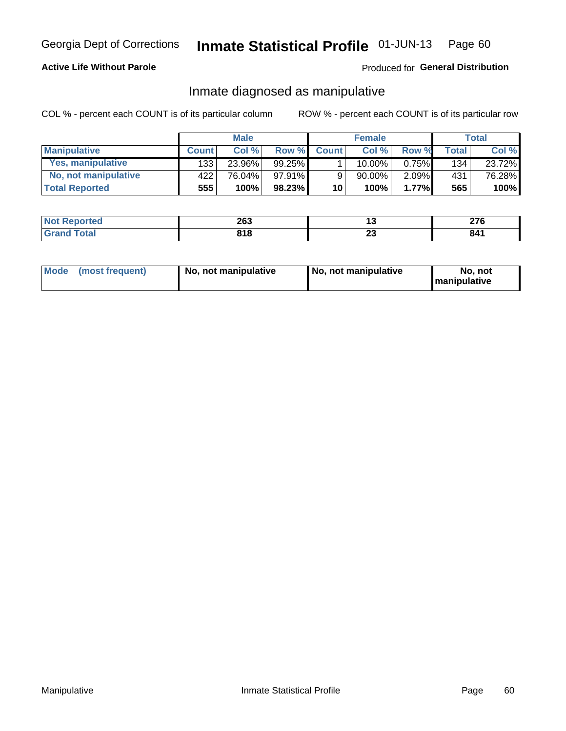Georgia Dept of Corrections **Inmate Statistical Profile** 01-JUN-13

**Active Life Without Parole**

Produced for **General Distribution**

## Inmate diagnosed as manipulative

COL % - percent each COUNT is of its particular column

ROW % - percent each COUNT is of its particular row

| | Male | | | Female | | | Total | |
|---|---|---|---|---|---|---|---|---|
| **Manipulative** | **Count** | **Col %** | **Row %** | **Count** | **Col %** | **Row %** | **Total** | **Col %** |
| **Yes, manipulative** | 133 | 23.96% | 99.25% | 1 | 10.00% | 0.75% | 134 | 23.72% |
| **No, not manipulative** | 422 | 76.04% | 97.91% | 9 | 90.00% | 2.09% | 431 | 76.28% |
| **Total Reported** | **555** | **100%** | **98.23%** | **10** | **100%** | **1.77%** | **565** | **100%** |

| | Male | Female | Total |
|---|---|---|---|
| **Not Reported** | **263** | **13** | **276** |
| **Grand Total** | **818** | **23** | **841** |

| | Male | Female | Total |
|---|---|---|---|
| **Mode (most frequent)** | **No, not manipulative** | **No, not manipulative** | **No, not manipulative** |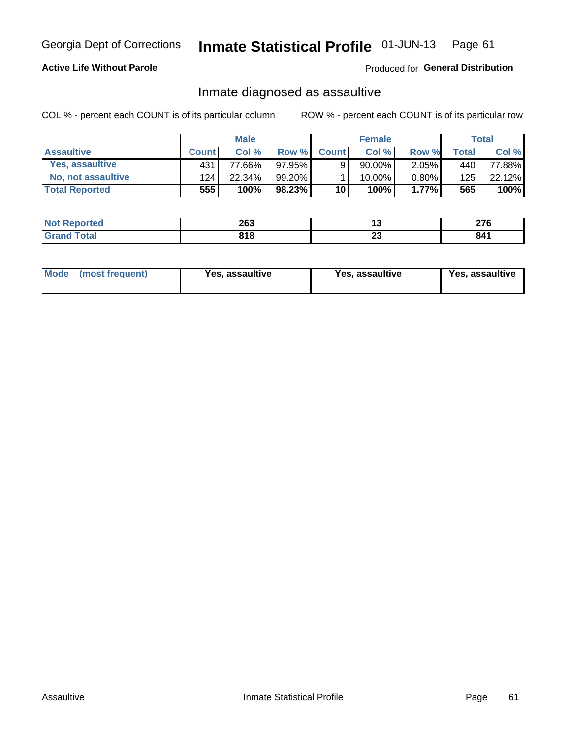Georgia Dept of Corrections **Inmate Statistical Profile** 01-JUN-13

**Active Life Without Parole**

Produced for **General Distribution**

## Inmate diagnosed as assaultive

COL % - percent each COUNT is of its particular column

ROW % - percent each COUNT is of its particular row

| | Male | | | Female | | | Total | |
|---|---|---|---|---|---|---|---|---|
| **Assaultive** | **Count** | **Col %** | **Row %** | **Count** | **Col %** | **Row %** | **Total** | **Col %** |
| Yes, assaultive | 431 | 77.66% | 97.95% | 9 | 90.00% | 2.05% | 440 | 77.88% |
| No, not assaultive | 124 | 22.34% | 99.20% | 1 | 10.00% | 0.80% | 125 | 22.12% |
| **Total Reported** | **555** | **100%** | **98.23%** | **10** | **100%** | **1.77%** | **565** | **100%** |

| | Male | Female | Total |
|---|---|---|---|
| **Not Reported** | **263** | **13** | **276** |
| **Grand Total** | **818** | **23** | **841** |

| | Male | Female | Total |
|---|---|---|---|
| **Mode (most frequent)** | **Yes, assaultive** | **Yes, assaultive** | **Yes, assaultive** |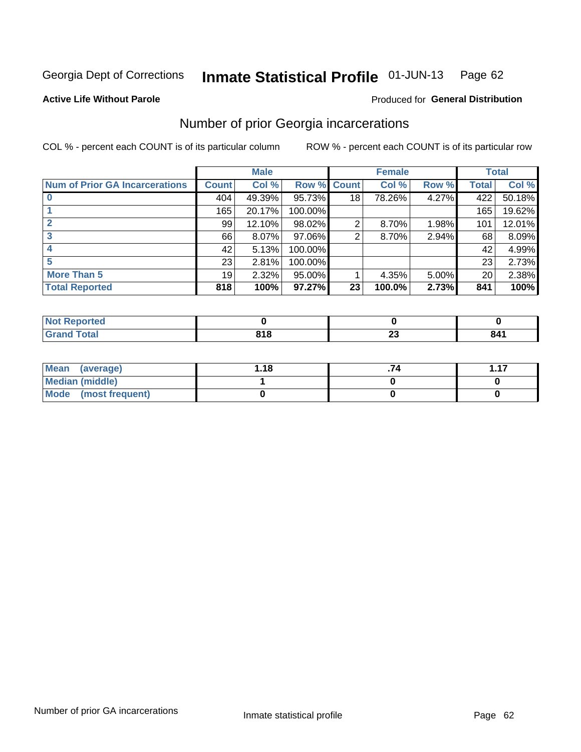Georgia Dept of Corrections **Inmate Statistical Profile** 01-JUN-13

**Active Life Without Parole**

Produced for **General Distribution**

## Number of prior Georgia incarcerations

COL % - percent each COUNT is of its particular column

ROW % - percent each COUNT is of its particular row

| | Male | | | Female | | | Total | |
|---|---|---|---|---|---|---|---|---|
| **Num of Prior GA Incarcerations** | **Count** | **Col %** | **Row %** | **Count** | **Col %** | **Row %** | **Total** | **Col %** |
| **0** | 404 | 49.39% | 95.73% | 18 | 78.26% | 4.27% | 422 | 50.18% |
| **1** | 165 | 20.17% | 100.00% | | | | 165 | 19.62% |
| **2** | 99 | 12.10% | 98.02% | 2 | 8.70% | 1.98% | 101 | 12.01% |
| **3** | 66 | 8.07% | 97.06% | 2 | 8.70% | 2.94% | 68 | 8.09% |
| **4** | 42 | 5.13% | 100.00% | | | | 42 | 4.99% |
| **5** | 23 | 2.81% | 100.00% | | | | 23 | 2.73% |
| **More Than 5** | 19 | 2.32% | 95.00% | 1 | 4.35% | 5.00% | 20 | 2.38% |
| **Total Reported** | **818** | **100%** | **97.27%** | **23** | **100.0%** | **2.73%** | **841** | **100%** |

| | Male | Female | Total |
|---|---|---|---|
| **Not Reported** | **0** | **0** | **0** |
| **Grand Total** | **818** | **23** | **841** |

| | Male | Female | Total |
|---|---|---|---|
| **Mean (average)** | **1.18** | **.74** | **1.17** |
| **Median (middle)** | **1** | **0** | **0** |
| **Mode (most frequent)** | **0** | **0** | **0** |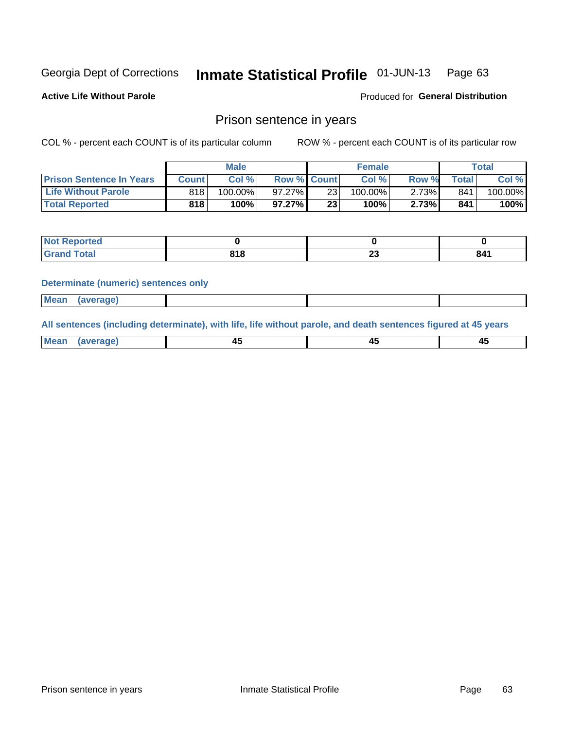Georgia Dept of Corrections **Inmate Statistical Profile** 01-JUN-13

**Active Life Without Parole**

Produced for **General Distribution**

## Prison sentence in years

COL % - percent each COUNT is of its particular column     ROW % - percent each COUNT is of its particular row

| | Male | | | Female | | | Total | |
|---|---|---|---|---|---|---|---|---|
| **Prison Sentence In Years** | **Count** | **Col %** | **Row %** | **Count** | **Col %** | **Row %** | **Total** | **Col %** |
| **Life Without Parole** | 818 | 100.00% | 97.27% | 23 | 100.00% | 2.73% | 841 | 100.00% |
| **Total Reported** | **818** | **100%** | **97.27%** | **23** | **100%** | **2.73%** | **841** | **100%** |

| | Male | Female | Total |
|---|---|---|---|
| **Not Reported** | **0** | **0** | **0** |
| **Grand Total** | **818** | **23** | **841** |

**Determinate (numeric) sentences only**

| | Male | Female | Total |
|---|---|---|---|
| **Mean (average)** | | | |

**All sentences (including determinate), with life, life without parole, and death sentences figured at 45 years**

| | Male | Female | Total |
|---|---|---|---|
| **Mean (average)** | **45** | **45** | **45** |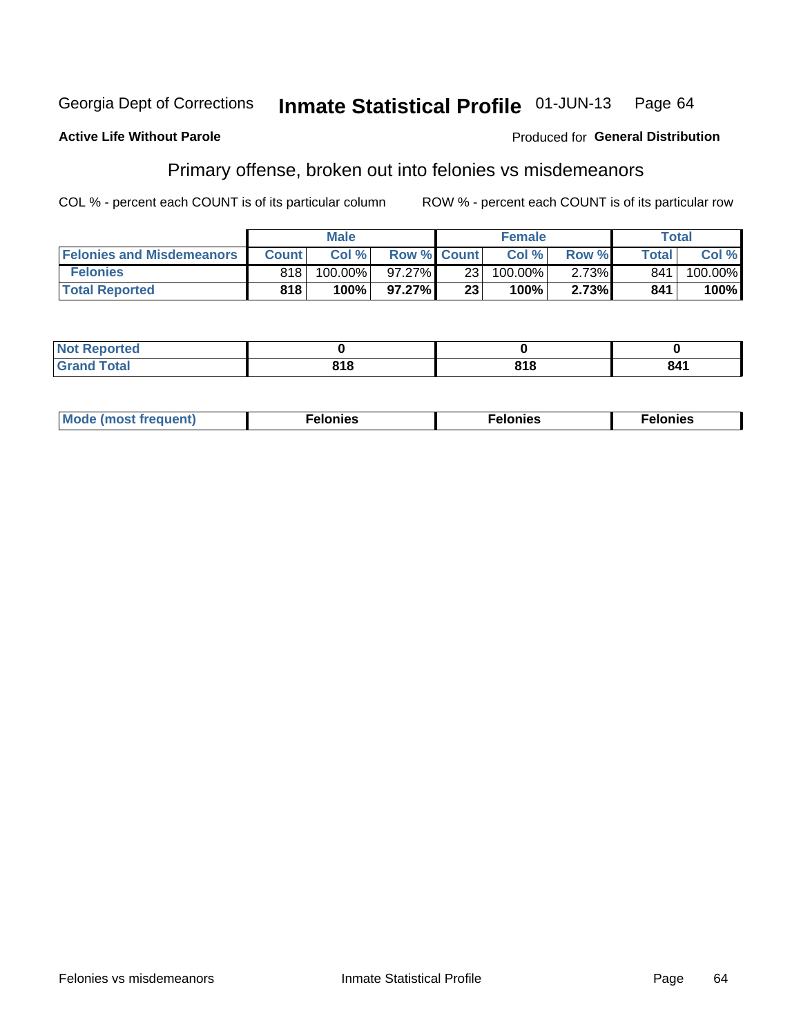Georgia Dept of Corrections **Inmate Statistical Profile** 01-JUN-13 Page 64

**Active Life Without Parole**

Produced for **General Distribution**

## Primary offense, broken out into felonies vs misdemeanors

COL % - percent each COUNT is of its particular column

ROW % - percent each COUNT is of its particular row

| | Male | | | Female | | | Total | |
|---|---|---|---|---|---|---|---|---|
| **Felonies and Misdemeanors** | **Count** | **Col %** | **Row %** | **Count** | **Col %** | **Row %** | **Total** | **Col %** |
| **Felonies** | 818 | 100.00% | 97.27% | 23 | 100.00% | 2.73% | 841 | 100.00% |
| **Total Reported** | **818** | **100%** | **97.27%** | **23** | **100%** | **2.73%** | **841** | **100%** |

| | Male | Female | Total |
|---|---|---|---|
| **Not Reported** | **0** | **0** | **0** |
| **Grand Total** | **818** | **818** | **841** |

| | Male | Female | Total |
|---|---|---|---|
| **Mode (most frequent)** | **Felonies** | **Felonies** | **Felonies** |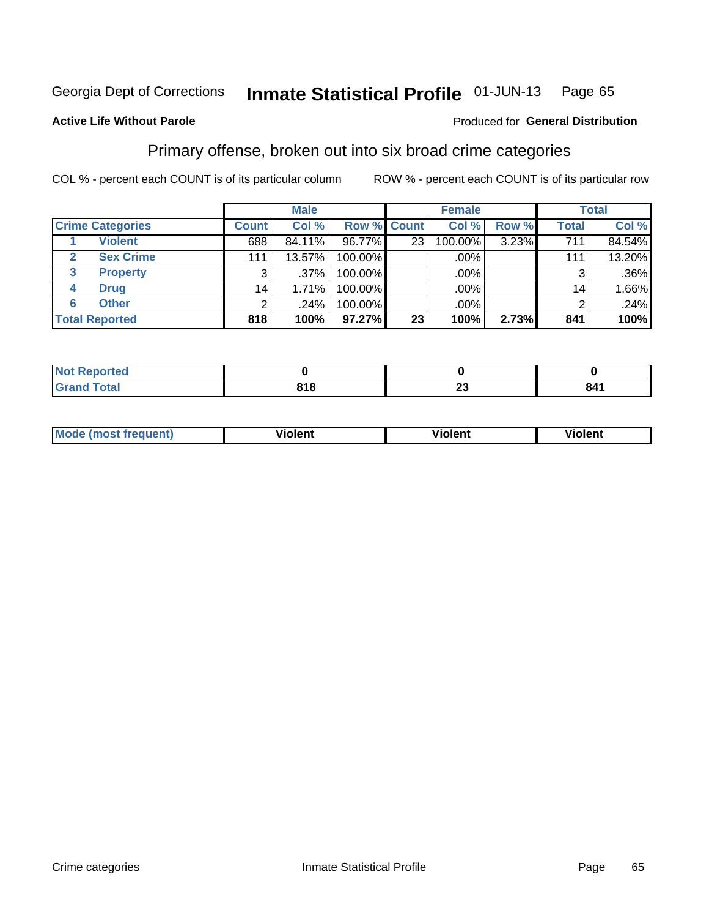Georgia Dept of Corrections **Inmate Statistical Profile** 01-JUN-13

**Active Life Without Parole**

Produced for **General Distribution**

## Primary offense, broken out into six broad crime categories

COL % - percent each COUNT is of its particular column

ROW % - percent each COUNT is of its particular row

| Crime Categories | | Male | | | Female | | | Total | |
|---|---|---|---|---|---|---|---|---|---|
| | | Count | Col % | Row % | Count | Col % | Row % | Total | Col % |
| 1 | Violent | 688 | 84.11% | 96.77% | 23 | 100.00% | 3.23% | 711 | 84.54% |
| 2 | Sex Crime | 111 | 13.57% | 100.00% | | .00% | | 111 | 13.20% |
| 3 | Property | 3 | .37% | 100.00% | | .00% | | 3 | .36% |
| 4 | Drug | 14 | 1.71% | 100.00% | | .00% | | 14 | 1.66% |
| 6 | Other | 2 | .24% | 100.00% | | .00% | | 2 | .24% |
| **Total Reported** | | **818** | **100%** | **97.27%** | **23** | **100%** | **2.73%** | **841** | **100%** |

| | Male | Female | Total |
|---|---|---|---|
| Not Reported | 0 | 0 | 0 |
| Grand Total | 818 | 23 | 841 |

| | Male | Female | Total |
|---|---|---|---|
| Mode (most frequent) | Violent | Violent | Violent |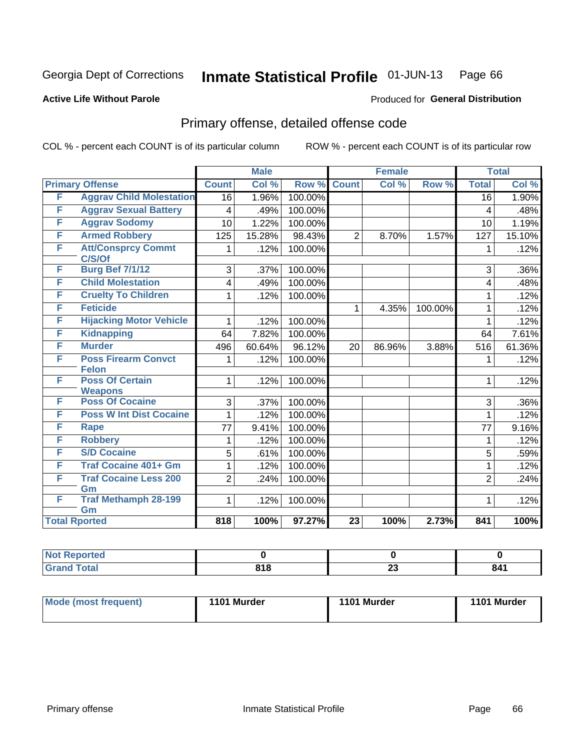Georgia Dept of Corrections **Inmate Statistical Profile** 01-JUN-13 Page 66

**Active Life Without Parole**

Produced for **General Distribution**

## Primary offense, detailed offense code

COL % - percent each COUNT is of its particular column

ROW % - percent each COUNT is of its particular row

| Primary Offense | | Male | | | Female | | | Total | |
|---|---|---|---|---|---|---|---|---|---|
| | | Count | Col % | Row % | Count | Col % | Row % | Total | Col % |
| F | Aggrav Child Molestation | 16 | 1.96% | 100.00% | | | | 16 | 1.90% |
| F | Aggrav Sexual Battery | 4 | .49% | 100.00% | | | | 4 | .48% |
| F | Aggrav Sodomy | 10 | 1.22% | 100.00% | | | | 10 | 1.19% |
| F | Armed Robbery | 125 | 15.28% | 98.43% | 2 | 8.70% | 1.57% | 127 | 15.10% |
| F | Att/Consprcy Commt C/S/Of | 1 | .12% | 100.00% | | | | 1 | .12% |
| F | Burg Bef 7/1/12 | 3 | .37% | 100.00% | | | | 3 | .36% |
| F | Child Molestation | 4 | .49% | 100.00% | | | | 4 | .48% |
| F | Cruelty To Children | 1 | .12% | 100.00% | | | | 1 | .12% |
| F | Feticide | | | | 1 | 4.35% | 100.00% | 1 | .12% |
| F | Hijacking Motor Vehicle | 1 | .12% | 100.00% | | | | 1 | .12% |
| F | Kidnapping | 64 | 7.82% | 100.00% | | | | 64 | 7.61% |
| F | Murder | 496 | 60.64% | 96.12% | 20 | 86.96% | 3.88% | 516 | 61.36% |
| F | Poss Firearm Convct Felon | 1 | .12% | 100.00% | | | | 1 | .12% |
| F | Poss Of Certain Weapons | 1 | .12% | 100.00% | | | | 1 | .12% |
| F | Poss Of Cocaine | 3 | .37% | 100.00% | | | | 3 | .36% |
| F | Poss W Int Dist Cocaine | 1 | .12% | 100.00% | | | | 1 | .12% |
| F | Rape | 77 | 9.41% | 100.00% | | | | 77 | 9.16% |
| F | Robbery | 1 | .12% | 100.00% | | | | 1 | .12% |
| F | S/D Cocaine | 5 | .61% | 100.00% | | | | 5 | .59% |
| F | Traf Cocaine 401+ Gm | 1 | .12% | 100.00% | | | | 1 | .12% |
| F | Traf Cocaine Less 200 Gm | 2 | .24% | 100.00% | | | | 2 | .24% |
| F | Traf Methamph 28-199 Gm | 1 | .12% | 100.00% | | | | 1 | .12% |
| Total Rported | | 818 | 100% | 97.27% | 23 | 100% | 2.73% | 841 | 100% |

| | Male | Female | Total |
|---|---|---|---|
| Not Reported | 0 | 0 | 0 |
| Grand Total | 818 | 23 | 841 |

| | Male | Female | Total |
|---|---|---|---|
| Mode (most frequent) | 1101 Murder | 1101 Murder | 1101 Murder |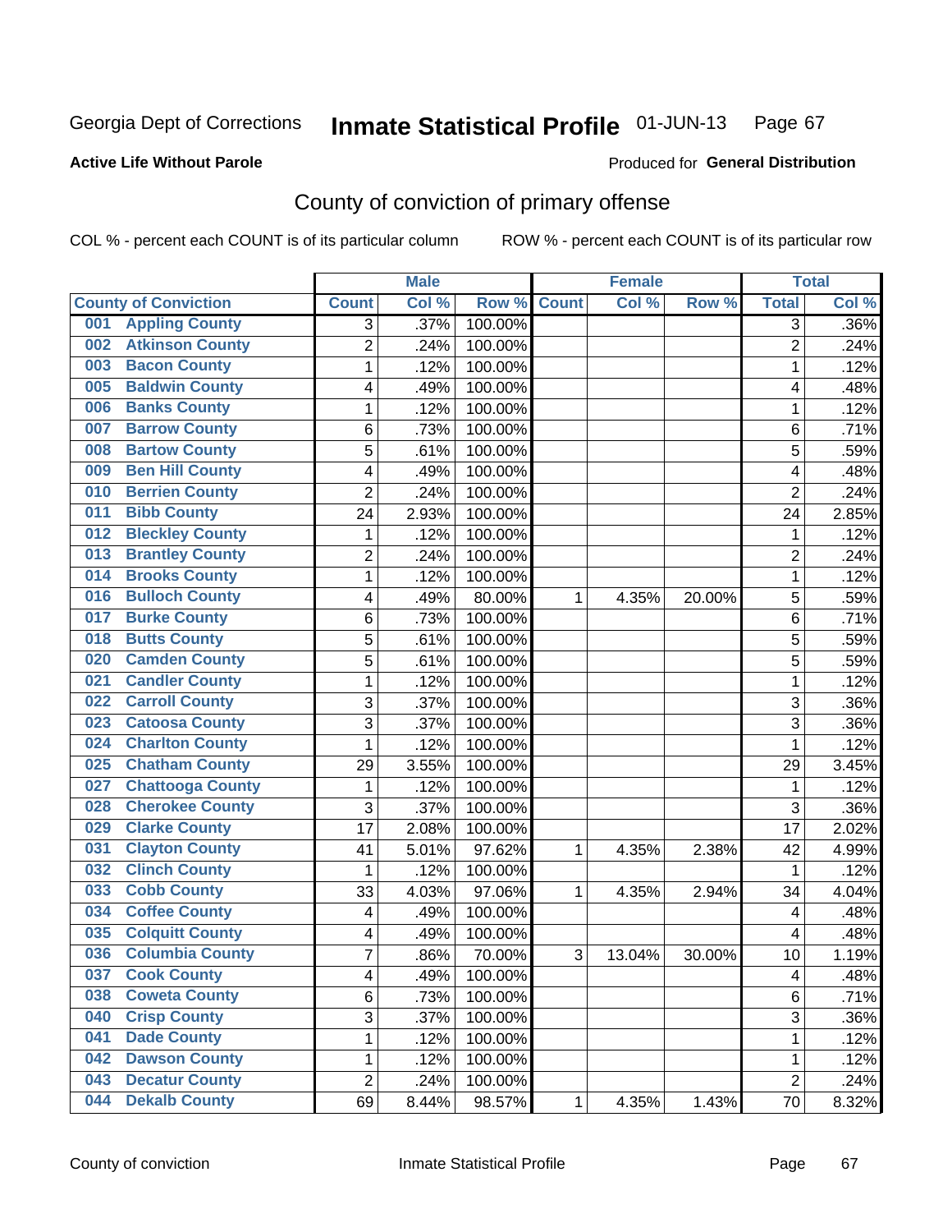Georgia Dept of Corrections **Inmate Statistical Profile** 01-JUN-13

**Active Life Without Parole** Produced for **General Distribution**

## County of conviction of primary offense

COL % - percent each COUNT is of its particular column ROW % - percent each COUNT is of its particular row

| County of Conviction | Male | | | Female | | | Total | |
|---|---|---|---|---|---|---|---|---|
| | Count | Col % | Row % | Count | Col % | Row % | Total | Col % |
| 001 Appling County | 3 | .37% | 100.00% | | | | 3 | .36% |
| 002 Atkinson County | 2 | .24% | 100.00% | | | | 2 | .24% |
| 003 Bacon County | 1 | .12% | 100.00% | | | | 1 | .12% |
| 005 Baldwin County | 4 | .49% | 100.00% | | | | 4 | .48% |
| 006 Banks County | 1 | .12% | 100.00% | | | | 1 | .12% |
| 007 Barrow County | 6 | .73% | 100.00% | | | | 6 | .71% |
| 008 Bartow County | 5 | .61% | 100.00% | | | | 5 | .59% |
| 009 Ben Hill County | 4 | .49% | 100.00% | | | | 4 | .48% |
| 010 Berrien County | 2 | .24% | 100.00% | | | | 2 | .24% |
| 011 Bibb County | 24 | 2.93% | 100.00% | | | | 24 | 2.85% |
| 012 Bleckley County | 1 | .12% | 100.00% | | | | 1 | .12% |
| 013 Brantley County | 2 | .24% | 100.00% | | | | 2 | .24% |
| 014 Brooks County | 1 | .12% | 100.00% | | | | 1 | .12% |
| 016 Bulloch County | 4 | .49% | 80.00% | 1 | 4.35% | 20.00% | 5 | .59% |
| 017 Burke County | 6 | .73% | 100.00% | | | | 6 | .71% |
| 018 Butts County | 5 | .61% | 100.00% | | | | 5 | .59% |
| 020 Camden County | 5 | .61% | 100.00% | | | | 5 | .59% |
| 021 Candler County | 1 | .12% | 100.00% | | | | 1 | .12% |
| 022 Carroll County | 3 | .37% | 100.00% | | | | 3 | .36% |
| 023 Catoosa County | 3 | .37% | 100.00% | | | | 3 | .36% |
| 024 Charlton County | 1 | .12% | 100.00% | | | | 1 | .12% |
| 025 Chatham County | 29 | 3.55% | 100.00% | | | | 29 | 3.45% |
| 027 Chattooga County | 1 | .12% | 100.00% | | | | 1 | .12% |
| 028 Cherokee County | 3 | .37% | 100.00% | | | | 3 | .36% |
| 029 Clarke County | 17 | 2.08% | 100.00% | | | | 17 | 2.02% |
| 031 Clayton County | 41 | 5.01% | 97.62% | 1 | 4.35% | 2.38% | 42 | 4.99% |
| 032 Clinch County | 1 | .12% | 100.00% | | | | 1 | .12% |
| 033 Cobb County | 33 | 4.03% | 97.06% | 1 | 4.35% | 2.94% | 34 | 4.04% |
| 034 Coffee County | 4 | .49% | 100.00% | | | | 4 | .48% |
| 035 Colquitt County | 4 | .49% | 100.00% | | | | 4 | .48% |
| 036 Columbia County | 7 | .86% | 70.00% | 3 | 13.04% | 30.00% | 10 | 1.19% |
| 037 Cook County | 4 | .49% | 100.00% | | | | 4 | .48% |
| 038 Coweta County | 6 | .73% | 100.00% | | | | 6 | .71% |
| 040 Crisp County | 3 | .37% | 100.00% | | | | 3 | .36% |
| 041 Dade County | 1 | .12% | 100.00% | | | | 1 | .12% |
| 042 Dawson County | 1 | .12% | 100.00% | | | | 1 | .12% |
| 043 Decatur County | 2 | .24% | 100.00% | | | | 2 | .24% |
| 044 Dekalb County | 69 | 8.44% | 98.57% | 1 | 4.35% | 1.43% | 70 | 8.32% |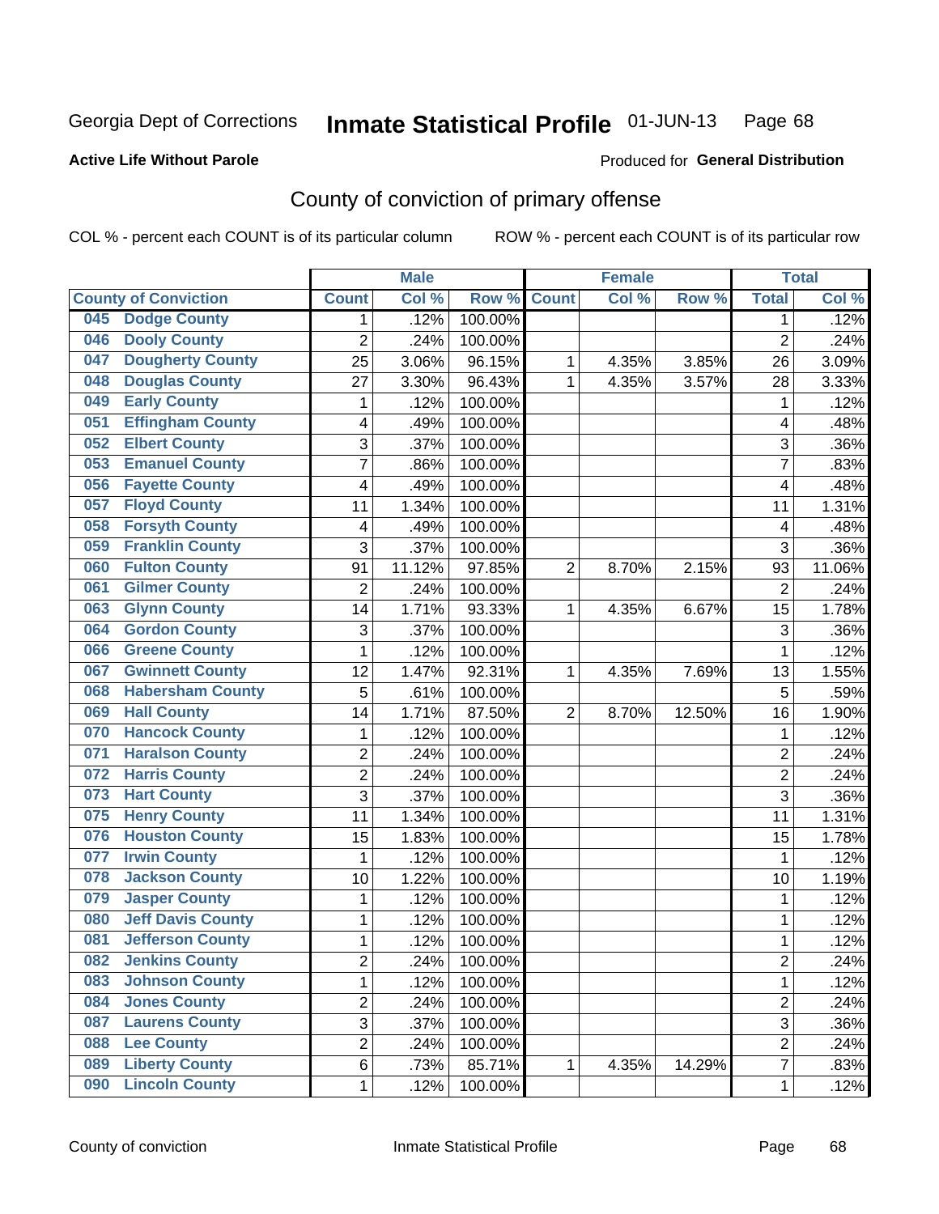Georgia Dept of Corrections **Inmate Statistical Profile** 01-JUN-13

**Active Life Without Parole**

Produced for **General Distribution**

## County of conviction of primary offense

COL % - percent each COUNT is of its particular column ROW % - percent each COUNT is of its particular row

| County of Conviction | Male | | | Female | | | Total | |
|---|---|---|---|---|---|---|---|---|
| | Count | Col % | Row % | Count | Col % | Row % | Total | Col % |
| 045 Dodge County | 1 | .12% | 100.00% | | | | 1 | .12% |
| 046 Dooly County | 2 | .24% | 100.00% | | | | 2 | .24% |
| 047 Dougherty County | 25 | 3.06% | 96.15% | 1 | 4.35% | 3.85% | 26 | 3.09% |
| 048 Douglas County | 27 | 3.30% | 96.43% | 1 | 4.35% | 3.57% | 28 | 3.33% |
| 049 Early County | 1 | .12% | 100.00% | | | | 1 | .12% |
| 051 Effingham County | 4 | .49% | 100.00% | | | | 4 | .48% |
| 052 Elbert County | 3 | .37% | 100.00% | | | | 3 | .36% |
| 053 Emanuel County | 7 | .86% | 100.00% | | | | 7 | .83% |
| 056 Fayette County | 4 | .49% | 100.00% | | | | 4 | .48% |
| 057 Floyd County | 11 | 1.34% | 100.00% | | | | 11 | 1.31% |
| 058 Forsyth County | 4 | .49% | 100.00% | | | | 4 | .48% |
| 059 Franklin County | 3 | .37% | 100.00% | | | | 3 | .36% |
| 060 Fulton County | 91 | 11.12% | 97.85% | 2 | 8.70% | 2.15% | 93 | 11.06% |
| 061 Gilmer County | 2 | .24% | 100.00% | | | | 2 | .24% |
| 063 Glynn County | 14 | 1.71% | 93.33% | 1 | 4.35% | 6.67% | 15 | 1.78% |
| 064 Gordon County | 3 | .37% | 100.00% | | | | 3 | .36% |
| 066 Greene County | 1 | .12% | 100.00% | | | | 1 | .12% |
| 067 Gwinnett County | 12 | 1.47% | 92.31% | 1 | 4.35% | 7.69% | 13 | 1.55% |
| 068 Habersham County | 5 | .61% | 100.00% | | | | 5 | .59% |
| 069 Hall County | 14 | 1.71% | 87.50% | 2 | 8.70% | 12.50% | 16 | 1.90% |
| 070 Hancock County | 1 | .12% | 100.00% | | | | 1 | .12% |
| 071 Haralson County | 2 | .24% | 100.00% | | | | 2 | .24% |
| 072 Harris County | 2 | .24% | 100.00% | | | | 2 | .24% |
| 073 Hart County | 3 | .37% | 100.00% | | | | 3 | .36% |
| 075 Henry County | 11 | 1.34% | 100.00% | | | | 11 | 1.31% |
| 076 Houston County | 15 | 1.83% | 100.00% | | | | 15 | 1.78% |
| 077 Irwin County | 1 | .12% | 100.00% | | | | 1 | .12% |
| 078 Jackson County | 10 | 1.22% | 100.00% | | | | 10 | 1.19% |
| 079 Jasper County | 1 | .12% | 100.00% | | | | 1 | .12% |
| 080 Jeff Davis County | 1 | .12% | 100.00% | | | | 1 | .12% |
| 081 Jefferson County | 1 | .12% | 100.00% | | | | 1 | .12% |
| 082 Jenkins County | 2 | .24% | 100.00% | | | | 2 | .24% |
| 083 Johnson County | 1 | .12% | 100.00% | | | | 1 | .12% |
| 084 Jones County | 2 | .24% | 100.00% | | | | 2 | .24% |
| 087 Laurens County | 3 | .37% | 100.00% | | | | 3 | .36% |
| 088 Lee County | 2 | .24% | 100.00% | | | | 2 | .24% |
| 089 Liberty County | 6 | .73% | 85.71% | 1 | 4.35% | 14.29% | 7 | .83% |
| 090 Lincoln County | 1 | .12% | 100.00% | | | | 1 | .12% |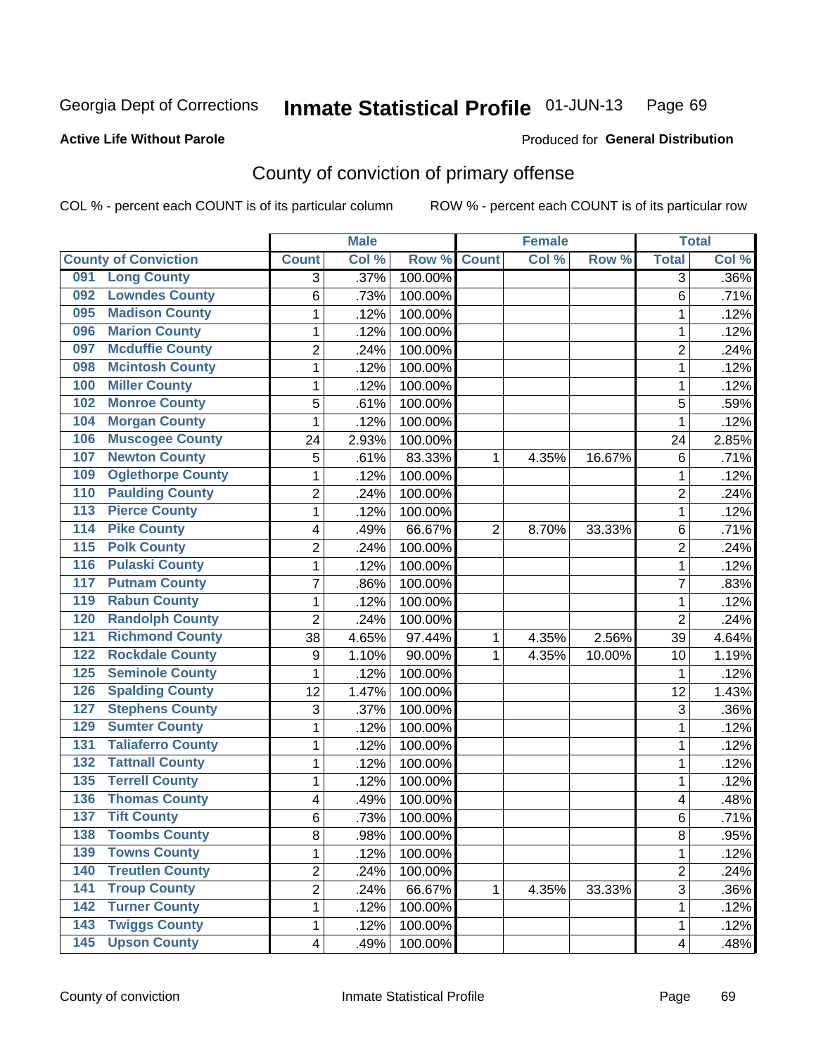Georgia Dept of Corrections **Inmate Statistical Profile** 01-JUN-13

**Active Life Without Parole**

Produced for **General Distribution**

## County of conviction of primary offense

COL % - percent each COUNT is of its particular column ROW % - percent each COUNT is of its particular row

| County of Conviction | Male | | | Female | | | Total | |
|---|---|---|---|---|---|---|---|---|
| | Count | Col % | Row % | Count | Col % | Row % | Total | Col % |
| 091 Long County | 3 | .37% | 100.00% | | | | 3 | .36% |
| 092 Lowndes County | 6 | .73% | 100.00% | | | | 6 | .71% |
| 095 Madison County | 1 | .12% | 100.00% | | | | 1 | .12% |
| 096 Marion County | 1 | .12% | 100.00% | | | | 1 | .12% |
| 097 Mcduffie County | 2 | .24% | 100.00% | | | | 2 | .24% |
| 098 Mcintosh County | 1 | .12% | 100.00% | | | | 1 | .12% |
| 100 Miller County | 1 | .12% | 100.00% | | | | 1 | .12% |
| 102 Monroe County | 5 | .61% | 100.00% | | | | 5 | .59% |
| 104 Morgan County | 1 | .12% | 100.00% | | | | 1 | .12% |
| 106 Muscogee County | 24 | 2.93% | 100.00% | | | | 24 | 2.85% |
| 107 Newton County | 5 | .61% | 83.33% | 1 | 4.35% | 16.67% | 6 | .71% |
| 109 Oglethorpe County | 1 | .12% | 100.00% | | | | 1 | .12% |
| 110 Paulding County | 2 | .24% | 100.00% | | | | 2 | .24% |
| 113 Pierce County | 1 | .12% | 100.00% | | | | 1 | .12% |
| 114 Pike County | 4 | .49% | 66.67% | 2 | 8.70% | 33.33% | 6 | .71% |
| 115 Polk County | 2 | .24% | 100.00% | | | | 2 | .24% |
| 116 Pulaski County | 1 | .12% | 100.00% | | | | 1 | .12% |
| 117 Putnam County | 7 | .86% | 100.00% | | | | 7 | .83% |
| 119 Rabun County | 1 | .12% | 100.00% | | | | 1 | .12% |
| 120 Randolph County | 2 | .24% | 100.00% | | | | 2 | .24% |
| 121 Richmond County | 38 | 4.65% | 97.44% | 1 | 4.35% | 2.56% | 39 | 4.64% |
| 122 Rockdale County | 9 | 1.10% | 90.00% | 1 | 4.35% | 10.00% | 10 | 1.19% |
| 125 Seminole County | 1 | .12% | 100.00% | | | | 1 | .12% |
| 126 Spalding County | 12 | 1.47% | 100.00% | | | | 12 | 1.43% |
| 127 Stephens County | 3 | .37% | 100.00% | | | | 3 | .36% |
| 129 Sumter County | 1 | .12% | 100.00% | | | | 1 | .12% |
| 131 Taliaferro County | 1 | .12% | 100.00% | | | | 1 | .12% |
| 132 Tattnall County | 1 | .12% | 100.00% | | | | 1 | .12% |
| 135 Terrell County | 1 | .12% | 100.00% | | | | 1 | .12% |
| 136 Thomas County | 4 | .49% | 100.00% | | | | 4 | .48% |
| 137 Tift County | 6 | .73% | 100.00% | | | | 6 | .71% |
| 138 Toombs County | 8 | .98% | 100.00% | | | | 8 | .95% |
| 139 Towns County | 1 | .12% | 100.00% | | | | 1 | .12% |
| 140 Treutlen County | 2 | .24% | 100.00% | | | | 2 | .24% |
| 141 Troup County | 2 | .24% | 66.67% | 1 | 4.35% | 33.33% | 3 | .36% |
| 142 Turner County | 1 | .12% | 100.00% | | | | 1 | .12% |
| 143 Twiggs County | 1 | .12% | 100.00% | | | | 1 | .12% |
| 145 Upson County | 4 | .49% | 100.00% | | | | 4 | .48% |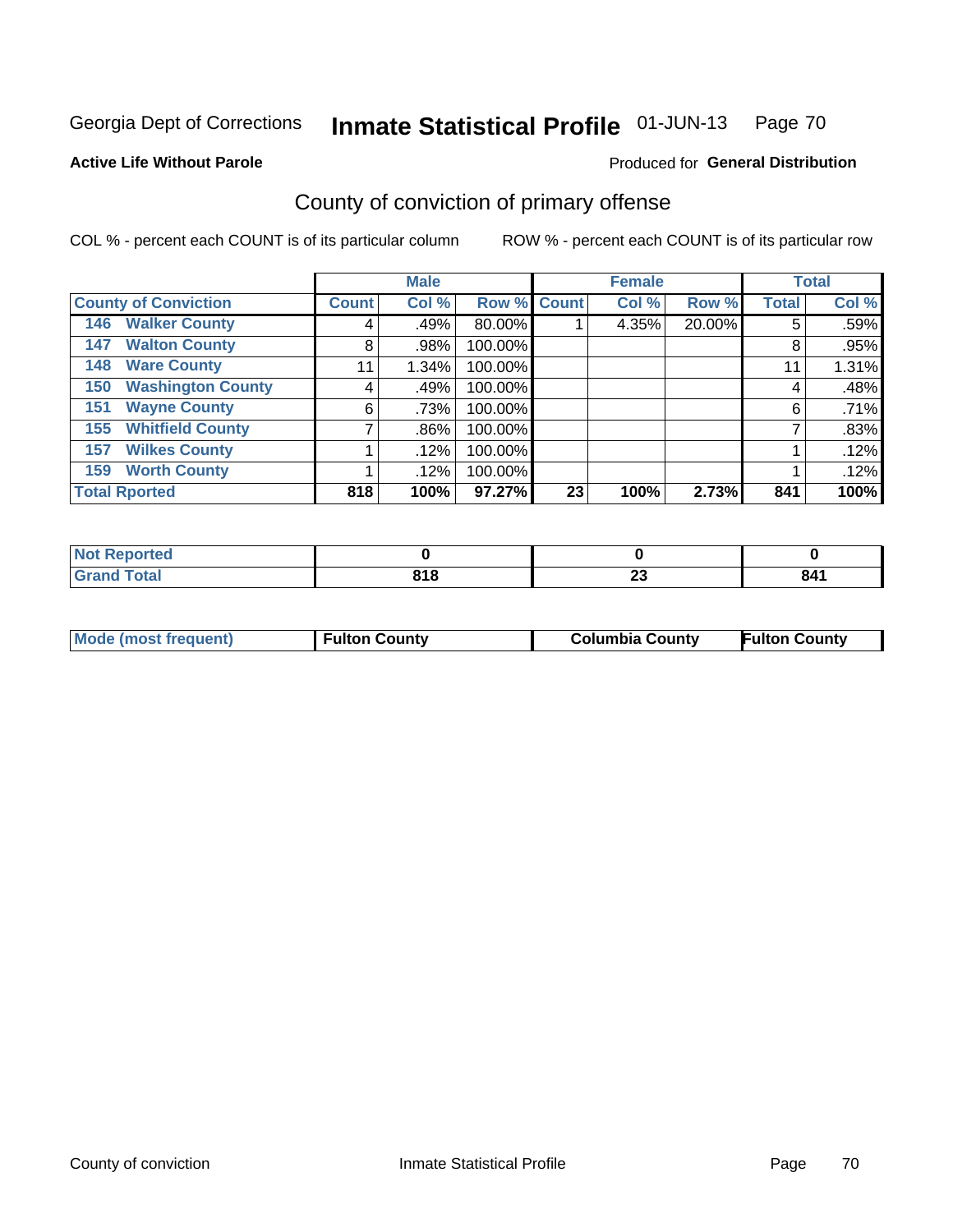Georgia Dept of Corrections **Inmate Statistical Profile** 01-JUN-13

**Active Life Without Parole**

Produced for **General Distribution**

## County of conviction of primary offense

COL % - percent each COUNT is of its particular column    ROW % - percent each COUNT is of its particular row

| | Male | | | Female | | | Total | |
|---|---|---|---|---|---|---|---|---|
| **County of Conviction** | **Count** | **Col %** | **Row %** | **Count** | **Col %** | **Row %** | **Total** | **Col %** |
| **146 Walker County** | 4 | .49% | 80.00% | 1 | 4.35% | 20.00% | 5 | .59% |
| **147 Walton County** | 8 | .98% | 100.00% | | | | 8 | .95% |
| **148 Ware County** | 11 | 1.34% | 100.00% | | | | 11 | 1.31% |
| **150 Washington County** | 4 | .49% | 100.00% | | | | 4 | .48% |
| **151 Wayne County** | 6 | .73% | 100.00% | | | | 6 | .71% |
| **155 Whitfield County** | 7 | .86% | 100.00% | | | | 7 | .83% |
| **157 Wilkes County** | 1 | .12% | 100.00% | | | | 1 | .12% |
| **159 Worth County** | 1 | .12% | 100.00% | | | | 1 | .12% |
| **Total Rported** | **818** | **100%** | **97.27%** | **23** | **100%** | **2.73%** | **841** | **100%** |

| | Male | Female | Total |
|---|---|---|---|
| **Not Reported** | **0** | **0** | **0** |
| **Grand Total** | **818** | **23** | **841** |

| | Male | Female | Total |
|---|---|---|---|
| **Mode (most frequent)** | **Fulton County** | **Columbia County** | **Fulton County** |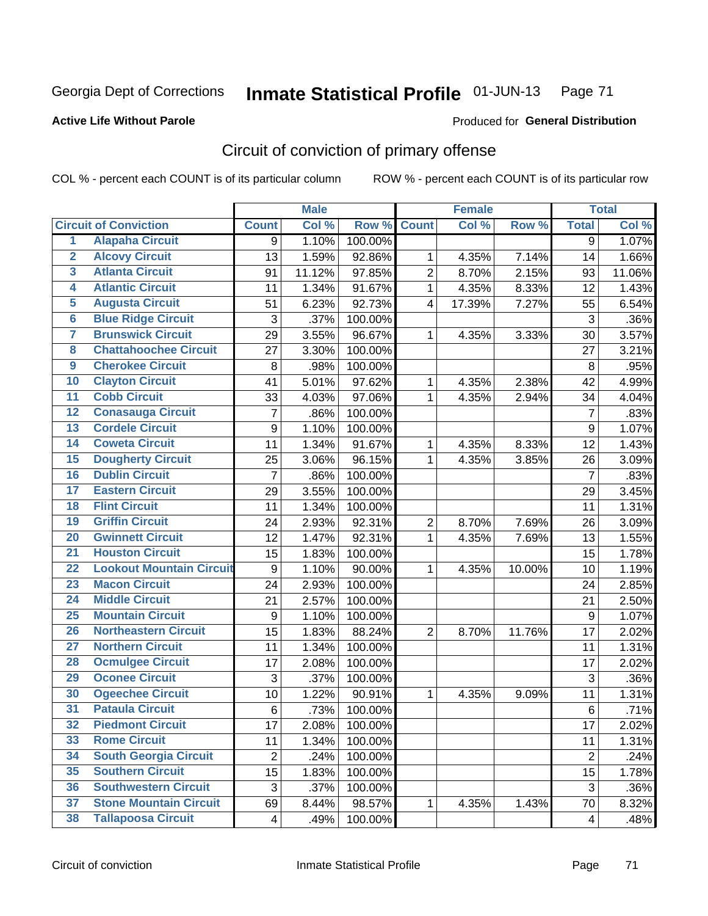Georgia Dept of Corrections **Inmate Statistical Profile** 01-JUN-13

**Active Life Without Parole**

Produced for **General Distribution**

## Circuit of conviction of primary offense

COL % - percent each COUNT is of its particular column ROW % - percent each COUNT is of its particular row

| | | Male | | | Female | | | Total | |
|---|---|---|---|---|---|---|---|---|---|
| **Circuit of Conviction** | | **Count** | **Col %** | **Row %** | **Count** | **Col %** | **Row %** | **Total** | **Col %** |
| 1 | Alapaha Circuit | 9 | 1.10% | 100.00% | | | | 9 | 1.07% |
| 2 | Alcovy Circuit | 13 | 1.59% | 92.86% | 1 | 4.35% | 7.14% | 14 | 1.66% |
| 3 | Atlanta Circuit | 91 | 11.12% | 97.85% | 2 | 8.70% | 2.15% | 93 | 11.06% |
| 4 | Atlantic Circuit | 11 | 1.34% | 91.67% | 1 | 4.35% | 8.33% | 12 | 1.43% |
| 5 | Augusta Circuit | 51 | 6.23% | 92.73% | 4 | 17.39% | 7.27% | 55 | 6.54% |
| 6 | Blue Ridge Circuit | 3 | .37% | 100.00% | | | | 3 | .36% |
| 7 | Brunswick Circuit | 29 | 3.55% | 96.67% | 1 | 4.35% | 3.33% | 30 | 3.57% |
| 8 | Chattahoochee Circuit | 27 | 3.30% | 100.00% | | | | 27 | 3.21% |
| 9 | Cherokee Circuit | 8 | .98% | 100.00% | | | | 8 | .95% |
| 10 | Clayton Circuit | 41 | 5.01% | 97.62% | 1 | 4.35% | 2.38% | 42 | 4.99% |
| 11 | Cobb Circuit | 33 | 4.03% | 97.06% | 1 | 4.35% | 2.94% | 34 | 4.04% |
| 12 | Conasauga Circuit | 7 | .86% | 100.00% | | | | 7 | .83% |
| 13 | Cordele Circuit | 9 | 1.10% | 100.00% | | | | 9 | 1.07% |
| 14 | Coweta Circuit | 11 | 1.34% | 91.67% | 1 | 4.35% | 8.33% | 12 | 1.43% |
| 15 | Dougherty Circuit | 25 | 3.06% | 96.15% | 1 | 4.35% | 3.85% | 26 | 3.09% |
| 16 | Dublin Circuit | 7 | .86% | 100.00% | | | | 7 | .83% |
| 17 | Eastern Circuit | 29 | 3.55% | 100.00% | | | | 29 | 3.45% |
| 18 | Flint Circuit | 11 | 1.34% | 100.00% | | | | 11 | 1.31% |
| 19 | Griffin Circuit | 24 | 2.93% | 92.31% | 2 | 8.70% | 7.69% | 26 | 3.09% |
| 20 | Gwinnett Circuit | 12 | 1.47% | 92.31% | 1 | 4.35% | 7.69% | 13 | 1.55% |
| 21 | Houston Circuit | 15 | 1.83% | 100.00% | | | | 15 | 1.78% |
| 22 | Lookout Mountain Circuit | 9 | 1.10% | 90.00% | 1 | 4.35% | 10.00% | 10 | 1.19% |
| 23 | Macon Circuit | 24 | 2.93% | 100.00% | | | | 24 | 2.85% |
| 24 | Middle Circuit | 21 | 2.57% | 100.00% | | | | 21 | 2.50% |
| 25 | Mountain Circuit | 9 | 1.10% | 100.00% | | | | 9 | 1.07% |
| 26 | Northeastern Circuit | 15 | 1.83% | 88.24% | 2 | 8.70% | 11.76% | 17 | 2.02% |
| 27 | Northern Circuit | 11 | 1.34% | 100.00% | | | | 11 | 1.31% |
| 28 | Ocmulgee Circuit | 17 | 2.08% | 100.00% | | | | 17 | 2.02% |
| 29 | Oconee Circuit | 3 | .37% | 100.00% | | | | 3 | .36% |
| 30 | Ogeechee Circuit | 10 | 1.22% | 90.91% | 1 | 4.35% | 9.09% | 11 | 1.31% |
| 31 | Pataula Circuit | 6 | .73% | 100.00% | | | | 6 | .71% |
| 32 | Piedmont Circuit | 17 | 2.08% | 100.00% | | | | 17 | 2.02% |
| 33 | Rome Circuit | 11 | 1.34% | 100.00% | | | | 11 | 1.31% |
| 34 | South Georgia Circuit | 2 | .24% | 100.00% | | | | 2 | .24% |
| 35 | Southern Circuit | 15 | 1.83% | 100.00% | | | | 15 | 1.78% |
| 36 | Southwestern Circuit | 3 | .37% | 100.00% | | | | 3 | .36% |
| 37 | Stone Mountain Circuit | 69 | 8.44% | 98.57% | 1 | 4.35% | 1.43% | 70 | 8.32% |
| 38 | Tallapoosa Circuit | 4 | .49% | 100.00% | | | | 4 | .48% |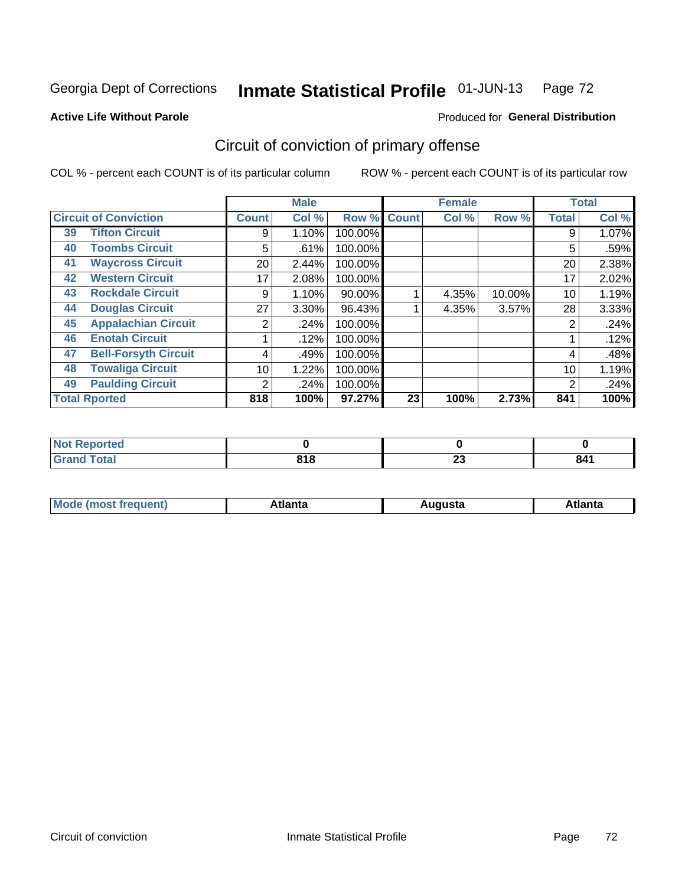Georgia Dept of Corrections **Inmate Statistical Profile** 01-JUN-13

**Active Life Without Parole**

Produced for **General Distribution**

## Circuit of conviction of primary offense

COL % - percent each COUNT is of its particular column    ROW % - percent each COUNT is of its particular row

| Circuit of Conviction | | Male | | | Female | | | Total | |
|---|---|---|---|---|---|---|---|---|---|
| | | Count | Col % | Row % | Count | Col % | Row % | Total | Col % |
| 39 | Tifton Circuit | 9 | 1.10% | 100.00% | | | | 9 | 1.07% |
| 40 | Toombs Circuit | 5 | .61% | 100.00% | | | | 5 | .59% |
| 41 | Waycross Circuit | 20 | 2.44% | 100.00% | | | | 20 | 2.38% |
| 42 | Western Circuit | 17 | 2.08% | 100.00% | | | | 17 | 2.02% |
| 43 | Rockdale Circuit | 9 | 1.10% | 90.00% | 1 | 4.35% | 10.00% | 10 | 1.19% |
| 44 | Douglas Circuit | 27 | 3.30% | 96.43% | 1 | 4.35% | 3.57% | 28 | 3.33% |
| 45 | Appalachian Circuit | 2 | .24% | 100.00% | | | | 2 | .24% |
| 46 | Enotah Circuit | 1 | .12% | 100.00% | | | | 1 | .12% |
| 47 | Bell-Forsyth Circuit | 4 | .49% | 100.00% | | | | 4 | .48% |
| 48 | Towaliga Circuit | 10 | 1.22% | 100.00% | | | | 10 | 1.19% |
| 49 | Paulding Circuit | 2 | .24% | 100.00% | | | | 2 | .24% |
| **Total Rported** | | **818** | **100%** | **97.27%** | **23** | **100%** | **2.73%** | **841** | **100%** |

| | Male | Female | Total |
|---|---|---|---|
| Not Reported | 0 | 0 | 0 |
| Grand Total | 818 | 23 | 841 |

| | Male | Female | Total |
|---|---|---|---|
| Mode (most frequent) | Atlanta | Augusta | Atlanta |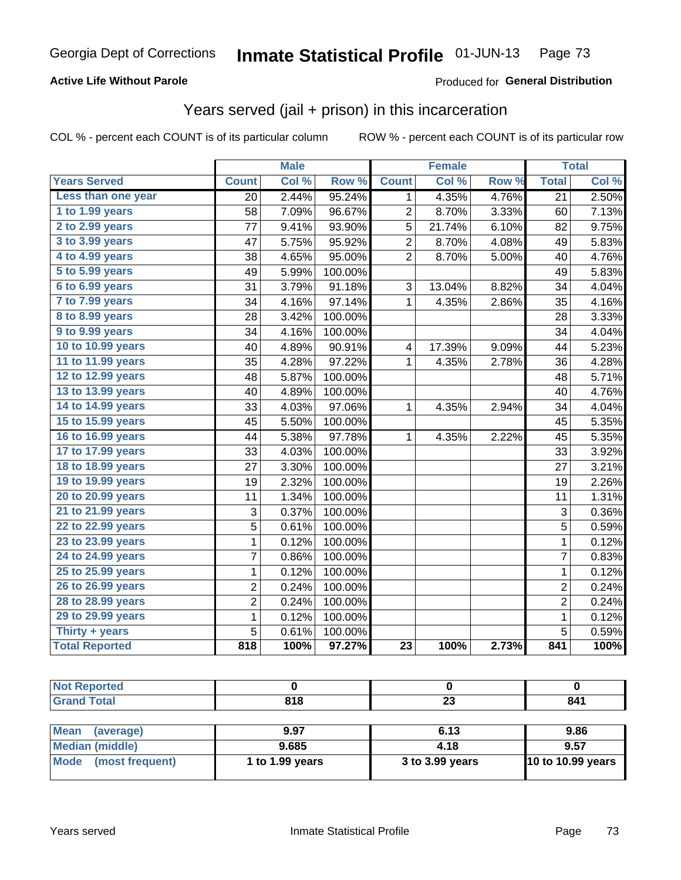Georgia Dept of Corrections **Inmate Statistical Profile** 01-JUN-13

**Active Life Without Parole**

Produced for **General Distribution**

## Years served (jail + prison) in this incarceration

COL % - percent each COUNT is of its particular column

ROW % - percent each COUNT is of its particular row

| | Male | | | Female | | | Total | |
|---|---|---|---|---|---|---|---|---|
| **Years Served** | **Count** | **Col %** | **Row %** | **Count** | **Col %** | **Row %** | **Total** | **Col %** |
| Less than one year | 20 | 2.44% | 95.24% | 1 | 4.35% | 4.76% | 21 | 2.50% |
| 1 to 1.99 years | 58 | 7.09% | 96.67% | 2 | 8.70% | 3.33% | 60 | 7.13% |
| 2 to 2.99 years | 77 | 9.41% | 93.90% | 5 | 21.74% | 6.10% | 82 | 9.75% |
| 3 to 3.99 years | 47 | 5.75% | 95.92% | 2 | 8.70% | 4.08% | 49 | 5.83% |
| 4 to 4.99 years | 38 | 4.65% | 95.00% | 2 | 8.70% | 5.00% | 40 | 4.76% |
| 5 to 5.99 years | 49 | 5.99% | 100.00% | | | | 49 | 5.83% |
| 6 to 6.99 years | 31 | 3.79% | 91.18% | 3 | 13.04% | 8.82% | 34 | 4.04% |
| 7 to 7.99 years | 34 | 4.16% | 97.14% | 1 | 4.35% | 2.86% | 35 | 4.16% |
| 8 to 8.99 years | 28 | 3.42% | 100.00% | | | | 28 | 3.33% |
| 9 to 9.99 years | 34 | 4.16% | 100.00% | | | | 34 | 4.04% |
| 10 to 10.99 years | 40 | 4.89% | 90.91% | 4 | 17.39% | 9.09% | 44 | 5.23% |
| 11 to 11.99 years | 35 | 4.28% | 97.22% | 1 | 4.35% | 2.78% | 36 | 4.28% |
| 12 to 12.99 years | 48 | 5.87% | 100.00% | | | | 48 | 5.71% |
| 13 to 13.99 years | 40 | 4.89% | 100.00% | | | | 40 | 4.76% |
| 14 to 14.99 years | 33 | 4.03% | 97.06% | 1 | 4.35% | 2.94% | 34 | 4.04% |
| 15 to 15.99 years | 45 | 5.50% | 100.00% | | | | 45 | 5.35% |
| 16 to 16.99 years | 44 | 5.38% | 97.78% | 1 | 4.35% | 2.22% | 45 | 5.35% |
| 17 to 17.99 years | 33 | 4.03% | 100.00% | | | | 33 | 3.92% |
| 18 to 18.99 years | 27 | 3.30% | 100.00% | | | | 27 | 3.21% |
| 19 to 19.99 years | 19 | 2.32% | 100.00% | | | | 19 | 2.26% |
| 20 to 20.99 years | 11 | 1.34% | 100.00% | | | | 11 | 1.31% |
| 21 to 21.99 years | 3 | 0.37% | 100.00% | | | | 3 | 0.36% |
| 22 to 22.99 years | 5 | 0.61% | 100.00% | | | | 5 | 0.59% |
| 23 to 23.99 years | 1 | 0.12% | 100.00% | | | | 1 | 0.12% |
| 24 to 24.99 years | 7 | 0.86% | 100.00% | | | | 7 | 0.83% |
| 25 to 25.99 years | 1 | 0.12% | 100.00% | | | | 1 | 0.12% |
| 26 to 26.99 years | 2 | 0.24% | 100.00% | | | | 2 | 0.24% |
| 28 to 28.99 years | 2 | 0.24% | 100.00% | | | | 2 | 0.24% |
| 29 to 29.99 years | 1 | 0.12% | 100.00% | | | | 1 | 0.12% |
| Thirty + years | 5 | 0.61% | 100.00% | | | | 5 | 0.59% |
| **Total Reported** | **818** | **100%** | **97.27%** | **23** | **100%** | **2.73%** | **841** | **100%** |

| | Male | Female | Total |
|---|---|---|---|
| **Not Reported** | **0** | **0** | **0** |
| **Grand Total** | **818** | **23** | **841** |

| | Male | Female | Total |
|---|---|---|---|
| **Mean (average)** | **9.97** | **6.13** | **9.86** |
| **Median (middle)** | **9.685** | **4.18** | **9.57** |
| **Mode (most frequent)** | **1 to 1.99 years** | **3 to 3.99 years** | **10 to 10.99 years** |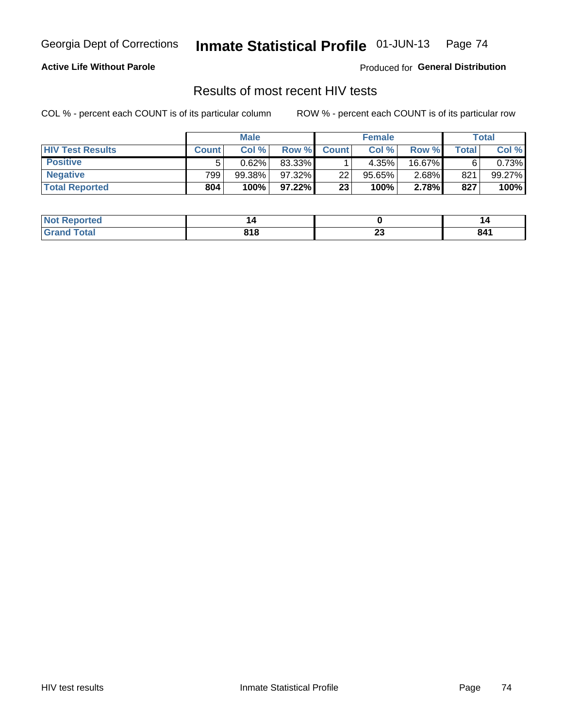**Active Life Without Parole**

Produced for **General Distribution**

## Results of most recent HIV tests

COL % - percent each COUNT is of its particular column    ROW % - percent each COUNT is of its particular row

| | Male | | | Female | | | Total | |
|---|---|---|---|---|---|---|---|---|
| **HIV Test Results** | **Count** | **Col %** | **Row %** | **Count** | **Col %** | **Row %** | **Total** | **Col %** |
| **Positive** | 5 | 0.62% | 83.33% | 1 | 4.35% | 16.67% | 6 | 0.73% |
| **Negative** | 799 | 99.38% | 97.32% | 22 | 95.65% | 2.68% | 821 | 99.27% |
| **Total Reported** | **804** | **100%** | **97.22%** | **23** | **100%** | **2.78%** | **827** | **100%** |

| | Male | Female | Total |
|---|---|---|---|
| **Not Reported** | **14** | **0** | **14** |
| **Grand Total** | **818** | **23** | **841** |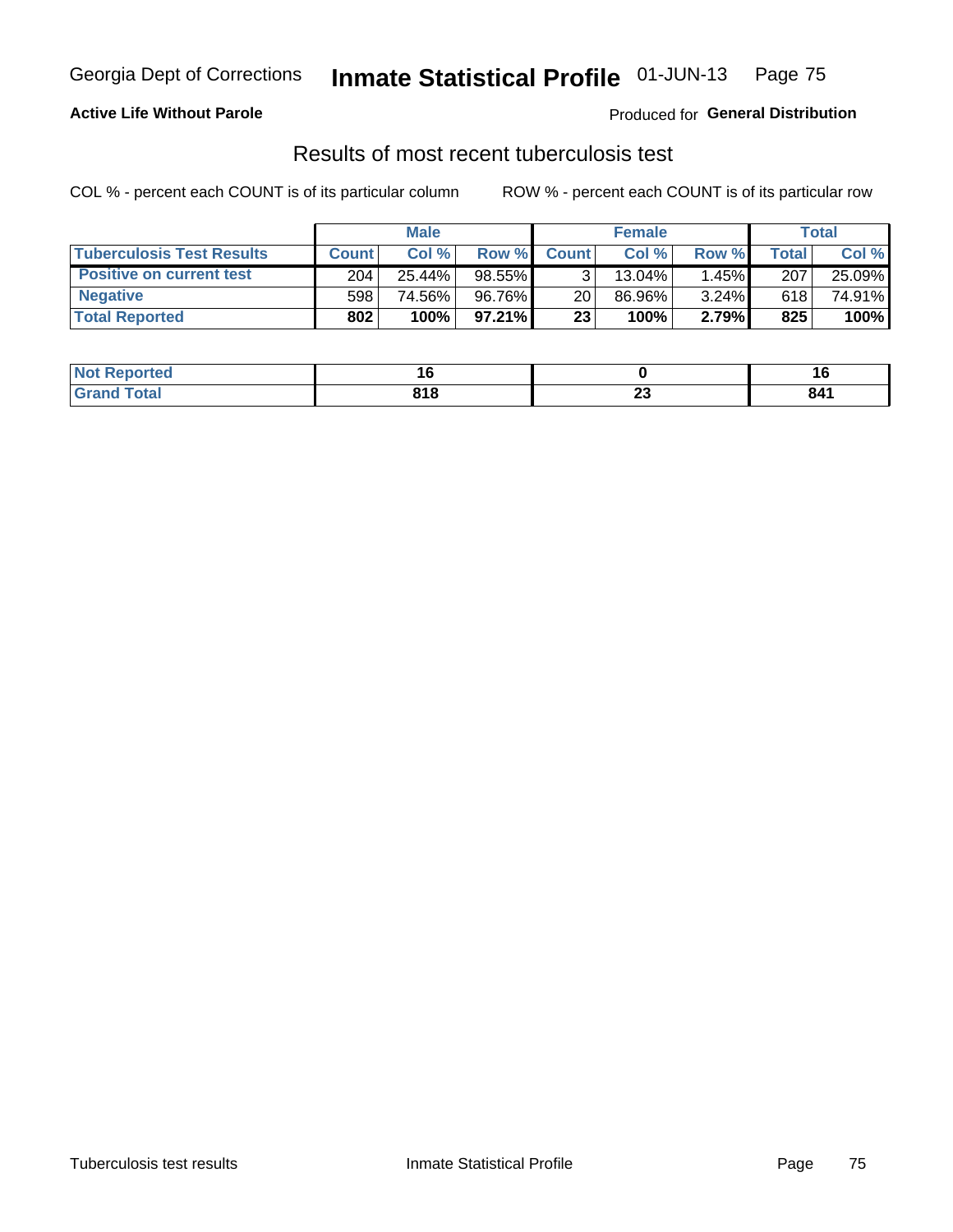Georgia Dept of Corrections **Inmate Statistical Profile** 01-JUN-13

**Active Life Without Parole**

Produced for **General Distribution**

## Results of most recent tuberculosis test

COL % - percent each COUNT is of its particular column    ROW % - percent each COUNT is of its particular row

| | Male | | | Female | | | Total | |
|---|---|---|---|---|---|---|---|---|
| **Tuberculosis Test Results** | **Count** | **Col %** | **Row %** | **Count** | **Col %** | **Row %** | **Total** | **Col %** |
| **Positive on current test** | 204 | 25.44% | 98.55% | 3 | 13.04% | 1.45% | 207 | 25.09% |
| **Negative** | 598 | 74.56% | 96.76% | 20 | 86.96% | 3.24% | 618 | 74.91% |
| **Total Reported** | **802** | **100%** | **97.21%** | **23** | **100%** | **2.79%** | **825** | **100%** |

| | Male | Female | Total |
|---|---|---|---|
| **Not Reported** | **16** | **0** | **16** |
| **Grand Total** | **818** | **23** | **841** |

Tuberculosis test results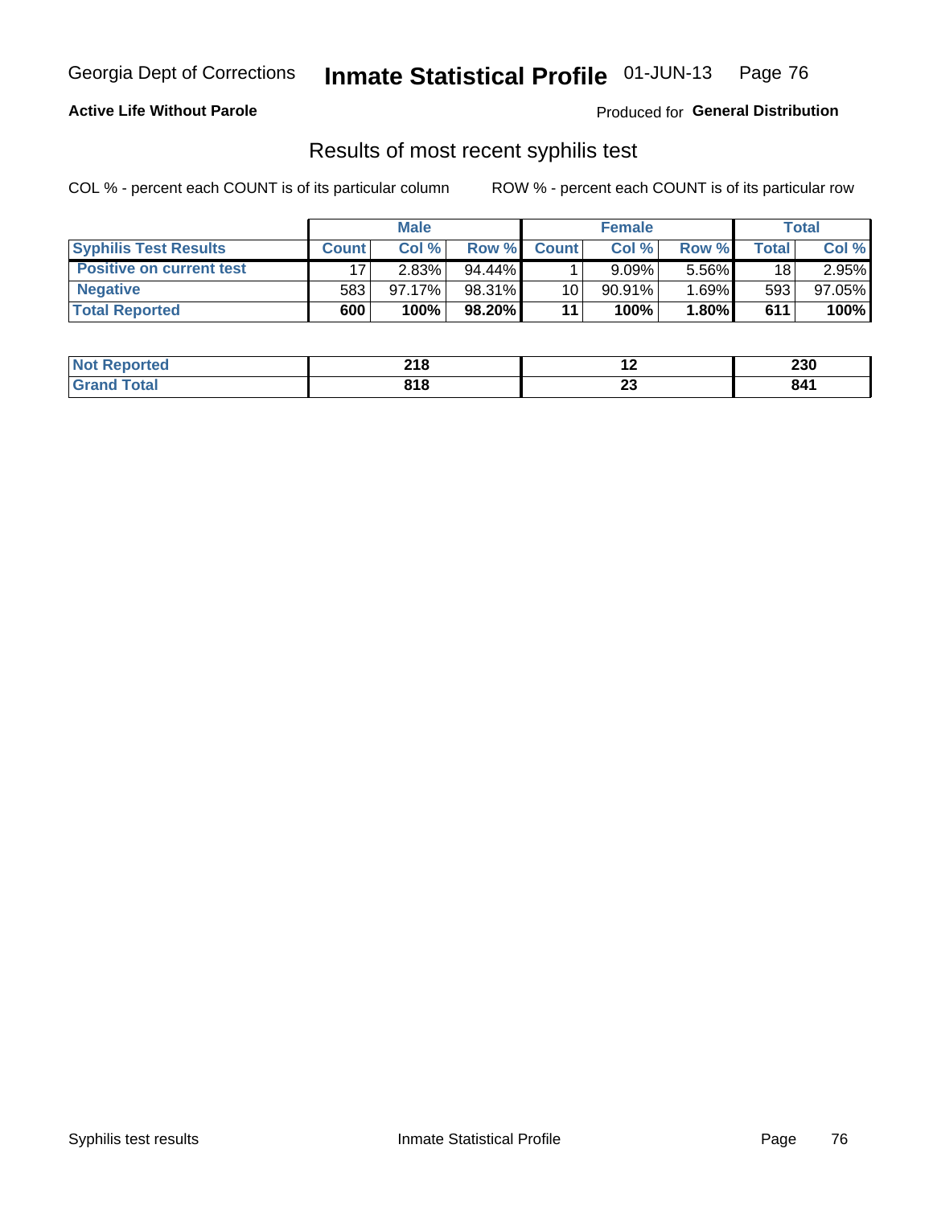Georgia Dept of Corrections **Inmate Statistical Profile** 01-JUN-13

**Active Life Without Parole**

Produced for **General Distribution**

## Results of most recent syphilis test

COL % - percent each COUNT is of its particular column ROW % - percent each COUNT is of its particular row

| | Male | | | Female | | | Total | |
|---|---|---|---|---|---|---|---|---|
| **Syphilis Test Results** | **Count** | **Col %** | **Row %** | **Count** | **Col %** | **Row %** | **Total** | **Col %** |
| **Positive on current test** | 17 | 2.83% | 94.44% | 1 | 9.09% | 5.56% | 18 | 2.95% |
| **Negative** | 583 | 97.17% | 98.31% | 10 | 90.91% | 1.69% | 593 | 97.05% |
| **Total Reported** | **600** | **100%** | **98.20%** | **11** | **100%** | **1.80%** | **611** | **100%** |

| | Male | Female | Total |
|---|---|---|---|
| **Not Reported** | **218** | **12** | **230** |
| **Grand Total** | **818** | **23** | **841** |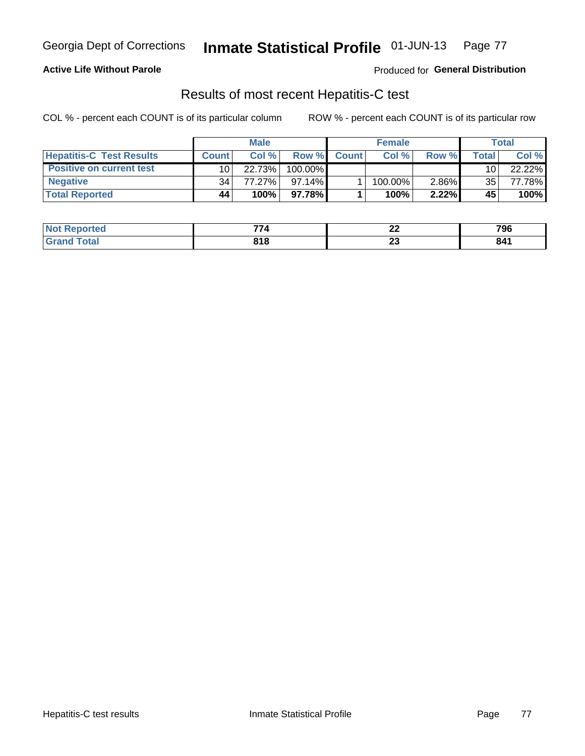Georgia Dept of Corrections **Inmate Statistical Profile** 01-JUN-13

**Active Life Without Parole**

Produced for **General Distribution**

## Results of most recent Hepatitis-C test

COL % - percent each COUNT is of its particular column ROW % - percent each COUNT is of its particular row

| | Male | | | Female | | | Total | |
|---|---|---|---|---|---|---|---|---|
| **Hepatitis-C Test Results** | **Count** | **Col %** | **Row %** | **Count** | **Col %** | **Row %** | **Total** | **Col %** |
| **Positive on current test** | 10 | 22.73% | 100.00% | | | | 10 | 22.22% |
| **Negative** | 34 | 77.27% | 97.14% | 1 | 100.00% | 2.86% | 35 | 77.78% |
| **Total Reported** | **44** | **100%** | **97.78%** | **1** | **100%** | **2.22%** | **45** | **100%** |

| | Male | Female | Total |
|---|---|---|---|
| **Not Reported** | **774** | **22** | **796** |
| **Grand Total** | **818** | **23** | **841** |

Hepatitis-C test results Inmate Statistical Profile